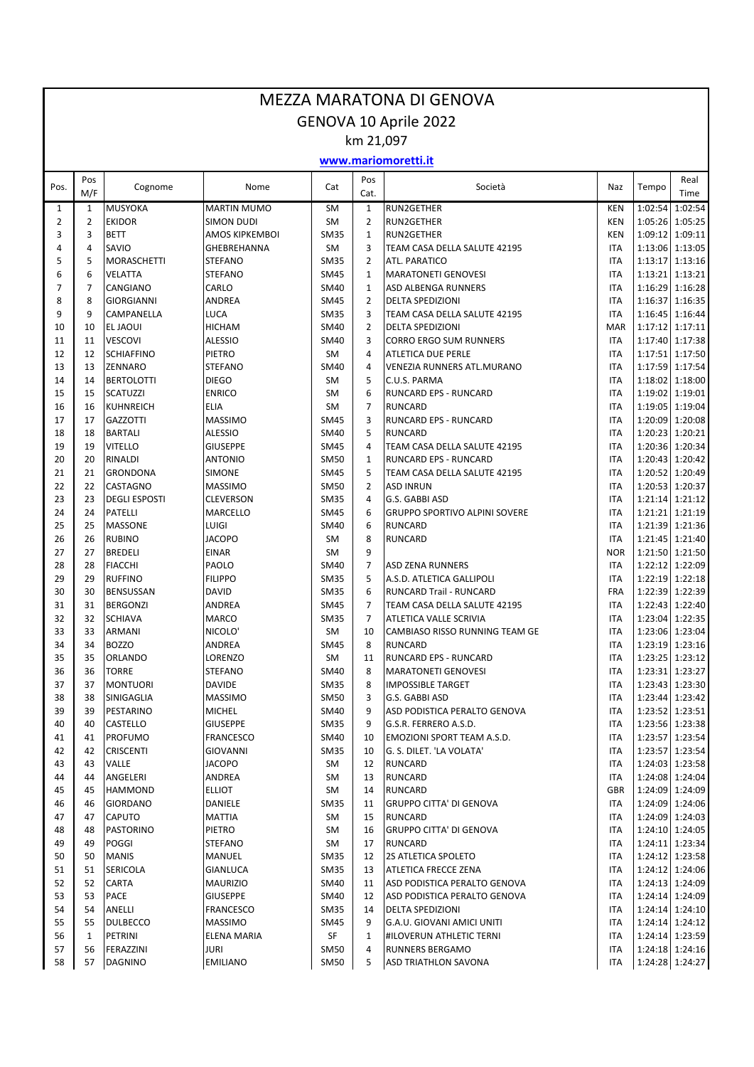# MEZZA MARATONA DI GENOVA

## GENOVA 10 Aprile 2022

km 21,097

**www.mariomoretti.it**

| Pos. | Pos M/F | Cognome | Nome | Cat | Pos Cat. | Società | Naz | Tempo | Real Time |
|---|---|---|---|---|---|---|---|---|---|
| 1 | 1 | MUSYOKA | MARTIN MUMO | SM | 1 | RUN2GETHER | KEN | 1:02:54 | 1:02:54 |
| 2 | 2 | EKIDOR | SIMON DUDI | SM | 2 | RUN2GETHER | KEN | 1:05:26 | 1:05:25 |
| 3 | 3 | BETT | AMOS KIPKEMBOI | SM35 | 1 | RUN2GETHER | KEN | 1:09:12 | 1:09:11 |
| 4 | 4 | SAVIO | GHEBREHANNA | SM | 3 | TEAM CASA DELLA SALUTE 42195 | ITA | 1:13:06 | 1:13:05 |
| 5 | 5 | MORASCHETTI | STEFANO | SM35 | 2 | ATL. PARATICO | ITA | 1:13:17 | 1:13:16 |
| 6 | 6 | VELATTA | STEFANO | SM45 | 1 | MARATONETI GENOVESI | ITA | 1:13:21 | 1:13:21 |
| 7 | 7 | CANGIANO | CARLO | SM40 | 1 | ASD ALBENGA RUNNERS | ITA | 1:16:29 | 1:16:28 |
| 8 | 8 | GIORGIANNI | ANDREA | SM45 | 2 | DELTA SPEDIZIONI | ITA | 1:16:37 | 1:16:35 |
| 9 | 9 | CAMPANELLA | LUCA | SM35 | 3 | TEAM CASA DELLA SALUTE 42195 | ITA | 1:16:45 | 1:16:44 |
| 10 | 10 | EL JAOUI | HICHAM | SM40 | 2 | DELTA SPEDIZIONI | MAR | 1:17:12 | 1:17:11 |
| 11 | 11 | VESCOVI | ALESSIO | SM40 | 3 | CORRO ERGO SUM RUNNERS | ITA | 1:17:40 | 1:17:38 |
| 12 | 12 | SCHIAFFINO | PIETRO | SM | 4 | ATLETICA DUE PERLE | ITA | 1:17:51 | 1:17:50 |
| 13 | 13 | ZENNARO | STEFANO | SM40 | 4 | VENEZIA RUNNERS ATL.MURANO | ITA | 1:17:59 | 1:17:54 |
| 14 | 14 | BERTOLOTTI | DIEGO | SM | 5 | C.U.S. PARMA | ITA | 1:18:02 | 1:18:00 |
| 15 | 15 | SCATUZZI | ENRICO | SM | 6 | RUNCARD EPS - RUNCARD | ITA | 1:19:02 | 1:19:01 |
| 16 | 16 | KUHNREICH | ELIA | SM | 7 | RUNCARD | ITA | 1:19:05 | 1:19:04 |
| 17 | 17 | GAZZOTTI | MASSIMO | SM45 | 3 | RUNCARD EPS - RUNCARD | ITA | 1:20:09 | 1:20:08 |
| 18 | 18 | BARTALI | ALESSIO | SM40 | 5 | RUNCARD | ITA | 1:20:23 | 1:20:21 |
| 19 | 19 | VITELLO | GIUSEPPE | SM45 | 4 | TEAM CASA DELLA SALUTE 42195 | ITA | 1:20:36 | 1:20:34 |
| 20 | 20 | RINALDI | ANTONIO | SM50 | 1 | RUNCARD EPS - RUNCARD | ITA | 1:20:43 | 1:20:42 |
| 21 | 21 | GRONDONA | SIMONE | SM45 | 5 | TEAM CASA DELLA SALUTE 42195 | ITA | 1:20:52 | 1:20:49 |
| 22 | 22 | CASTAGNO | MASSIMO | SM50 | 2 | ASD INRUN | ITA | 1:20:53 | 1:20:37 |
| 23 | 23 | DEGLI ESPOSTI | CLEVERSON | SM35 | 4 | G.S. GABBI ASD | ITA | 1:21:14 | 1:21:12 |
| 24 | 24 | PATELLI | MARCELLO | SM45 | 6 | GRUPPO SPORTIVO ALPINI SOVERE | ITA | 1:21:21 | 1:21:19 |
| 25 | 25 | MASSONE | LUIGI | SM40 | 6 | RUNCARD | ITA | 1:21:39 | 1:21:36 |
| 26 | 26 | RUBINO | JACOPO | SM | 8 | RUNCARD | ITA | 1:21:45 | 1:21:40 |
| 27 | 27 | BREDELI | EINAR | SM | 9 | | NOR | 1:21:50 | 1:21:50 |
| 28 | 28 | FIACCHI | PAOLO | SM40 | 7 | ASD ZENA RUNNERS | ITA | 1:22:12 | 1:22:09 |
| 29 | 29 | RUFFINO | FILIPPO | SM35 | 5 | A.S.D. ATLETICA GALLIPOLI | ITA | 1:22:19 | 1:22:18 |
| 30 | 30 | BENSUSSAN | DAVID | SM35 | 6 | RUNCARD Trail - RUNCARD | FRA | 1:22:39 | 1:22:39 |
| 31 | 31 | BERGONZI | ANDREA | SM45 | 7 | TEAM CASA DELLA SALUTE 42195 | ITA | 1:22:43 | 1:22:40 |
| 32 | 32 | SCHIAVA | MARCO | SM35 | 7 | ATLETICA VALLE SCRIVIA | ITA | 1:23:04 | 1:22:35 |
| 33 | 33 | ARMANI | NICOLO' | SM | 10 | CAMBIASO RISSO RUNNING TEAM GE | ITA | 1:23:06 | 1:23:04 |
| 34 | 34 | BOZZO | ANDREA | SM45 | 8 | RUNCARD | ITA | 1:23:19 | 1:23:16 |
| 35 | 35 | ORLANDO | LORENZO | SM | 11 | RUNCARD EPS - RUNCARD | ITA | 1:23:25 | 1:23:12 |
| 36 | 36 | TORRE | STEFANO | SM40 | 8 | MARATONETI GENOVESI | ITA | 1:23:31 | 1:23:27 |
| 37 | 37 | MONTUORI | DAVIDE | SM35 | 8 | IMPOSSIBLE TARGET | ITA | 1:23:43 | 1:23:30 |
| 38 | 38 | SINIGAGLIA | MASSIMO | SM50 | 3 | G.S. GABBI ASD | ITA | 1:23:44 | 1:23:42 |
| 39 | 39 | PESTARINO | MICHEL | SM40 | 9 | ASD PODISTICA PERALTO GENOVA | ITA | 1:23:52 | 1:23:51 |
| 40 | 40 | CASTELLO | GIUSEPPE | SM35 | 9 | G.S.R. FERRERO A.S.D. | ITA | 1:23:56 | 1:23:38 |
| 41 | 41 | PROFUMO | FRANCESCO | SM40 | 10 | EMOZIONI SPORT TEAM A.S.D. | ITA | 1:23:57 | 1:23:54 |
| 42 | 42 | CRISCENTI | GIOVANNI | SM35 | 10 | G. S. DILET. 'LA VOLATA' | ITA | 1:23:57 | 1:23:54 |
| 43 | 43 | VALLE | JACOPO | SM | 12 | RUNCARD | ITA | 1:24:03 | 1:23:58 |
| 44 | 44 | ANGELERI | ANDREA | SM | 13 | RUNCARD | ITA | 1:24:08 | 1:24:04 |
| 45 | 45 | HAMMOND | ELLIOT | SM | 14 | RUNCARD | GBR | 1:24:09 | 1:24:09 |
| 46 | 46 | GIORDANO | DANIELE | SM35 | 11 | GRUPPO CITTA' DI GENOVA | ITA | 1:24:09 | 1:24:06 |
| 47 | 47 | CAPUTO | MATTIA | SM | 15 | RUNCARD | ITA | 1:24:09 | 1:24:03 |
| 48 | 48 | PASTORINO | PIETRO | SM | 16 | GRUPPO CITTA' DI GENOVA | ITA | 1:24:10 | 1:24:05 |
| 49 | 49 | POGGI | STEFANO | SM | 17 | RUNCARD | ITA | 1:24:11 | 1:23:34 |
| 50 | 50 | MANIS | MANUEL | SM35 | 12 | 2S ATLETICA SPOLETO | ITA | 1:24:12 | 1:23:58 |
| 51 | 51 | SERICOLA | GIANLUCA | SM35 | 13 | ATLETICA FRECCE ZENA | ITA | 1:24:12 | 1:24:06 |
| 52 | 52 | CARTA | MAURIZIO | SM40 | 11 | ASD PODISTICA PERALTO GENOVA | ITA | 1:24:13 | 1:24:09 |
| 53 | 53 | PACE | GIUSEPPE | SM40 | 12 | ASD PODISTICA PERALTO GENOVA | ITA | 1:24:14 | 1:24:09 |
| 54 | 54 | ANELLI | FRANCESCO | SM35 | 14 | DELTA SPEDIZIONI | ITA | 1:24:14 | 1:24:10 |
| 55 | 55 | DULBECCO | MASSIMO | SM45 | 9 | G.A.U. GIOVANI AMICI UNITI | ITA | 1:24:14 | 1:24:12 |
| 56 | 1 | PETRINI | ELENA MARIA | SF | 1 | #ILOVERUN ATHLETIC TERNI | ITA | 1:24:14 | 1:23:59 |
| 57 | 56 | FERAZZINI | JURI | SM50 | 4 | RUNNERS BERGAMO | ITA | 1:24:18 | 1:24:16 |
| 58 | 57 | DAGNINO | EMILIANO | SM50 | 5 | ASD TRIATHLON SAVONA | ITA | 1:24:28 | 1:24:27 |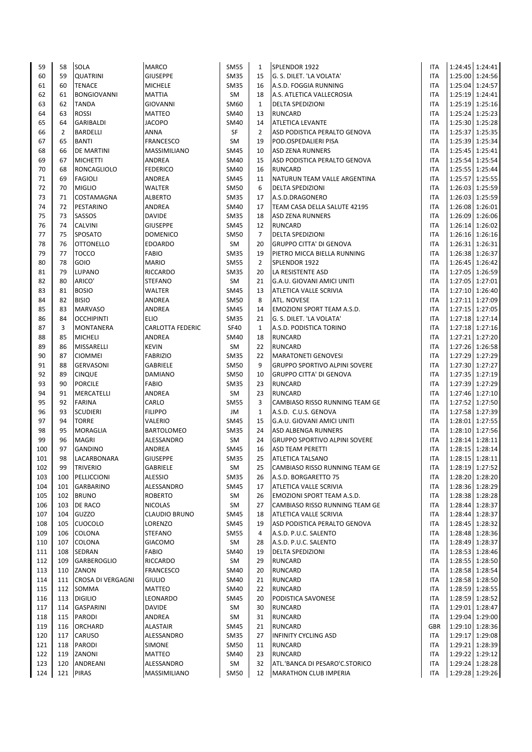| | | | | | | | | | |
|---|---|---|---|---|---|---|---|---|---|
| 59 | 58 | SOLA | MARCO | SM55 | 1 | SPLENDOR 1922 | ITA | 1:24:45 | 1:24:41 |
| 60 | 59 | QUATRINI | GIUSEPPE | SM35 | 15 | G. S. DILET. 'LA VOLATA' | ITA | 1:25:00 | 1:24:56 |
| 61 | 60 | TENACE | MICHELE | SM35 | 16 | A.S.D. FOGGIA RUNNING | ITA | 1:25:04 | 1:24:57 |
| 62 | 61 | BONGIOVANNI | MATTIA | SM | 18 | A.S. ATLETICA VALLECROSIA | ITA | 1:25:19 | 1:24:41 |
| 63 | 62 | TANDA | GIOVANNI | SM60 | 1 | DELTA SPEDIZIONI | ITA | 1:25:19 | 1:25:16 |
| 64 | 63 | ROSSI | MATTEO | SM40 | 13 | RUNCARD | ITA | 1:25:24 | 1:25:23 |
| 65 | 64 | GARIBALDI | JACOPO | SM40 | 14 | ATLETICA LEVANTE | ITA | 1:25:30 | 1:25:28 |
| 66 | 2 | BARDELLI | ANNA | SF | 2 | ASD PODISTICA PERALTO GENOVA | ITA | 1:25:37 | 1:25:35 |
| 67 | 65 | BANTI | FRANCESCO | SM | 19 | POD.OSPEDALIERI PISA | ITA | 1:25:39 | 1:25:34 |
| 68 | 66 | DE MARTINI | MASSIMILIANO | SM45 | 10 | ASD ZENA RUNNERS | ITA | 1:25:45 | 1:25:41 |
| 69 | 67 | MICHETTI | ANDREA | SM40 | 15 | ASD PODISTICA PERALTO GENOVA | ITA | 1:25:54 | 1:25:54 |
| 70 | 68 | RONCAGLIOLO | FEDERICO | SM40 | 16 | RUNCARD | ITA | 1:25:55 | 1:25:44 |
| 71 | 69 | FAGIOLI | ANDREA | SM45 | 11 | NATURUN TEAM VALLE ARGENTINA | ITA | 1:25:57 | 1:25:55 |
| 72 | 70 | MIGLIO | WALTER | SM50 | 6 | DELTA SPEDIZIONI | ITA | 1:26:03 | 1:25:59 |
| 73 | 71 | COSTAMAGNA | ALBERTO | SM35 | 17 | A.S.D.DRAGONERO | ITA | 1:26:03 | 1:25:59 |
| 74 | 72 | PESTARINO | ANDREA | SM40 | 17 | TEAM CASA DELLA SALUTE 42195 | ITA | 1:26:08 | 1:26:01 |
| 75 | 73 | SASSOS | DAVIDE | SM35 | 18 | ASD ZENA RUNNERS | ITA | 1:26:09 | 1:26:06 |
| 76 | 74 | CALVINI | GIUSEPPE | SM45 | 12 | RUNCARD | ITA | 1:26:14 | 1:26:02 |
| 77 | 75 | SPOSATO | DOMENICO | SM50 | 7 | DELTA SPEDIZIONI | ITA | 1:26:16 | 1:26:16 |
| 78 | 76 | OTTONELLO | EDOARDO | SM | 20 | GRUPPO CITTA' DI GENOVA | ITA | 1:26:31 | 1:26:31 |
| 79 | 77 | TOCCO | FABIO | SM35 | 19 | PIETRO MICCA BIELLA RUNNING | ITA | 1:26:38 | 1:26:37 |
| 80 | 78 | GOIO | MARIO | SM55 | 2 | SPLENDOR 1922 | ITA | 1:26:45 | 1:26:42 |
| 81 | 79 | LUPANO | RICCARDO | SM35 | 20 | LA RESISTENTE ASD | ITA | 1:27:05 | 1:26:59 |
| 82 | 80 | ARICO' | STEFANO | SM | 21 | G.A.U. GIOVANI AMICI UNITI | ITA | 1:27:05 | 1:27:01 |
| 83 | 81 | BOSIO | WALTER | SM45 | 13 | ATLETICA VALLE SCRIVIA | ITA | 1:27:10 | 1:26:40 |
| 84 | 82 | BISIO | ANDREA | SM50 | 8 | ATL. NOVESE | ITA | 1:27:11 | 1:27:09 |
| 85 | 83 | MARVASO | ANDREA | SM45 | 14 | EMOZIONI SPORT TEAM A.S.D. | ITA | 1:27:15 | 1:27:05 |
| 86 | 84 | OCCHIPINTI | ELIO | SM35 | 21 | G. S. DILET. 'LA VOLATA' | ITA | 1:27:18 | 1:27:14 |
| 87 | 3 | MONTANERA | CARLOTTA FEDERIC | SF40 | 1 | A.S.D. PODISTICA TORINO | ITA | 1:27:18 | 1:27:16 |
| 88 | 85 | MICHELI | ANDREA | SM40 | 18 | RUNCARD | ITA | 1:27:21 | 1:27:20 |
| 89 | 86 | MISSARELLI | KEVIN | SM | 22 | RUNCARD | ITA | 1:27:26 | 1:26:58 |
| 90 | 87 | CIOMMEI | FABRIZIO | SM35 | 22 | MARATONETI GENOVESI | ITA | 1:27:29 | 1:27:29 |
| 91 | 88 | GERVASONI | GABRIELE | SM50 | 9 | GRUPPO SPORTIVO ALPINI SOVERE | ITA | 1:27:30 | 1:27:27 |
| 92 | 89 | CINQUE | DAMIANO | SM50 | 10 | GRUPPO CITTA' DI GENOVA | ITA | 1:27:35 | 1:27:19 |
| 93 | 90 | PORCILE | FABIO | SM35 | 23 | RUNCARD | ITA | 1:27:39 | 1:27:29 |
| 94 | 91 | MERCATELLI | ANDREA | SM | 23 | RUNCARD | ITA | 1:27:46 | 1:27:10 |
| 95 | 92 | FARINA | CARLO | SM55 | 3 | CAMBIASO RISSO RUNNING TEAM GE | ITA | 1:27:52 | 1:27:50 |
| 96 | 93 | SCUDIERI | FILIPPO | JM | 1 | A.S.D. C.U.S. GENOVA | ITA | 1:27:58 | 1:27:39 |
| 97 | 94 | TORRE | VALERIO | SM45 | 15 | G.A.U. GIOVANI AMICI UNITI | ITA | 1:28:01 | 1:27:55 |
| 98 | 95 | MORAGLIA | BARTOLOMEO | SM35 | 24 | ASD ALBENGA RUNNERS | ITA | 1:28:10 | 1:27:56 |
| 99 | 96 | MAGRI | ALESSANDRO | SM | 24 | GRUPPO SPORTIVO ALPINI SOVERE | ITA | 1:28:14 | 1:28:11 |
| 100 | 97 | GANDINO | ANDREA | SM45 | 16 | ASD TEAM PERETTI | ITA | 1:28:15 | 1:28:14 |
| 101 | 98 | LACARBONARA | GIUSEPPE | SM35 | 25 | ATLETICA TALSANO | ITA | 1:28:15 | 1:28:11 |
| 102 | 99 | TRIVERIO | GABRIELE | SM | 25 | CAMBIASO RISSO RUNNING TEAM GE | ITA | 1:28:19 | 1:27:52 |
| 103 | 100 | PELLICCIONI | ALESSIO | SM35 | 26 | A.S.D. BORGARETTO 75 | ITA | 1:28:20 | 1:28:20 |
| 104 | 101 | GARBARINO | ALESSANDRO | SM45 | 17 | ATLETICA VALLE SCRIVIA | ITA | 1:28:36 | 1:28:29 |
| 105 | 102 | BRUNO | ROBERTO | SM | 26 | EMOZIONI SPORT TEAM A.S.D. | ITA | 1:28:38 | 1:28:28 |
| 106 | 103 | DE RACO | NICOLAS | SM | 27 | CAMBIASO RISSO RUNNING TEAM GE | ITA | 1:28:44 | 1:28:37 |
| 107 | 104 | GUZZO | CLAUDIO BRUNO | SM45 | 18 | ATLETICA VALLE SCRIVIA | ITA | 1:28:44 | 1:28:37 |
| 108 | 105 | CUOCOLO | LORENZO | SM45 | 19 | ASD PODISTICA PERALTO GENOVA | ITA | 1:28:45 | 1:28:32 |
| 109 | 106 | COLONA | STEFANO | SM55 | 4 | A.S.D. P.U.C. SALENTO | ITA | 1:28:48 | 1:28:36 |
| 110 | 107 | COLONA | GIACOMO | SM | 28 | A.S.D. P.U.C. SALENTO | ITA | 1:28:49 | 1:28:37 |
| 111 | 108 | SEDRAN | FABIO | SM40 | 19 | DELTA SPEDIZIONI | ITA | 1:28:53 | 1:28:46 |
| 112 | 109 | GARBEROGLIO | RICCARDO | SM | 29 | RUNCARD | ITA | 1:28:55 | 1:28:50 |
| 113 | 110 | ZANON | FRANCESCO | SM40 | 20 | RUNCARD | ITA | 1:28:58 | 1:28:54 |
| 114 | 111 | CROSA DI VERGAGNI | GIULIO | SM40 | 21 | RUNCARD | ITA | 1:28:58 | 1:28:50 |
| 115 | 112 | SOMMA | MATTEO | SM40 | 22 | RUNCARD | ITA | 1:28:59 | 1:28:55 |
| 116 | 113 | DIGILIO | LEONARDO | SM45 | 20 | PODISTICA SAVONESE | ITA | 1:28:59 | 1:28:52 |
| 117 | 114 | GASPARINI | DAVIDE | SM | 30 | RUNCARD | ITA | 1:29:01 | 1:28:47 |
| 118 | 115 | PARODI | ANDREA | SM | 31 | RUNCARD | ITA | 1:29:04 | 1:29:00 |
| 119 | 116 | ORCHARD | ALASTAIR | SM45 | 21 | RUNCARD | GBR | 1:29:10 | 1:28:36 |
| 120 | 117 | CARUSO | ALESSANDRO | SM35 | 27 | INFINITY CYCLING ASD | ITA | 1:29:17 | 1:29:08 |
| 121 | 118 | PARODI | SIMONE | SM50 | 11 | RUNCARD | ITA | 1:29:21 | 1:28:39 |
| 122 | 119 | ZANONI | MATTEO | SM40 | 23 | RUNCARD | ITA | 1:29:22 | 1:29:12 |
| 123 | 120 | ANDREANI | ALESSANDRO | SM | 32 | ATL.'BANCA DI PESARO'C.STORICO | ITA | 1:29:24 | 1:28:28 |
| 124 | 121 | PIRAS | MASSIMILIANO | SM50 | 12 | MARATHON CLUB IMPERIA | ITA | 1:29:28 | 1:29:26 |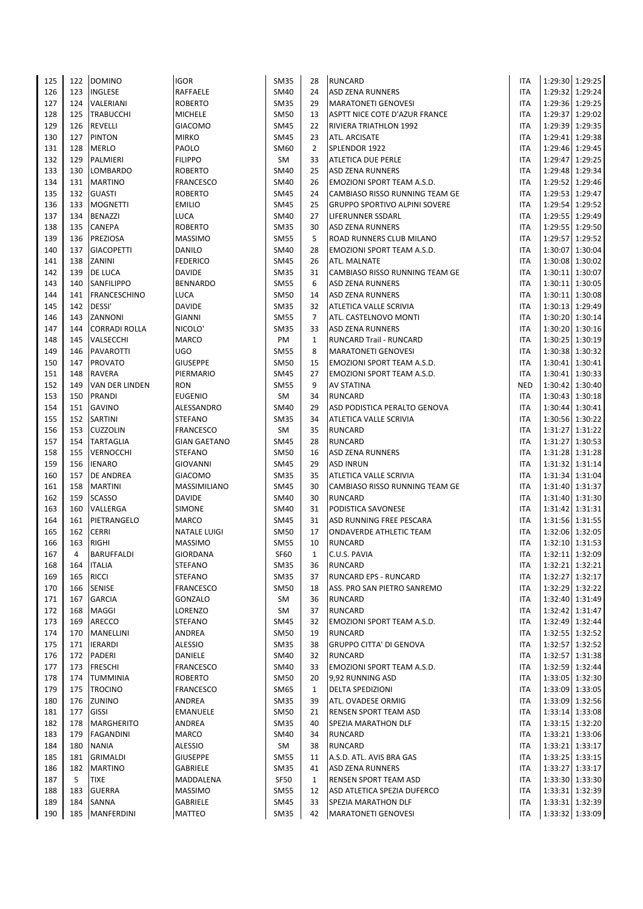| | | | | | | | | | |
|---|---|---|---|---|---|---|---|---|---|
| 125 | 122 | DOMINO | IGOR | SM35 | 28 | RUNCARD | ITA | 1:29:30 | 1:29:25 |
| 126 | 123 | INGLESE | RAFFAELE | SM40 | 24 | ASD ZENA RUNNERS | ITA | 1:29:32 | 1:29:24 |
| 127 | 124 | VALERIANI | ROBERTO | SM35 | 29 | MARATONETI GENOVESI | ITA | 1:29:36 | 1:29:25 |
| 128 | 125 | TRABUCCHI | MICHELE | SM50 | 13 | ASPTT NICE COTE D'AZUR FRANCE | ITA | 1:29:37 | 1:29:02 |
| 129 | 126 | REVELLI | GIACOMO | SM45 | 22 | RIVIERA TRIATHLON 1992 | ITA | 1:29:39 | 1:29:35 |
| 130 | 127 | PINTON | MIRKO | SM45 | 23 | ATL. ARCISATE | ITA | 1:29:41 | 1:29:38 |
| 131 | 128 | MERLO | PAOLO | SM60 | 2 | SPLENDOR 1922 | ITA | 1:29:46 | 1:29:45 |
| 132 | 129 | PALMIERI | FILIPPO | SM | 33 | ATLETICA DUE PERLE | ITA | 1:29:47 | 1:29:25 |
| 133 | 130 | LOMBARDO | ROBERTO | SM40 | 25 | ASD ZENA RUNNERS | ITA | 1:29:48 | 1:29:34 |
| 134 | 131 | MARTINO | FRANCESCO | SM40 | 26 | EMOZIONI SPORT TEAM A.S.D. | ITA | 1:29:52 | 1:29:46 |
| 135 | 132 | GUASTI | ROBERTO | SM45 | 24 | CAMBIASO RISSO RUNNING TEAM GE | ITA | 1:29:53 | 1:29:47 |
| 136 | 133 | MOGNETTI | EMILIO | SM45 | 25 | GRUPPO SPORTIVO ALPINI SOVERE | ITA | 1:29:54 | 1:29:52 |
| 137 | 134 | BENAZZI | LUCA | SM40 | 27 | LIFERUNNER SSDARL | ITA | 1:29:55 | 1:29:49 |
| 138 | 135 | CANEPA | ROBERTO | SM35 | 30 | ASD ZENA RUNNERS | ITA | 1:29:55 | 1:29:50 |
| 139 | 136 | PREZIOSA | MASSIMO | SM55 | 5 | ROAD RUNNERS CLUB MILANO | ITA | 1:29:57 | 1:29:52 |
| 140 | 137 | GIACOPETTI | DANILO | SM40 | 28 | EMOZIONI SPORT TEAM A.S.D. | ITA | 1:30:07 | 1:30:04 |
| 141 | 138 | ZANINI | FEDERICO | SM45 | 26 | ATL. MALNATE | ITA | 1:30:08 | 1:30:02 |
| 142 | 139 | DE LUCA | DAVIDE | SM35 | 31 | CAMBIASO RISSO RUNNING TEAM GE | ITA | 1:30:11 | 1:30:07 |
| 143 | 140 | SANFILIPPO | BENNARDO | SM55 | 6 | ASD ZENA RUNNERS | ITA | 1:30:11 | 1:30:05 |
| 144 | 141 | FRANCESCHINO | LUCA | SM50 | 14 | ASD ZENA RUNNERS | ITA | 1:30:11 | 1:30:08 |
| 145 | 142 | DESSI' | DAVIDE | SM35 | 32 | ATLETICA VALLE SCRIVIA | ITA | 1:30:13 | 1:29:49 |
| 146 | 143 | ZANNONI | GIANNI | SM55 | 7 | ATL. CASTELNOVO MONTI | ITA | 1:30:20 | 1:30:14 |
| 147 | 144 | CORRADI ROLLA | NICOLO' | SM35 | 33 | ASD ZENA RUNNERS | ITA | 1:30:20 | 1:30:16 |
| 148 | 145 | VALSECCHI | MARCO | PM | 1 | RUNCARD Trail - RUNCARD | ITA | 1:30:25 | 1:30:19 |
| 149 | 146 | PAVAROTTI | UGO | SM55 | 8 | MARATONETI GENOVESI | ITA | 1:30:38 | 1:30:32 |
| 150 | 147 | PROVATO | GIUSEPPE | SM50 | 15 | EMOZIONI SPORT TEAM A.S.D. | ITA | 1:30:41 | 1:30:41 |
| 151 | 148 | RAVERA | PIERMARIO | SM45 | 27 | EMOZIONI SPORT TEAM A.S.D. | ITA | 1:30:41 | 1:30:33 |
| 152 | 149 | VAN DER LINDEN | RON | SM55 | 9 | AV STATINA | NED | 1:30:42 | 1:30:40 |
| 153 | 150 | PRANDI | EUGENIO | SM | 34 | RUNCARD | ITA | 1:30:43 | 1:30:18 |
| 154 | 151 | GAVINO | ALESSANDRO | SM40 | 29 | ASD PODISTICA PERALTO GENOVA | ITA | 1:30:44 | 1:30:41 |
| 155 | 152 | SARTINI | STEFANO | SM35 | 34 | ATLETICA VALLE SCRIVIA | ITA | 1:30:56 | 1:30:22 |
| 156 | 153 | CUZZOLIN | FRANCESCO | SM | 35 | RUNCARD | ITA | 1:31:27 | 1:31:22 |
| 157 | 154 | TARTAGLIA | GIAN GAETANO | SM45 | 28 | RUNCARD | ITA | 1:31:27 | 1:30:53 |
| 158 | 155 | VERNOCCHI | STEFANO | SM50 | 16 | ASD ZENA RUNNERS | ITA | 1:31:28 | 1:31:28 |
| 159 | 156 | IENARO | GIOVANNI | SM45 | 29 | ASD INRUN | ITA | 1:31:32 | 1:31:14 |
| 160 | 157 | DE ANDREA | GIACOMO | SM35 | 35 | ATLETICA VALLE SCRIVIA | ITA | 1:31:34 | 1:31:04 |
| 161 | 158 | MARTINI | MASSIMILIANO | SM45 | 30 | CAMBIASO RISSO RUNNING TEAM GE | ITA | 1:31:40 | 1:31:37 |
| 162 | 159 | SCASSO | DAVIDE | SM40 | 30 | RUNCARD | ITA | 1:31:40 | 1:31:30 |
| 163 | 160 | VALLERGA | SIMONE | SM40 | 31 | PODISTICA SAVONESE | ITA | 1:31:42 | 1:31:31 |
| 164 | 161 | PIETRANGELO | MARCO | SM45 | 31 | ASD RUNNING FREE PESCARA | ITA | 1:31:56 | 1:31:55 |
| 165 | 162 | CERRI | NATALE LUIGI | SM50 | 17 | ONDAVERDE ATHLETIC TEAM | ITA | 1:32:06 | 1:32:05 |
| 166 | 163 | RIGHI | MASSIMO | SM55 | 10 | RUNCARD | ITA | 1:32:10 | 1:31:53 |
| 167 | 4 | BARUFFALDI | GIORDANA | SF60 | 1 | C.U.S. PAVIA | ITA | 1:32:11 | 1:32:09 |
| 168 | 164 | ITALIA | STEFANO | SM35 | 36 | RUNCARD | ITA | 1:32:21 | 1:32:21 |
| 169 | 165 | RICCI | STEFANO | SM35 | 37 | RUNCARD EPS - RUNCARD | ITA | 1:32:27 | 1:32:17 |
| 170 | 166 | SENISE | FRANCESCO | SM50 | 18 | ASS. PRO SAN PIETRO SANREMO | ITA | 1:32:29 | 1:32:22 |
| 171 | 167 | GARCIA | GONZALO | SM | 36 | RUNCARD | ITA | 1:32:40 | 1:31:49 |
| 172 | 168 | MAGGI | LORENZO | SM | 37 | RUNCARD | ITA | 1:32:42 | 1:31:47 |
| 173 | 169 | ARECCO | STEFANO | SM45 | 32 | EMOZIONI SPORT TEAM A.S.D. | ITA | 1:32:49 | 1:32:44 |
| 174 | 170 | MANELLINI | ANDREA | SM50 | 19 | RUNCARD | ITA | 1:32:55 | 1:32:52 |
| 175 | 171 | IERARDI | ALESSIO | SM35 | 38 | GRUPPO CITTA' DI GENOVA | ITA | 1:32:57 | 1:32:52 |
| 176 | 172 | PADERI | DANIELE | SM40 | 32 | RUNCARD | ITA | 1:32:57 | 1:31:38 |
| 177 | 173 | FRESCHI | FRANCESCO | SM40 | 33 | EMOZIONI SPORT TEAM A.S.D. | ITA | 1:32:59 | 1:32:44 |
| 178 | 174 | TUMMINIA | ROBERTO | SM50 | 20 | 9,92 RUNNING ASD | ITA | 1:33:05 | 1:32:30 |
| 179 | 175 | TROCINO | FRANCESCO | SM65 | 1 | DELTA SPEDIZIONI | ITA | 1:33:09 | 1:33:05 |
| 180 | 176 | ZUNINO | ANDREA | SM35 | 39 | ATL. OVADESE ORMIG | ITA | 1:33:09 | 1:32:56 |
| 181 | 177 | GISSI | EMANUELE | SM50 | 21 | RENSEN SPORT TEAM ASD | ITA | 1:33:14 | 1:33:08 |
| 182 | 178 | MARGHERITO | ANDREA | SM35 | 40 | SPEZIA MARATHON DLF | ITA | 1:33:15 | 1:32:20 |
| 183 | 179 | FAGANDINI | MARCO | SM40 | 34 | RUNCARD | ITA | 1:33:21 | 1:33:06 |
| 184 | 180 | NANIA | ALESSIO | SM | 38 | RUNCARD | ITA | 1:33:21 | 1:33:17 |
| 185 | 181 | GRIMALDI | GIUSEPPE | SM55 | 11 | A.S.D. ATL. AVIS BRA GAS | ITA | 1:33:25 | 1:33:15 |
| 186 | 182 | MARTINO | GABRIELE | SM35 | 41 | ASD ZENA RUNNERS | ITA | 1:33:27 | 1:33:17 |
| 187 | 5 | TIXE | MADDALENA | SF50 | 1 | RENSEN SPORT TEAM ASD | ITA | 1:33:30 | 1:33:30 |
| 188 | 183 | GUERRA | MASSIMO | SM55 | 12 | ASD ATLETICA SPEZIA DUFERCO | ITA | 1:33:31 | 1:32:39 |
| 189 | 184 | SANNA | GABRIELE | SM45 | 33 | SPEZIA MARATHON DLF | ITA | 1:33:31 | 1:32:39 |
| 190 | 185 | MANFERDINI | MATTEO | SM35 | 42 | MARATONETI GENOVESI | ITA | 1:33:32 | 1:33:09 |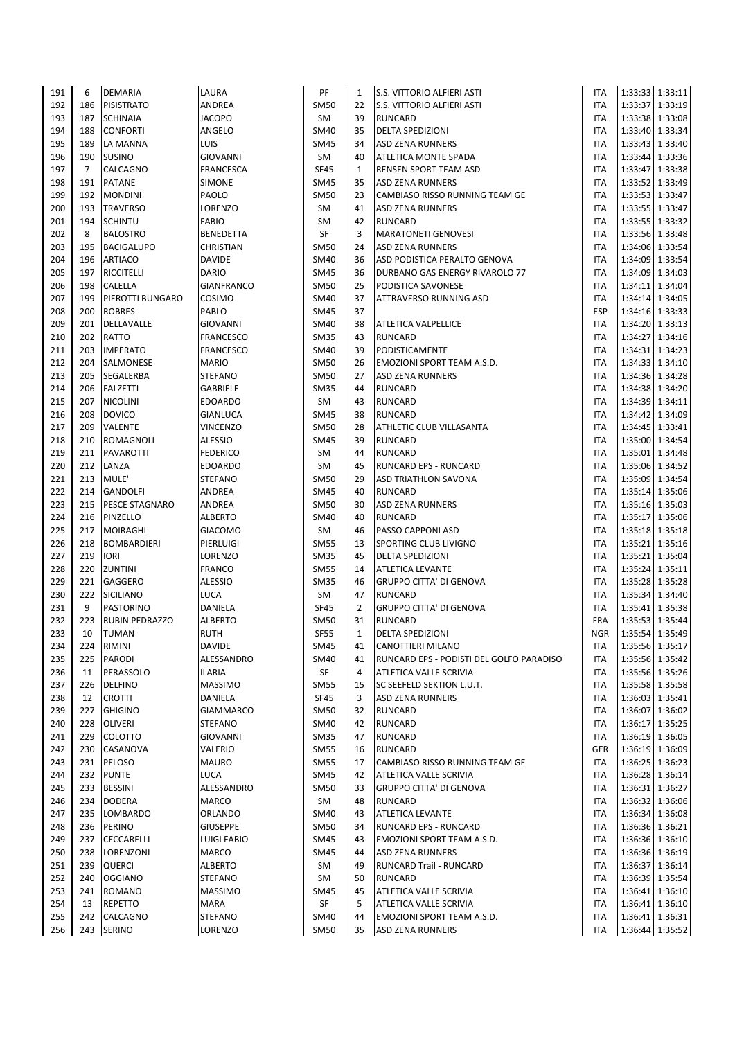| 191 | 6 | DEMARIA | LAURA | PF | 1 | S.S. VITTORIO ALFIERI ASTI | ITA | 1:33:33 | 1:33:11 |
|---|---|---|---|---|---|---|---|---|---|
| 192 | 186 | PISISTRATO | ANDREA | SM50 | 22 | S.S. VITTORIO ALFIERI ASTI | ITA | 1:33:37 | 1:33:19 |
| 193 | 187 | SCHINAIA | JACOPO | SM | 39 | RUNCARD | ITA | 1:33:38 | 1:33:08 |
| 194 | 188 | CONFORTI | ANGELO | SM40 | 35 | DELTA SPEDIZIONI | ITA | 1:33:40 | 1:33:34 |
| 195 | 189 | LA MANNA | LUIS | SM45 | 34 | ASD ZENA RUNNERS | ITA | 1:33:43 | 1:33:40 |
| 196 | 190 | SUSINO | GIOVANNI | SM | 40 | ATLETICA MONTE SPADA | ITA | 1:33:44 | 1:33:36 |
| 197 | 7 | CALCAGNO | FRANCESCA | SF45 | 1 | RENSEN SPORT TEAM ASD | ITA | 1:33:47 | 1:33:38 |
| 198 | 191 | PATANE | SIMONE | SM45 | 35 | ASD ZENA RUNNERS | ITA | 1:33:52 | 1:33:49 |
| 199 | 192 | MONDINI | PAOLO | SM50 | 23 | CAMBIASO RISSO RUNNING TEAM GE | ITA | 1:33:53 | 1:33:47 |
| 200 | 193 | TRAVERSO | LORENZO | SM | 41 | ASD ZENA RUNNERS | ITA | 1:33:55 | 1:33:47 |
| 201 | 194 | SCHINTU | FABIO | SM | 42 | RUNCARD | ITA | 1:33:55 | 1:33:32 |
| 202 | 8 | BALOSTRO | BENEDETTA | SF | 3 | MARATONETI GENOVESI | ITA | 1:33:56 | 1:33:48 |
| 203 | 195 | BACIGALUPO | CHRISTIAN | SM50 | 24 | ASD ZENA RUNNERS | ITA | 1:34:06 | 1:33:54 |
| 204 | 196 | ARTIACO | DAVIDE | SM40 | 36 | ASD PODISTICA PERALTO GENOVA | ITA | 1:34:09 | 1:33:54 |
| 205 | 197 | RICCITELLI | DARIO | SM45 | 36 | DURBANO GAS ENERGY RIVAROLO 77 | ITA | 1:34:09 | 1:34:03 |
| 206 | 198 | CALELLA | GIANFRANCO | SM50 | 25 | PODISTICA SAVONESE | ITA | 1:34:11 | 1:34:04 |
| 207 | 199 | PIEROTTI BUNGARO | COSIMO | SM40 | 37 | ATTRAVERSO RUNNING ASD | ITA | 1:34:14 | 1:34:05 |
| 208 | 200 | ROBRES | PABLO | SM45 | 37 | | ESP | 1:34:16 | 1:33:33 |
| 209 | 201 | DELLAVALLE | GIOVANNI | SM40 | 38 | ATLETICA VALPELLICE | ITA | 1:34:20 | 1:33:13 |
| 210 | 202 | RATTO | FRANCESCO | SM35 | 43 | RUNCARD | ITA | 1:34:27 | 1:34:16 |
| 211 | 203 | IMPERATO | FRANCESCO | SM40 | 39 | PODISTICAMENTE | ITA | 1:34:31 | 1:34:23 |
| 212 | 204 | SALMONESE | MARIO | SM50 | 26 | EMOZIONI SPORT TEAM A.S.D. | ITA | 1:34:33 | 1:34:10 |
| 213 | 205 | SEGALERBA | STEFANO | SM50 | 27 | ASD ZENA RUNNERS | ITA | 1:34:36 | 1:34:28 |
| 214 | 206 | FALZETTI | GABRIELE | SM35 | 44 | RUNCARD | ITA | 1:34:38 | 1:34:20 |
| 215 | 207 | NICOLINI | EDOARDO | SM | 43 | RUNCARD | ITA | 1:34:39 | 1:34:11 |
| 216 | 208 | DOVICO | GIANLUCA | SM45 | 38 | RUNCARD | ITA | 1:34:42 | 1:34:09 |
| 217 | 209 | VALENTE | VINCENZO | SM50 | 28 | ATHLETIC CLUB VILLASANTA | ITA | 1:34:45 | 1:33:41 |
| 218 | 210 | ROMAGNOLI | ALESSIO | SM45 | 39 | RUNCARD | ITA | 1:35:00 | 1:34:54 |
| 219 | 211 | PAVAROTTI | FEDERICO | SM | 44 | RUNCARD | ITA | 1:35:01 | 1:34:48 |
| 220 | 212 | LANZA | EDOARDO | SM | 45 | RUNCARD EPS - RUNCARD | ITA | 1:35:06 | 1:34:52 |
| 221 | 213 | MULE' | STEFANO | SM50 | 29 | ASD TRIATHLON SAVONA | ITA | 1:35:09 | 1:34:54 |
| 222 | 214 | GANDOLFI | ANDREA | SM45 | 40 | RUNCARD | ITA | 1:35:14 | 1:35:06 |
| 223 | 215 | PESCE STAGNARO | ANDREA | SM50 | 30 | ASD ZENA RUNNERS | ITA | 1:35:16 | 1:35:03 |
| 224 | 216 | PINZELLO | ALBERTO | SM40 | 40 | RUNCARD | ITA | 1:35:17 | 1:35:06 |
| 225 | 217 | MOIRAGHI | GIACOMO | SM | 46 | PASSO CAPPONI ASD | ITA | 1:35:18 | 1:35:18 |
| 226 | 218 | BOMBARDIERI | PIERLUIGI | SM55 | 13 | SPORTING CLUB LIVIGNO | ITA | 1:35:21 | 1:35:16 |
| 227 | 219 | IORI | LORENZO | SM35 | 45 | DELTA SPEDIZIONI | ITA | 1:35:21 | 1:35:04 |
| 228 | 220 | ZUNTINI | FRANCO | SM55 | 14 | ATLETICA LEVANTE | ITA | 1:35:24 | 1:35:11 |
| 229 | 221 | GAGGERO | ALESSIO | SM35 | 46 | GRUPPO CITTA' DI GENOVA | ITA | 1:35:28 | 1:35:28 |
| 230 | 222 | SICILIANO | LUCA | SM | 47 | RUNCARD | ITA | 1:35:34 | 1:34:40 |
| 231 | 9 | PASTORINO | DANIELA | SF45 | 2 | GRUPPO CITTA' DI GENOVA | ITA | 1:35:41 | 1:35:38 |
| 232 | 223 | RUBIN PEDRAZZO | ALBERTO | SM50 | 31 | RUNCARD | FRA | 1:35:53 | 1:35:44 |
| 233 | 10 | TUMAN | RUTH | SF55 | 1 | DELTA SPEDIZIONI | NGR | 1:35:54 | 1:35:49 |
| 234 | 224 | RIMINI | DAVIDE | SM45 | 41 | CANOTTIERI MILANO | ITA | 1:35:56 | 1:35:17 |
| 235 | 225 | PARODI | ALESSANDRO | SM40 | 41 | RUNCARD EPS - PODISTI DEL GOLFO PARADISO | ITA | 1:35:56 | 1:35:42 |
| 236 | 11 | PERASSOLO | ILARIA | SF | 4 | ATLETICA VALLE SCRIVIA | ITA | 1:35:56 | 1:35:26 |
| 237 | 226 | DELFINO | MASSIMO | SM55 | 15 | SC SEEFELD SEKTION L.U.T. | ITA | 1:35:58 | 1:35:58 |
| 238 | 12 | CROTTI | DANIELA | SF45 | 3 | ASD ZENA RUNNERS | ITA | 1:36:03 | 1:35:41 |
| 239 | 227 | GHIGINO | GIAMMARCO | SM50 | 32 | RUNCARD | ITA | 1:36:07 | 1:36:02 |
| 240 | 228 | OLIVERI | STEFANO | SM40 | 42 | RUNCARD | ITA | 1:36:17 | 1:35:25 |
| 241 | 229 | COLOTTO | GIOVANNI | SM35 | 47 | RUNCARD | ITA | 1:36:19 | 1:36:05 |
| 242 | 230 | CASANOVA | VALERIO | SM55 | 16 | RUNCARD | GER | 1:36:19 | 1:36:09 |
| 243 | 231 | PELOSO | MAURO | SM55 | 17 | CAMBIASO RISSO RUNNING TEAM GE | ITA | 1:36:25 | 1:36:23 |
| 244 | 232 | PUNTE | LUCA | SM45 | 42 | ATLETICA VALLE SCRIVIA | ITA | 1:36:28 | 1:36:14 |
| 245 | 233 | BESSINI | ALESSANDRO | SM50 | 33 | GRUPPO CITTA' DI GENOVA | ITA | 1:36:31 | 1:36:27 |
| 246 | 234 | DODERA | MARCO | SM | 48 | RUNCARD | ITA | 1:36:32 | 1:36:06 |
| 247 | 235 | LOMBARDO | ORLANDO | SM40 | 43 | ATLETICA LEVANTE | ITA | 1:36:34 | 1:36:08 |
| 248 | 236 | PERINO | GIUSEPPE | SM50 | 34 | RUNCARD EPS - RUNCARD | ITA | 1:36:36 | 1:36:21 |
| 249 | 237 | CECCARELLI | LUIGI FABIO | SM45 | 43 | EMOZIONI SPORT TEAM A.S.D. | ITA | 1:36:36 | 1:36:10 |
| 250 | 238 | LORENZONI | MARCO | SM45 | 44 | ASD ZENA RUNNERS | ITA | 1:36:36 | 1:36:19 |
| 251 | 239 | QUERCI | ALBERTO | SM | 49 | RUNCARD Trail - RUNCARD | ITA | 1:36:37 | 1:36:14 |
| 252 | 240 | OGGIANO | STEFANO | SM | 50 | RUNCARD | ITA | 1:36:39 | 1:35:54 |
| 253 | 241 | ROMANO | MASSIMO | SM45 | 45 | ATLETICA VALLE SCRIVIA | ITA | 1:36:41 | 1:36:10 |
| 254 | 13 | REPETTO | MARA | SF | 5 | ATLETICA VALLE SCRIVIA | ITA | 1:36:41 | 1:36:10 |
| 255 | 242 | CALCAGNO | STEFANO | SM40 | 44 | EMOZIONI SPORT TEAM A.S.D. | ITA | 1:36:41 | 1:36:31 |
| 256 | 243 | SERINO | LORENZO | SM50 | 35 | ASD ZENA RUNNERS | ITA | 1:36:44 | 1:35:52 |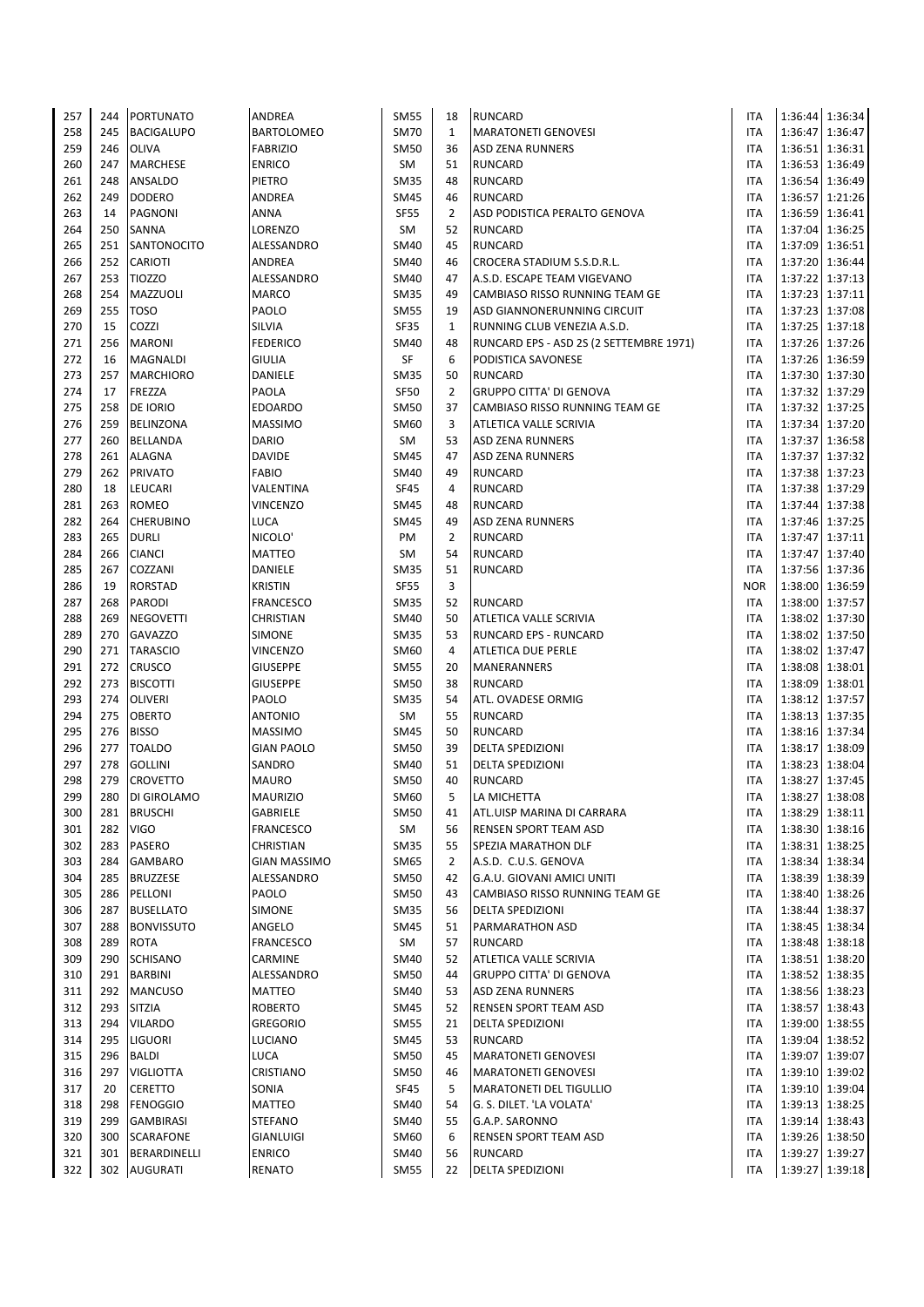| | | | | | | | | | |
|---|---|---|---|---|---|---|---|---|---|
| 257 | 244 | PORTUNATO | ANDREA | SM55 | 18 | RUNCARD | ITA | 1:36:44 | 1:36:34 |
| 258 | 245 | BACIGALUPO | BARTOLOMEO | SM70 | 1 | MARATONETI GENOVESI | ITA | 1:36:47 | 1:36:47 |
| 259 | 246 | OLIVA | FABRIZIO | SM50 | 36 | ASD ZENA RUNNERS | ITA | 1:36:51 | 1:36:31 |
| 260 | 247 | MARCHESE | ENRICO | SM | 51 | RUNCARD | ITA | 1:36:53 | 1:36:49 |
| 261 | 248 | ANSALDO | PIETRO | SM35 | 48 | RUNCARD | ITA | 1:36:54 | 1:36:49 |
| 262 | 249 | DODERO | ANDREA | SM45 | 46 | RUNCARD | ITA | 1:36:57 | 1:21:26 |
| 263 | 14 | PAGNONI | ANNA | SF55 | 2 | ASD PODISTICA PERALTO GENOVA | ITA | 1:36:59 | 1:36:41 |
| 264 | 250 | SANNA | LORENZO | SM | 52 | RUNCARD | ITA | 1:37:04 | 1:36:25 |
| 265 | 251 | SANTONOCITO | ALESSANDRO | SM40 | 45 | RUNCARD | ITA | 1:37:09 | 1:36:51 |
| 266 | 252 | CARIOTI | ANDREA | SM40 | 46 | CROCERA STADIUM S.S.D.R.L. | ITA | 1:37:20 | 1:36:44 |
| 267 | 253 | TIOZZO | ALESSANDRO | SM40 | 47 | A.S.D. ESCAPE TEAM VIGEVANO | ITA | 1:37:22 | 1:37:13 |
| 268 | 254 | MAZZUOLI | MARCO | SM35 | 49 | CAMBIASO RISSO RUNNING TEAM GE | ITA | 1:37:23 | 1:37:11 |
| 269 | 255 | TOSO | PAOLO | SM55 | 19 | ASD GIANNONERUNNING CIRCUIT | ITA | 1:37:23 | 1:37:08 |
| 270 | 15 | COZZI | SILVIA | SF35 | 1 | RUNNING CLUB VENEZIA A.S.D. | ITA | 1:37:25 | 1:37:18 |
| 271 | 256 | MARONI | FEDERICO | SM40 | 48 | RUNCARD EPS - ASD 2S (2 SETTEMBRE 1971) | ITA | 1:37:26 | 1:37:26 |
| 272 | 16 | MAGNALDI | GIULIA | SF | 6 | PODISTICA SAVONESE | ITA | 1:37:26 | 1:36:59 |
| 273 | 257 | MARCHIORO | DANIELE | SM35 | 50 | RUNCARD | ITA | 1:37:30 | 1:37:30 |
| 274 | 17 | FREZZA | PAOLA | SF50 | 2 | GRUPPO CITTA' DI GENOVA | ITA | 1:37:32 | 1:37:29 |
| 275 | 258 | DE IORIO | EDOARDO | SM50 | 37 | CAMBIASO RISSO RUNNING TEAM GE | ITA | 1:37:32 | 1:37:25 |
| 276 | 259 | BELINZONA | MASSIMO | SM60 | 3 | ATLETICA VALLE SCRIVIA | ITA | 1:37:34 | 1:37:20 |
| 277 | 260 | BELLANDA | DARIO | SM | 53 | ASD ZENA RUNNERS | ITA | 1:37:37 | 1:36:58 |
| 278 | 261 | ALAGNA | DAVIDE | SM45 | 47 | ASD ZENA RUNNERS | ITA | 1:37:37 | 1:37:32 |
| 279 | 262 | PRIVATO | FABIO | SM40 | 49 | RUNCARD | ITA | 1:37:38 | 1:37:23 |
| 280 | 18 | LEUCARI | VALENTINA | SF45 | 4 | RUNCARD | ITA | 1:37:38 | 1:37:29 |
| 281 | 263 | ROMEO | VINCENZO | SM45 | 48 | RUNCARD | ITA | 1:37:44 | 1:37:38 |
| 282 | 264 | CHERUBINO | LUCA | SM45 | 49 | ASD ZENA RUNNERS | ITA | 1:37:46 | 1:37:25 |
| 283 | 265 | DURLI | NICOLO' | PM | 2 | RUNCARD | ITA | 1:37:47 | 1:37:11 |
| 284 | 266 | CIANCI | MATTEO | SM | 54 | RUNCARD | ITA | 1:37:47 | 1:37:40 |
| 285 | 267 | COZZANI | DANIELE | SM35 | 51 | RUNCARD | ITA | 1:37:56 | 1:37:36 |
| 286 | 19 | RORSTAD | KRISTIN | SF55 | 3 | | NOR | 1:38:00 | 1:36:59 |
| 287 | 268 | PARODI | FRANCESCO | SM35 | 52 | RUNCARD | ITA | 1:38:00 | 1:37:57 |
| 288 | 269 | NEGOVETTI | CHRISTIAN | SM40 | 50 | ATLETICA VALLE SCRIVIA | ITA | 1:38:02 | 1:37:30 |
| 289 | 270 | GAVAZZO | SIMONE | SM35 | 53 | RUNCARD EPS - RUNCARD | ITA | 1:38:02 | 1:37:50 |
| 290 | 271 | TARASCIO | VINCENZO | SM60 | 4 | ATLETICA DUE PERLE | ITA | 1:38:02 | 1:37:47 |
| 291 | 272 | CRUSCO | GIUSEPPE | SM55 | 20 | MANERANNERS | ITA | 1:38:08 | 1:38:01 |
| 292 | 273 | BISCOTTI | GIUSEPPE | SM50 | 38 | RUNCARD | ITA | 1:38:09 | 1:38:01 |
| 293 | 274 | OLIVERI | PAOLO | SM35 | 54 | ATL. OVADESE ORMIG | ITA | 1:38:12 | 1:37:57 |
| 294 | 275 | OBERTO | ANTONIO | SM | 55 | RUNCARD | ITA | 1:38:13 | 1:37:35 |
| 295 | 276 | BISSO | MASSIMO | SM45 | 50 | RUNCARD | ITA | 1:38:16 | 1:37:34 |
| 296 | 277 | TOALDO | GIAN PAOLO | SM50 | 39 | DELTA SPEDIZIONI | ITA | 1:38:17 | 1:38:09 |
| 297 | 278 | GOLLINI | SANDRO | SM40 | 51 | DELTA SPEDIZIONI | ITA | 1:38:23 | 1:38:04 |
| 298 | 279 | CROVETTO | MAURO | SM50 | 40 | RUNCARD | ITA | 1:38:27 | 1:37:45 |
| 299 | 280 | DI GIROLAMO | MAURIZIO | SM60 | 5 | LA MICHETTA | ITA | 1:38:27 | 1:38:08 |
| 300 | 281 | BRUSCHI | GABRIELE | SM50 | 41 | ATL.UISP MARINA DI CARRARA | ITA | 1:38:29 | 1:38:11 |
| 301 | 282 | VIGO | FRANCESCO | SM | 56 | RENSEN SPORT TEAM ASD | ITA | 1:38:30 | 1:38:16 |
| 302 | 283 | PASERO | CHRISTIAN | SM35 | 55 | SPEZIA MARATHON DLF | ITA | 1:38:31 | 1:38:25 |
| 303 | 284 | GAMBARO | GIAN MASSIMO | SM65 | 2 | A.S.D. C.U.S. GENOVA | ITA | 1:38:34 | 1:38:34 |
| 304 | 285 | BRUZZESE | ALESSANDRO | SM50 | 42 | G.A.U. GIOVANI AMICI UNITI | ITA | 1:38:39 | 1:38:39 |
| 305 | 286 | PELLONI | PAOLO | SM50 | 43 | CAMBIASO RISSO RUNNING TEAM GE | ITA | 1:38:40 | 1:38:26 |
| 306 | 287 | BUSELLATO | SIMONE | SM35 | 56 | DELTA SPEDIZIONI | ITA | 1:38:44 | 1:38:37 |
| 307 | 288 | BONVISSUTO | ANGELO | SM45 | 51 | PARMARATHON ASD | ITA | 1:38:45 | 1:38:34 |
| 308 | 289 | ROTA | FRANCESCO | SM | 57 | RUNCARD | ITA | 1:38:48 | 1:38:18 |
| 309 | 290 | SCHISANO | CARMINE | SM40 | 52 | ATLETICA VALLE SCRIVIA | ITA | 1:38:51 | 1:38:20 |
| 310 | 291 | BARBINI | ALESSANDRO | SM50 | 44 | GRUPPO CITTA' DI GENOVA | ITA | 1:38:52 | 1:38:35 |
| 311 | 292 | MANCUSO | MATTEO | SM40 | 53 | ASD ZENA RUNNERS | ITA | 1:38:56 | 1:38:23 |
| 312 | 293 | SITZIA | ROBERTO | SM45 | 52 | RENSEN SPORT TEAM ASD | ITA | 1:38:57 | 1:38:43 |
| 313 | 294 | VILARDO | GREGORIO | SM55 | 21 | DELTA SPEDIZIONI | ITA | 1:39:00 | 1:38:55 |
| 314 | 295 | LIGUORI | LUCIANO | SM45 | 53 | RUNCARD | ITA | 1:39:04 | 1:38:52 |
| 315 | 296 | BALDI | LUCA | SM50 | 45 | MARATONETI GENOVESI | ITA | 1:39:07 | 1:39:07 |
| 316 | 297 | VIGLIOTTA | CRISTIANO | SM50 | 46 | MARATONETI GENOVESI | ITA | 1:39:10 | 1:39:02 |
| 317 | 20 | CERETTO | SONIA | SF45 | 5 | MARATONETI DEL TIGULLIO | ITA | 1:39:10 | 1:39:04 |
| 318 | 298 | FENOGGIO | MATTEO | SM40 | 54 | G. S. DILET. 'LA VOLATA' | ITA | 1:39:13 | 1:38:25 |
| 319 | 299 | GAMBIRASI | STEFANO | SM40 | 55 | G.A.P. SARONNO | ITA | 1:39:14 | 1:38:43 |
| 320 | 300 | SCARAFONE | GIANLUIGI | SM60 | 6 | RENSEN SPORT TEAM ASD | ITA | 1:39:26 | 1:38:50 |
| 321 | 301 | BERARDINELLI | ENRICO | SM40 | 56 | RUNCARD | ITA | 1:39:27 | 1:39:27 |
| 322 | 302 | AUGURATI | RENATO | SM55 | 22 | DELTA SPEDIZIONI | ITA | 1:39:27 | 1:39:18 |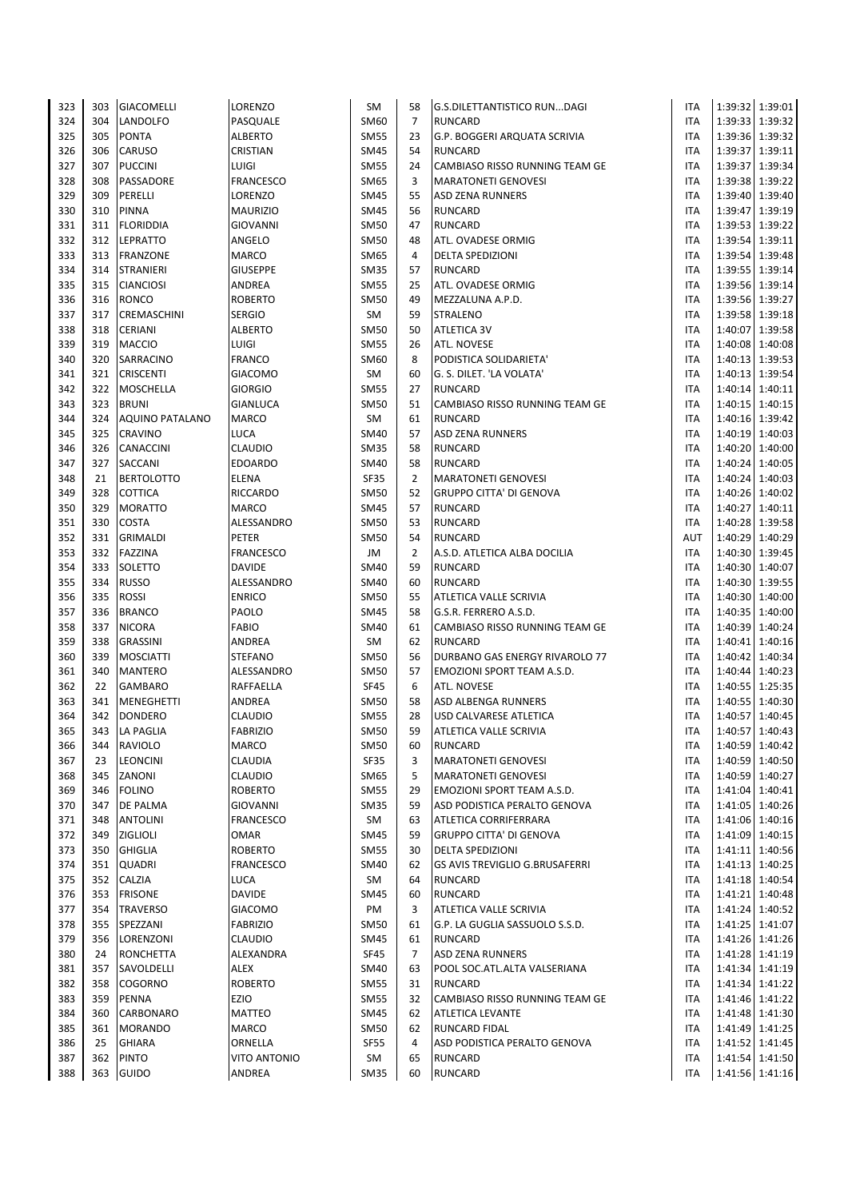| | | | | | | | | | |
|---|---|---|---|---|---|---|---|---|---|
| 323 | 303 | GIACOMELLI | LORENZO | SM | 58 | G.S.DILETTANTISTICO RUN...DAGI | ITA | 1:39:32 | 1:39:01 |
| 324 | 304 | LANDOLFO | PASQUALE | SM60 | 7 | RUNCARD | ITA | 1:39:33 | 1:39:32 |
| 325 | 305 | PONTA | ALBERTO | SM55 | 23 | G.P. BOGGERI ARQUATA SCRIVIA | ITA | 1:39:36 | 1:39:32 |
| 326 | 306 | CARUSO | CRISTIAN | SM45 | 54 | RUNCARD | ITA | 1:39:37 | 1:39:11 |
| 327 | 307 | PUCCINI | LUIGI | SM55 | 24 | CAMBIASO RISSO RUNNING TEAM GE | ITA | 1:39:37 | 1:39:34 |
| 328 | 308 | PASSADORE | FRANCESCO | SM65 | 3 | MARATONETI GENOVESI | ITA | 1:39:38 | 1:39:22 |
| 329 | 309 | PERELLI | LORENZO | SM45 | 55 | ASD ZENA RUNNERS | ITA | 1:39:40 | 1:39:40 |
| 330 | 310 | PINNA | MAURIZIO | SM45 | 56 | RUNCARD | ITA | 1:39:47 | 1:39:19 |
| 331 | 311 | FLORIDDIA | GIOVANNI | SM50 | 47 | RUNCARD | ITA | 1:39:53 | 1:39:22 |
| 332 | 312 | LEPRATTO | ANGELO | SM50 | 48 | ATL. OVADESE ORMIG | ITA | 1:39:54 | 1:39:11 |
| 333 | 313 | FRANZONE | MARCO | SM65 | 4 | DELTA SPEDIZIONI | ITA | 1:39:54 | 1:39:48 |
| 334 | 314 | STRANIERI | GIUSEPPE | SM35 | 57 | RUNCARD | ITA | 1:39:55 | 1:39:14 |
| 335 | 315 | CIANCIOSI | ANDREA | SM55 | 25 | ATL. OVADESE ORMIG | ITA | 1:39:56 | 1:39:14 |
| 336 | 316 | RONCO | ROBERTO | SM50 | 49 | MEZZALUNA A.P.D. | ITA | 1:39:56 | 1:39:27 |
| 337 | 317 | CREMASCHINI | SERGIO | SM | 59 | STRALENO | ITA | 1:39:58 | 1:39:18 |
| 338 | 318 | CERIANI | ALBERTO | SM50 | 50 | ATLETICA 3V | ITA | 1:40:07 | 1:39:58 |
| 339 | 319 | MACCIO | LUIGI | SM55 | 26 | ATL. NOVESE | ITA | 1:40:08 | 1:40:08 |
| 340 | 320 | SARRACINO | FRANCO | SM60 | 8 | PODISTICA SOLIDARIETA' | ITA | 1:40:13 | 1:39:53 |
| 341 | 321 | CRISCENTI | GIACOMO | SM | 60 | G. S. DILET. 'LA VOLATA' | ITA | 1:40:13 | 1:39:54 |
| 342 | 322 | MOSCHELLA | GIORGIO | SM55 | 27 | RUNCARD | ITA | 1:40:14 | 1:40:11 |
| 343 | 323 | BRUNI | GIANLUCA | SM50 | 51 | CAMBIASO RISSO RUNNING TEAM GE | ITA | 1:40:15 | 1:40:15 |
| 344 | 324 | AQUINO PATALANO | MARCO | SM | 61 | RUNCARD | ITA | 1:40:16 | 1:39:42 |
| 345 | 325 | CRAVINO | LUCA | SM40 | 57 | ASD ZENA RUNNERS | ITA | 1:40:19 | 1:40:03 |
| 346 | 326 | CANACCINI | CLAUDIO | SM35 | 58 | RUNCARD | ITA | 1:40:20 | 1:40:00 |
| 347 | 327 | SACCANI | EDOARDO | SM40 | 58 | RUNCARD | ITA | 1:40:24 | 1:40:05 |
| 348 | 21 | BERTOLOTTO | ELENA | SF35 | 2 | MARATONETI GENOVESI | ITA | 1:40:24 | 1:40:03 |
| 349 | 328 | COTTICA | RICCARDO | SM50 | 52 | GRUPPO CITTA' DI GENOVA | ITA | 1:40:26 | 1:40:02 |
| 350 | 329 | MORATTO | MARCO | SM45 | 57 | RUNCARD | ITA | 1:40:27 | 1:40:11 |
| 351 | 330 | COSTA | ALESSANDRO | SM50 | 53 | RUNCARD | ITA | 1:40:28 | 1:39:58 |
| 352 | 331 | GRIMALDI | PETER | SM50 | 54 | RUNCARD | AUT | 1:40:29 | 1:40:29 |
| 353 | 332 | FAZZINA | FRANCESCO | JM | 2 | A.S.D. ATLETICA ALBA DOCILIA | ITA | 1:40:30 | 1:39:45 |
| 354 | 333 | SOLETTO | DAVIDE | SM40 | 59 | RUNCARD | ITA | 1:40:30 | 1:40:07 |
| 355 | 334 | RUSSO | ALESSANDRO | SM40 | 60 | RUNCARD | ITA | 1:40:30 | 1:39:55 |
| 356 | 335 | ROSSI | ENRICO | SM50 | 55 | ATLETICA VALLE SCRIVIA | ITA | 1:40:30 | 1:40:00 |
| 357 | 336 | BRANCO | PAOLO | SM45 | 58 | G.S.R. FERRERO A.S.D. | ITA | 1:40:35 | 1:40:00 |
| 358 | 337 | NICORA | FABIO | SM40 | 61 | CAMBIASO RISSO RUNNING TEAM GE | ITA | 1:40:39 | 1:40:24 |
| 359 | 338 | GRASSINI | ANDREA | SM | 62 | RUNCARD | ITA | 1:40:41 | 1:40:16 |
| 360 | 339 | MOSCIATTI | STEFANO | SM50 | 56 | DURBANO GAS ENERGY RIVAROLO 77 | ITA | 1:40:42 | 1:40:34 |
| 361 | 340 | MANTERO | ALESSANDRO | SM50 | 57 | EMOZIONI SPORT TEAM A.S.D. | ITA | 1:40:44 | 1:40:23 |
| 362 | 22 | GAMBARO | RAFFAELLA | SF45 | 6 | ATL. NOVESE | ITA | 1:40:55 | 1:25:35 |
| 363 | 341 | MENEGHETTI | ANDREA | SM50 | 58 | ASD ALBENGA RUNNERS | ITA | 1:40:55 | 1:40:30 |
| 364 | 342 | DONDERO | CLAUDIO | SM55 | 28 | USD CALVARESE ATLETICA | ITA | 1:40:57 | 1:40:45 |
| 365 | 343 | LA PAGLIA | FABRIZIO | SM50 | 59 | ATLETICA VALLE SCRIVIA | ITA | 1:40:57 | 1:40:43 |
| 366 | 344 | RAVIOLO | MARCO | SM50 | 60 | RUNCARD | ITA | 1:40:59 | 1:40:42 |
| 367 | 23 | LEONCINI | CLAUDIA | SF35 | 3 | MARATONETI GENOVESI | ITA | 1:40:59 | 1:40:50 |
| 368 | 345 | ZANONI | CLAUDIO | SM65 | 5 | MARATONETI GENOVESI | ITA | 1:40:59 | 1:40:27 |
| 369 | 346 | FOLINO | ROBERTO | SM55 | 29 | EMOZIONI SPORT TEAM A.S.D. | ITA | 1:41:04 | 1:40:41 |
| 370 | 347 | DE PALMA | GIOVANNI | SM35 | 59 | ASD PODISTICA PERALTO GENOVA | ITA | 1:41:05 | 1:40:26 |
| 371 | 348 | ANTOLINI | FRANCESCO | SM | 63 | ATLETICA CORRIFERRARA | ITA | 1:41:06 | 1:40:16 |
| 372 | 349 | ZIGLIOLI | OMAR | SM45 | 59 | GRUPPO CITTA' DI GENOVA | ITA | 1:41:09 | 1:40:15 |
| 373 | 350 | GHIGLIA | ROBERTO | SM55 | 30 | DELTA SPEDIZIONI | ITA | 1:41:11 | 1:40:56 |
| 374 | 351 | QUADRI | FRANCESCO | SM40 | 62 | GS AVIS TREVIGLIO G.BRUSAFERRI | ITA | 1:41:13 | 1:40:25 |
| 375 | 352 | CALZIA | LUCA | SM | 64 | RUNCARD | ITA | 1:41:18 | 1:40:54 |
| 376 | 353 | FRISONE | DAVIDE | SM45 | 60 | RUNCARD | ITA | 1:41:21 | 1:40:48 |
| 377 | 354 | TRAVERSO | GIACOMO | PM | 3 | ATLETICA VALLE SCRIVIA | ITA | 1:41:24 | 1:40:52 |
| 378 | 355 | SPEZZANI | FABRIZIO | SM50 | 61 | G.P. LA GUGLIA SASSUOLO S.S.D. | ITA | 1:41:25 | 1:41:07 |
| 379 | 356 | LORENZONI | CLAUDIO | SM45 | 61 | RUNCARD | ITA | 1:41:26 | 1:41:26 |
| 380 | 24 | RONCHETTA | ALEXANDRA | SF45 | 7 | ASD ZENA RUNNERS | ITA | 1:41:28 | 1:41:19 |
| 381 | 357 | SAVOLDELLI | ALEX | SM40 | 63 | POOL SOC.ATL.ALTA VALSERIANA | ITA | 1:41:34 | 1:41:19 |
| 382 | 358 | COGORNO | ROBERTO | SM55 | 31 | RUNCARD | ITA | 1:41:34 | 1:41:22 |
| 383 | 359 | PENNA | EZIO | SM55 | 32 | CAMBIASO RISSO RUNNING TEAM GE | ITA | 1:41:46 | 1:41:22 |
| 384 | 360 | CARBONARO | MATTEO | SM45 | 62 | ATLETICA LEVANTE | ITA | 1:41:48 | 1:41:30 |
| 385 | 361 | MORANDO | MARCO | SM50 | 62 | RUNCARD FIDAL | ITA | 1:41:49 | 1:41:25 |
| 386 | 25 | GHIARA | ORNELLA | SF55 | 4 | ASD PODISTICA PERALTO GENOVA | ITA | 1:41:52 | 1:41:45 |
| 387 | 362 | PINTO | VITO ANTONIO | SM | 65 | RUNCARD | ITA | 1:41:54 | 1:41:50 |
| 388 | 363 | GUIDO | ANDREA | SM35 | 60 | RUNCARD | ITA | 1:41:56 | 1:41:16 |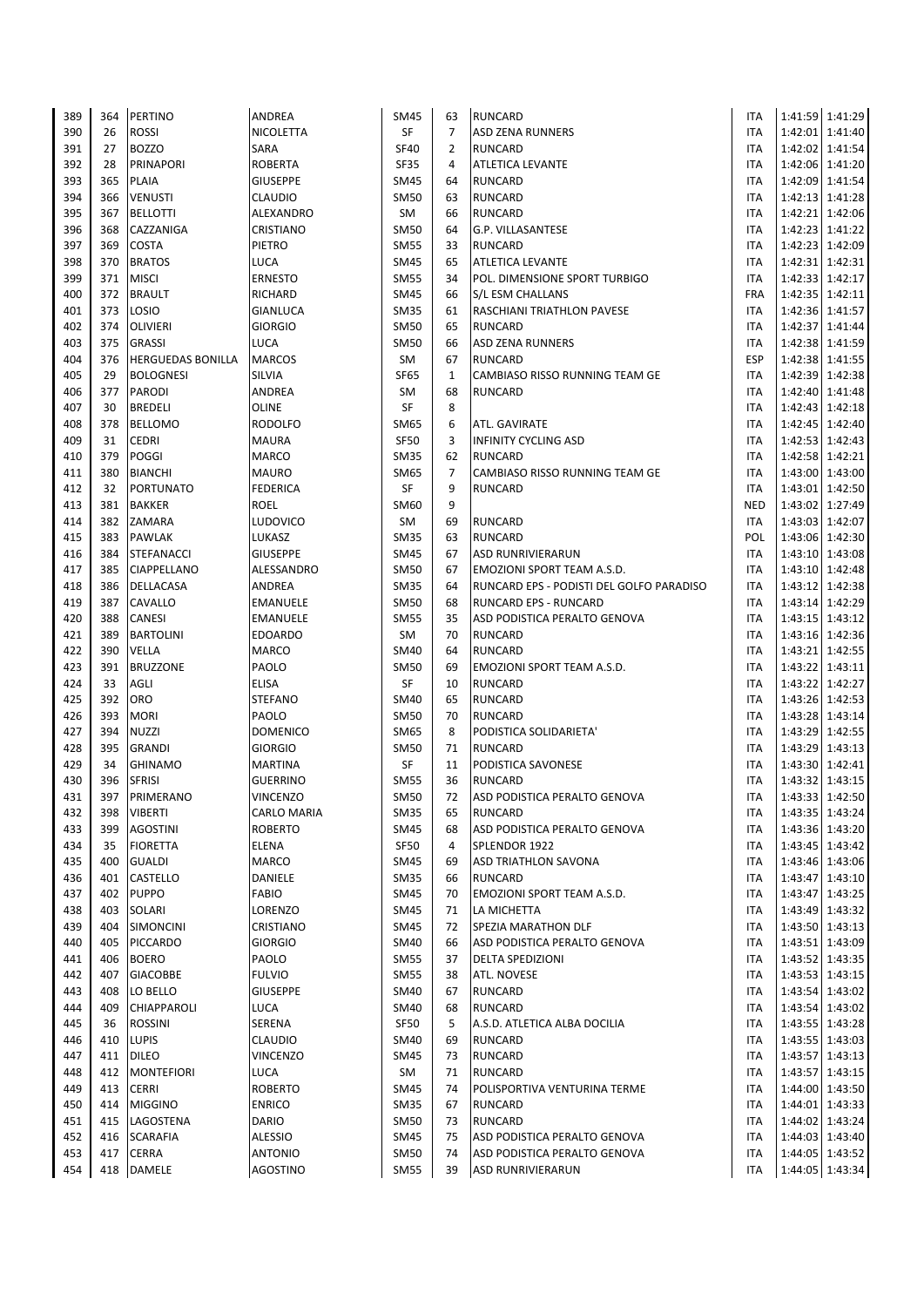| | | | | | | | | | |
|---|---|---|---|---|---|---|---|---|---|
| 389 | 364 | PERTINO | ANDREA | SM45 | 63 | RUNCARD | ITA | 1:41:59 | 1:41:29 |
| 390 | 26 | ROSSI | NICOLETTA | SF | 7 | ASD ZENA RUNNERS | ITA | 1:42:01 | 1:41:40 |
| 391 | 27 | BOZZO | SARA | SF40 | 2 | RUNCARD | ITA | 1:42:02 | 1:41:54 |
| 392 | 28 | PRINAPORI | ROBERTA | SF35 | 4 | ATLETICA LEVANTE | ITA | 1:42:06 | 1:41:20 |
| 393 | 365 | PLAIA | GIUSEPPE | SM45 | 64 | RUNCARD | ITA | 1:42:09 | 1:41:54 |
| 394 | 366 | VENUSTI | CLAUDIO | SM50 | 63 | RUNCARD | ITA | 1:42:13 | 1:41:28 |
| 395 | 367 | BELLOTTI | ALEXANDRO | SM | 66 | RUNCARD | ITA | 1:42:21 | 1:42:06 |
| 396 | 368 | CAZZANIGA | CRISTIANO | SM50 | 64 | G.P. VILLASANTESE | ITA | 1:42:23 | 1:41:22 |
| 397 | 369 | COSTA | PIETRO | SM55 | 33 | RUNCARD | ITA | 1:42:23 | 1:42:09 |
| 398 | 370 | BRATOS | LUCA | SM45 | 65 | ATLETICA LEVANTE | ITA | 1:42:31 | 1:42:31 |
| 399 | 371 | MISCI | ERNESTO | SM55 | 34 | POL. DIMENSIONE SPORT TURBIGO | ITA | 1:42:33 | 1:42:17 |
| 400 | 372 | BRAULT | RICHARD | SM45 | 66 | S/L ESM CHALLANS | FRA | 1:42:35 | 1:42:11 |
| 401 | 373 | LOSIO | GIANLUCA | SM35 | 61 | RASCHIANI TRIATHLON PAVESE | ITA | 1:42:36 | 1:41:57 |
| 402 | 374 | OLIVIERI | GIORGIO | SM50 | 65 | RUNCARD | ITA | 1:42:37 | 1:41:44 |
| 403 | 375 | GRASSI | LUCA | SM50 | 66 | ASD ZENA RUNNERS | ITA | 1:42:38 | 1:41:59 |
| 404 | 376 | HERGUEDAS BONILLA | MARCOS | SM | 67 | RUNCARD | ESP | 1:42:38 | 1:41:55 |
| 405 | 29 | BOLOGNESI | SILVIA | SF65 | 1 | CAMBIASO RISSO RUNNING TEAM GE | ITA | 1:42:39 | 1:42:38 |
| 406 | 377 | PARODI | ANDREA | SM | 68 | RUNCARD | ITA | 1:42:40 | 1:41:48 |
| 407 | 30 | BREDELI | OLINE | SF | 8 | | ITA | 1:42:43 | 1:42:18 |
| 408 | 378 | BELLOMO | RODOLFO | SM65 | 6 | ATL. GAVIRATE | ITA | 1:42:45 | 1:42:40 |
| 409 | 31 | CEDRI | MAURA | SF50 | 3 | INFINITY CYCLING ASD | ITA | 1:42:53 | 1:42:43 |
| 410 | 379 | POGGI | MARCO | SM35 | 62 | RUNCARD | ITA | 1:42:58 | 1:42:21 |
| 411 | 380 | BIANCHI | MAURO | SM65 | 7 | CAMBIASO RISSO RUNNING TEAM GE | ITA | 1:43:00 | 1:43:00 |
| 412 | 32 | PORTUNATO | FEDERICA | SF | 9 | RUNCARD | ITA | 1:43:01 | 1:42:50 |
| 413 | 381 | BAKKER | ROEL | SM60 | 9 | | NED | 1:43:02 | 1:27:49 |
| 414 | 382 | ZAMARA | LUDOVICO | SM | 69 | RUNCARD | ITA | 1:43:03 | 1:42:07 |
| 415 | 383 | PAWLAK | LUKASZ | SM35 | 63 | RUNCARD | POL | 1:43:06 | 1:42:30 |
| 416 | 384 | STEFANACCI | GIUSEPPE | SM45 | 67 | ASD RUNRIVIERARUN | ITA | 1:43:10 | 1:43:08 |
| 417 | 385 | CIAPPELLANO | ALESSANDRO | SM50 | 67 | EMOZIONI SPORT TEAM A.S.D. | ITA | 1:43:10 | 1:42:48 |
| 418 | 386 | DELLACASA | ANDREA | SM35 | 64 | RUNCARD EPS - PODISTI DEL GOLFO PARADISO | ITA | 1:43:12 | 1:42:38 |
| 419 | 387 | CAVALLO | EMANUELE | SM50 | 68 | RUNCARD EPS - RUNCARD | ITA | 1:43:14 | 1:42:29 |
| 420 | 388 | CANESI | EMANUELE | SM55 | 35 | ASD PODISTICA PERALTO GENOVA | ITA | 1:43:15 | 1:43:12 |
| 421 | 389 | BARTOLINI | EDOARDO | SM | 70 | RUNCARD | ITA | 1:43:16 | 1:42:36 |
| 422 | 390 | VELLA | MARCO | SM40 | 64 | RUNCARD | ITA | 1:43:21 | 1:42:55 |
| 423 | 391 | BRUZZONE | PAOLO | SM50 | 69 | EMOZIONI SPORT TEAM A.S.D. | ITA | 1:43:22 | 1:43:11 |
| 424 | 33 | AGLI | ELISA | SF | 10 | RUNCARD | ITA | 1:43:22 | 1:42:27 |
| 425 | 392 | ORO | STEFANO | SM40 | 65 | RUNCARD | ITA | 1:43:26 | 1:42:53 |
| 426 | 393 | MORI | PAOLO | SM50 | 70 | RUNCARD | ITA | 1:43:28 | 1:43:14 |
| 427 | 394 | NUZZI | DOMENICO | SM65 | 8 | PODISTICA SOLIDARIETA' | ITA | 1:43:29 | 1:42:55 |
| 428 | 395 | GRANDI | GIORGIO | SM50 | 71 | RUNCARD | ITA | 1:43:29 | 1:43:13 |
| 429 | 34 | GHINAMO | MARTINA | SF | 11 | PODISTICA SAVONESE | ITA | 1:43:30 | 1:42:41 |
| 430 | 396 | SFRISI | GUERRINO | SM55 | 36 | RUNCARD | ITA | 1:43:32 | 1:43:15 |
| 431 | 397 | PRIMERANO | VINCENZO | SM50 | 72 | ASD PODISTICA PERALTO GENOVA | ITA | 1:43:33 | 1:42:50 |
| 432 | 398 | VIBERTI | CARLO MARIA | SM35 | 65 | RUNCARD | ITA | 1:43:35 | 1:43:24 |
| 433 | 399 | AGOSTINI | ROBERTO | SM45 | 68 | ASD PODISTICA PERALTO GENOVA | ITA | 1:43:36 | 1:43:20 |
| 434 | 35 | FIORETTA | ELENA | SF50 | 4 | SPLENDOR 1922 | ITA | 1:43:45 | 1:43:42 |
| 435 | 400 | GUALDI | MARCO | SM45 | 69 | ASD TRIATHLON SAVONA | ITA | 1:43:46 | 1:43:06 |
| 436 | 401 | CASTELLO | DANIELE | SM35 | 66 | RUNCARD | ITA | 1:43:47 | 1:43:10 |
| 437 | 402 | PUPPO | FABIO | SM45 | 70 | EMOZIONI SPORT TEAM A.S.D. | ITA | 1:43:47 | 1:43:25 |
| 438 | 403 | SOLARI | LORENZO | SM45 | 71 | LA MICHETTA | ITA | 1:43:49 | 1:43:32 |
| 439 | 404 | SIMONCINI | CRISTIANO | SM45 | 72 | SPEZIA MARATHON DLF | ITA | 1:43:50 | 1:43:13 |
| 440 | 405 | PICCARDO | GIORGIO | SM40 | 66 | ASD PODISTICA PERALTO GENOVA | ITA | 1:43:51 | 1:43:09 |
| 441 | 406 | BOERO | PAOLO | SM55 | 37 | DELTA SPEDIZIONI | ITA | 1:43:52 | 1:43:35 |
| 442 | 407 | GIACOBBE | FULVIO | SM55 | 38 | ATL. NOVESE | ITA | 1:43:53 | 1:43:15 |
| 443 | 408 | LO BELLO | GIUSEPPE | SM40 | 67 | RUNCARD | ITA | 1:43:54 | 1:43:02 |
| 444 | 409 | CHIAPPAROLI | LUCA | SM40 | 68 | RUNCARD | ITA | 1:43:54 | 1:43:02 |
| 445 | 36 | ROSSINI | SERENA | SF50 | 5 | A.S.D. ATLETICA ALBA DOCILIA | ITA | 1:43:55 | 1:43:28 |
| 446 | 410 | LUPIS | CLAUDIO | SM40 | 69 | RUNCARD | ITA | 1:43:55 | 1:43:03 |
| 447 | 411 | DILEO | VINCENZO | SM45 | 73 | RUNCARD | ITA | 1:43:57 | 1:43:13 |
| 448 | 412 | MONTEFIORI | LUCA | SM | 71 | RUNCARD | ITA | 1:43:57 | 1:43:15 |
| 449 | 413 | CERRI | ROBERTO | SM45 | 74 | POLISPORTIVA VENTURINA TERME | ITA | 1:44:00 | 1:43:50 |
| 450 | 414 | MIGGINO | ENRICO | SM35 | 67 | RUNCARD | ITA | 1:44:01 | 1:43:33 |
| 451 | 415 | LAGOSTENA | DARIO | SM50 | 73 | RUNCARD | ITA | 1:44:02 | 1:43:24 |
| 452 | 416 | SCARAFIA | ALESSIO | SM45 | 75 | ASD PODISTICA PERALTO GENOVA | ITA | 1:44:03 | 1:43:40 |
| 453 | 417 | CERRA | ANTONIO | SM50 | 74 | ASD PODISTICA PERALTO GENOVA | ITA | 1:44:05 | 1:43:52 |
| 454 | 418 | DAMELE | AGOSTINO | SM55 | 39 | ASD RUNRIVIERARUN | ITA | 1:44:05 | 1:43:34 |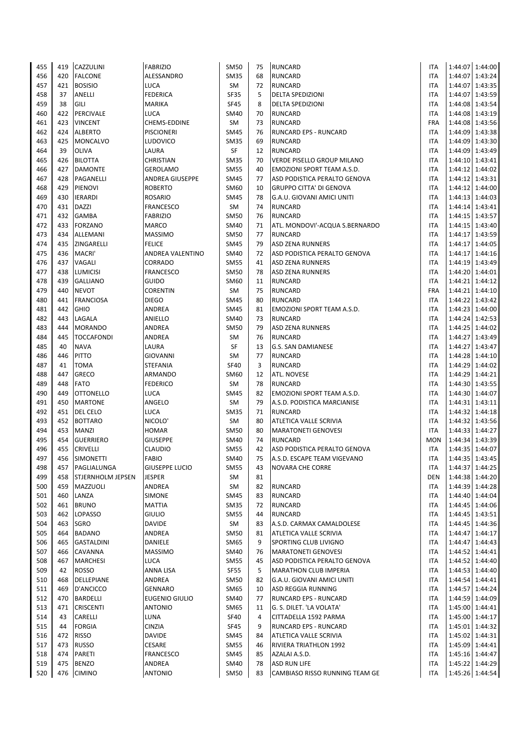| 455 | 419 | CAZZULINI | FABRIZIO | SM50 | 75 | RUNCARD | ITA | 1:44:07 | 1:44:00 |
|---|---|---|---|---|---|---|---|---|---|
| 456 | 420 | FALCONE | ALESSANDRO | SM35 | 68 | RUNCARD | ITA | 1:44:07 | 1:43:24 |
| 457 | 421 | BOSISIO | LUCA | SM | 72 | RUNCARD | ITA | 1:44:07 | 1:43:35 |
| 458 | 37 | ANELLI | FEDERICA | SF35 | 5 | DELTA SPEDIZIONI | ITA | 1:44:07 | 1:43:59 |
| 459 | 38 | GILI | MARIKA | SF45 | 8 | DELTA SPEDIZIONI | ITA | 1:44:08 | 1:43:54 |
| 460 | 422 | PERCIVALE | LUCA | SM40 | 70 | RUNCARD | ITA | 1:44:08 | 1:43:19 |
| 461 | 423 | VINCENT | CHEMS-EDDINE | SM | 73 | RUNCARD | FRA | 1:44:08 | 1:43:56 |
| 462 | 424 | ALBERTO | PISCIONERI | SM45 | 76 | RUNCARD EPS - RUNCARD | ITA | 1:44:09 | 1:43:38 |
| 463 | 425 | MONCALVO | LUDOVICO | SM35 | 69 | RUNCARD | ITA | 1:44:09 | 1:43:30 |
| 464 | 39 | OLIVA | LAURA | SF | 12 | RUNCARD | ITA | 1:44:09 | 1:43:49 |
| 465 | 426 | BILOTTA | CHRISTIAN | SM35 | 70 | VERDE PISELLO GROUP MILANO | ITA | 1:44:10 | 1:43:41 |
| 466 | 427 | DAMONTE | GEROLAMO | SM55 | 40 | EMOZIONI SPORT TEAM A.S.D. | ITA | 1:44:12 | 1:44:02 |
| 467 | 428 | PAGANELLI | ANDREA GIUSEPPE | SM45 | 77 | ASD PODISTICA PERALTO GENOVA | ITA | 1:44:12 | 1:43:31 |
| 468 | 429 | PIENOVI | ROBERTO | SM60 | 10 | GRUPPO CITTA' DI GENOVA | ITA | 1:44:12 | 1:44:00 |
| 469 | 430 | IERARDI | ROSARIO | SM45 | 78 | G.A.U. GIOVANI AMICI UNITI | ITA | 1:44:13 | 1:44:03 |
| 470 | 431 | DAZZI | FRANCESCO | SM | 74 | RUNCARD | ITA | 1:44:14 | 1:43:41 |
| 471 | 432 | GAMBA | FABRIZIO | SM50 | 76 | RUNCARD | ITA | 1:44:15 | 1:43:57 |
| 472 | 433 | FORZANO | MARCO | SM40 | 71 | ATL. MONDOVI'-ACQUA S.BERNARDO | ITA | 1:44:15 | 1:43:40 |
| 473 | 434 | ALLEMANI | MASSIMO | SM50 | 77 | RUNCARD | ITA | 1:44:17 | 1:43:59 |
| 474 | 435 | ZINGARELLI | FELICE | SM45 | 79 | ASD ZENA RUNNERS | ITA | 1:44:17 | 1:44:05 |
| 475 | 436 | MACRI' | ANDREA VALENTINO | SM40 | 72 | ASD PODISTICA PERALTO GENOVA | ITA | 1:44:17 | 1:44:16 |
| 476 | 437 | VAGALI | CORRADO | SM55 | 41 | ASD ZENA RUNNERS | ITA | 1:44:19 | 1:43:49 |
| 477 | 438 | LUMICISI | FRANCESCO | SM50 | 78 | ASD ZENA RUNNERS | ITA | 1:44:20 | 1:44:01 |
| 478 | 439 | GALLIANO | GUIDO | SM60 | 11 | RUNCARD | ITA | 1:44:21 | 1:44:12 |
| 479 | 440 | NEVOT | CORENTIN | SM | 75 | RUNCARD | FRA | 1:44:21 | 1:44:10 |
| 480 | 441 | FRANCIOSA | DIEGO | SM45 | 80 | RUNCARD | ITA | 1:44:22 | 1:43:42 |
| 481 | 442 | GHIO | ANDREA | SM45 | 81 | EMOZIONI SPORT TEAM A.S.D. | ITA | 1:44:23 | 1:44:00 |
| 482 | 443 | LAGALA | ANIELLO | SM40 | 73 | RUNCARD | ITA | 1:44:24 | 1:42:53 |
| 483 | 444 | MORANDO | ANDREA | SM50 | 79 | ASD ZENA RUNNERS | ITA | 1:44:25 | 1:44:02 |
| 484 | 445 | TOCCAFONDI | ANDREA | SM | 76 | RUNCARD | ITA | 1:44:27 | 1:43:49 |
| 485 | 40 | NAVA | LAURA | SF | 13 | G.S. SAN DAMIANESE | ITA | 1:44:27 | 1:43:47 |
| 486 | 446 | PITTO | GIOVANNI | SM | 77 | RUNCARD | ITA | 1:44:28 | 1:44:10 |
| 487 | 41 | TOMA | STEFANIA | SF40 | 3 | RUNCARD | ITA | 1:44:29 | 1:44:02 |
| 488 | 447 | GRECO | ARMANDO | SM60 | 12 | ATL. NOVESE | ITA | 1:44:29 | 1:44:21 |
| 489 | 448 | FATO | FEDERICO | SM | 78 | RUNCARD | ITA | 1:44:30 | 1:43:55 |
| 490 | 449 | OTTONELLO | LUCA | SM45 | 82 | EMOZIONI SPORT TEAM A.S.D. | ITA | 1:44:30 | 1:44:07 |
| 491 | 450 | MARTONE | ANGELO | SM | 79 | A.S.D. PODISTICA MARCIANISE | ITA | 1:44:31 | 1:43:11 |
| 492 | 451 | DEL CELO | LUCA | SM35 | 71 | RUNCARD | ITA | 1:44:32 | 1:44:18 |
| 493 | 452 | BOTTARO | NICOLO' | SM | 80 | ATLETICA VALLE SCRIVIA | ITA | 1:44:32 | 1:43:56 |
| 494 | 453 | MANZI | HOMAR | SM50 | 80 | MARATONETI GENOVESI | ITA | 1:44:33 | 1:44:27 |
| 495 | 454 | GUERRIERO | GIUSEPPE | SM40 | 74 | RUNCARD | MON | 1:44:34 | 1:43:39 |
| 496 | 455 | CRIVELLI | CLAUDIO | SM55 | 42 | ASD PODISTICA PERALTO GENOVA | ITA | 1:44:35 | 1:44:07 |
| 497 | 456 | SIMONETTI | FABIO | SM40 | 75 | A.S.D. ESCAPE TEAM VIGEVANO | ITA | 1:44:35 | 1:43:45 |
| 498 | 457 | PAGLIALUNGA | GIUSEPPE LUCIO | SM55 | 43 | NOVARA CHE CORRE | ITA | 1:44:37 | 1:44:25 |
| 499 | 458 | STJERNHOLM JEPSEN | JESPER | SM | 81 | | DEN | 1:44:38 | 1:44:20 |
| 500 | 459 | MAZZUOLI | ANDREA | SM | 82 | RUNCARD | ITA | 1:44:39 | 1:44:28 |
| 501 | 460 | LANZA | SIMONE | SM45 | 83 | RUNCARD | ITA | 1:44:40 | 1:44:04 |
| 502 | 461 | BRUNO | MATTIA | SM35 | 72 | RUNCARD | ITA | 1:44:45 | 1:44:06 |
| 503 | 462 | LOPASSO | GIULIO | SM55 | 44 | RUNCARD | ITA | 1:44:45 | 1:43:51 |
| 504 | 463 | SGRO | DAVIDE | SM | 83 | A.S.D. CARMAX CAMALDOLESE | ITA | 1:44:45 | 1:44:36 |
| 505 | 464 | BADANO | ANDREA | SM50 | 81 | ATLETICA VALLE SCRIVIA | ITA | 1:44:47 | 1:44:17 |
| 506 | 465 | GASTALDINI | DANIELE | SM65 | 9 | SPORTING CLUB LIVIGNO | ITA | 1:44:47 | 1:44:43 |
| 507 | 466 | CAVANNA | MASSIMO | SM40 | 76 | MARATONETI GENOVESI | ITA | 1:44:52 | 1:44:41 |
| 508 | 467 | MARCHESI | LUCA | SM55 | 45 | ASD PODISTICA PERALTO GENOVA | ITA | 1:44:52 | 1:44:40 |
| 509 | 42 | ROSSO | ANNA LISA | SF55 | 5 | MARATHON CLUB IMPERIA | ITA | 1:44:53 | 1:44:40 |
| 510 | 468 | DELLEPIANE | ANDREA | SM50 | 82 | G.A.U. GIOVANI AMICI UNITI | ITA | 1:44:54 | 1:44:41 |
| 511 | 469 | D'ANCICCO | GENNARO | SM65 | 10 | ASD REGGIA RUNNING | ITA | 1:44:57 | 1:44:24 |
| 512 | 470 | BARDELLI | EUGENIO GIULIO | SM40 | 77 | RUNCARD EPS - RUNCARD | ITA | 1:44:59 | 1:44:09 |
| 513 | 471 | CRISCENTI | ANTONIO | SM65 | 11 | G. S. DILET. 'LA VOLATA' | ITA | 1:45:00 | 1:44:41 |
| 514 | 43 | CARELLI | LUNA | SF40 | 4 | CITTADELLA 1592 PARMA | ITA | 1:45:00 | 1:44:17 |
| 515 | 44 | FORGIA | CINZIA | SF45 | 9 | RUNCARD EPS - RUNCARD | ITA | 1:45:01 | 1:44:32 |
| 516 | 472 | RISSO | DAVIDE | SM45 | 84 | ATLETICA VALLE SCRIVIA | ITA | 1:45:02 | 1:44:31 |
| 517 | 473 | RUSSO | CESARE | SM55 | 46 | RIVIERA TRIATHLON 1992 | ITA | 1:45:09 | 1:44:41 |
| 518 | 474 | PARETI | FRANCESCO | SM45 | 85 | AZALAI A.S.D. | ITA | 1:45:16 | 1:44:47 |
| 519 | 475 | BENZO | ANDREA | SM40 | 78 | ASD RUN LIFE | ITA | 1:45:22 | 1:44:29 |
| 520 | 476 | CIMINO | ANTONIO | SM50 | 83 | CAMBIASO RISSO RUNNING TEAM GE | ITA | 1:45:26 | 1:44:54 |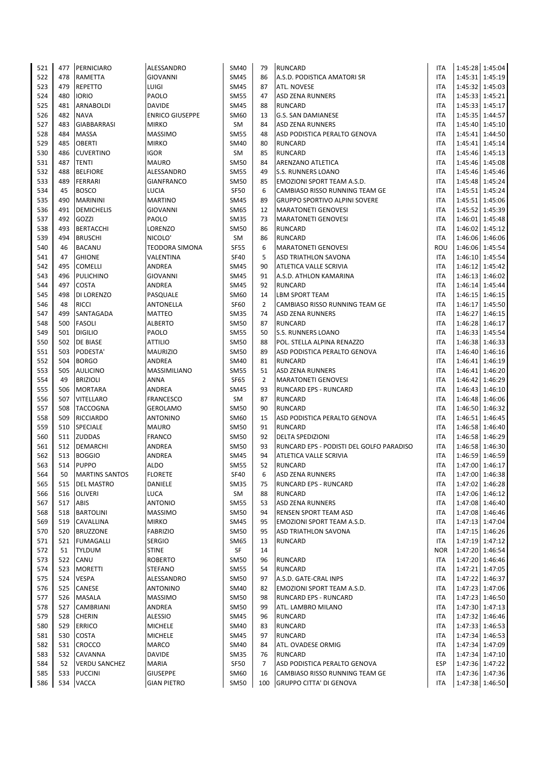| | | | | | | | | | |
|---|---|---|---|---|---|---|---|---|---|
| 521 | 477 | PERNICIARO | ALESSANDRO | SM40 | 79 | RUNCARD | ITA | 1:45:28 | 1:45:04 |
| 522 | 478 | RAMETTA | GIOVANNI | SM45 | 86 | A.S.D. PODISTICA AMATORI SR | ITA | 1:45:31 | 1:45:19 |
| 523 | 479 | REPETTO | LUIGI | SM45 | 87 | ATL. NOVESE | ITA | 1:45:32 | 1:45:03 |
| 524 | 480 | IORIO | PAOLO | SM55 | 47 | ASD ZENA RUNNERS | ITA | 1:45:33 | 1:45:21 |
| 525 | 481 | ARNABOLDI | DAVIDE | SM45 | 88 | RUNCARD | ITA | 1:45:33 | 1:45:17 |
| 526 | 482 | NAVA | ENRICO GIUSEPPE | SM60 | 13 | G.S. SAN DAMIANESE | ITA | 1:45:35 | 1:44:57 |
| 527 | 483 | GIABBARRASI | MIRKO | SM | 84 | ASD ZENA RUNNERS | ITA | 1:45:40 | 1:45:10 |
| 528 | 484 | MASSA | MASSIMO | SM55 | 48 | ASD PODISTICA PERALTO GENOVA | ITA | 1:45:41 | 1:44:50 |
| 529 | 485 | OBERTI | MIRKO | SM40 | 80 | RUNCARD | ITA | 1:45:41 | 1:45:14 |
| 530 | 486 | CUVERTINO | IGOR | SM | 85 | RUNCARD | ITA | 1:45:46 | 1:45:13 |
| 531 | 487 | TENTI | MAURO | SM50 | 84 | ARENZANO ATLETICA | ITA | 1:45:46 | 1:45:08 |
| 532 | 488 | BELFIORE | ALESSANDRO | SM55 | 49 | S.S. RUNNERS LOANO | ITA | 1:45:46 | 1:45:46 |
| 533 | 489 | FERRARI | GIANFRANCO | SM50 | 85 | EMOZIONI SPORT TEAM A.S.D. | ITA | 1:45:48 | 1:45:24 |
| 534 | 45 | BOSCO | LUCIA | SF50 | 6 | CAMBIASO RISSO RUNNING TEAM GE | ITA | 1:45:51 | 1:45:24 |
| 535 | 490 | MARININI | MARTINO | SM45 | 89 | GRUPPO SPORTIVO ALPINI SOVERE | ITA | 1:45:51 | 1:45:06 |
| 536 | 491 | DEMICHELIS | GIOVANNI | SM65 | 12 | MARATONETI GENOVESI | ITA | 1:45:52 | 1:45:39 |
| 537 | 492 | GOZZI | PAOLO | SM35 | 73 | MARATONETI GENOVESI | ITA | 1:46:01 | 1:45:48 |
| 538 | 493 | BERTACCHI | LORENZO | SM50 | 86 | RUNCARD | ITA | 1:46:02 | 1:45:12 |
| 539 | 494 | BRUSCHI | NICOLO' | SM | 86 | RUNCARD | ITA | 1:46:06 | 1:46:06 |
| 540 | 46 | BACANU | TEODORA SIMONA | SF55 | 6 | MARATONETI GENOVESI | ROU | 1:46:06 | 1:45:54 |
| 541 | 47 | GHIONE | VALENTINA | SF40 | 5 | ASD TRIATHLON SAVONA | ITA | 1:46:10 | 1:45:54 |
| 542 | 495 | COMELLI | ANDREA | SM45 | 90 | ATLETICA VALLE SCRIVIA | ITA | 1:46:12 | 1:45:42 |
| 543 | 496 | PULICHINO | GIOVANNI | SM45 | 91 | A.S.D. ATHLON KAMARINA | ITA | 1:46:13 | 1:46:02 |
| 544 | 497 | COSTA | ANDREA | SM45 | 92 | RUNCARD | ITA | 1:46:14 | 1:45:44 |
| 545 | 498 | DI LORENZO | PASQUALE | SM60 | 14 | LBM SPORT TEAM | ITA | 1:46:15 | 1:46:15 |
| 546 | 48 | RICCI | ANTONELLA | SF60 | 2 | CAMBIASO RISSO RUNNING TEAM GE | ITA | 1:46:17 | 1:45:50 |
| 547 | 499 | SANTAGADA | MATTEO | SM35 | 74 | ASD ZENA RUNNERS | ITA | 1:46:27 | 1:46:15 |
| 548 | 500 | FASOLI | ALBERTO | SM50 | 87 | RUNCARD | ITA | 1:46:28 | 1:46:17 |
| 549 | 501 | DIGILIO | PAOLO | SM55 | 50 | S.S. RUNNERS LOANO | ITA | 1:46:33 | 1:45:54 |
| 550 | 502 | DE BIASE | ATTILIO | SM50 | 88 | POL. STELLA ALPINA RENAZZO | ITA | 1:46:38 | 1:46:33 |
| 551 | 503 | PODESTA' | MAURIZIO | SM50 | 89 | ASD PODISTICA PERALTO GENOVA | ITA | 1:46:40 | 1:46:16 |
| 552 | 504 | BORGO | ANDREA | SM40 | 81 | RUNCARD | ITA | 1:46:41 | 1:46:19 |
| 553 | 505 | AULICINO | MASSIMILIANO | SM55 | 51 | ASD ZENA RUNNERS | ITA | 1:46:41 | 1:46:20 |
| 554 | 49 | BRIZIOLI | ANNA | SF65 | 2 | MARATONETI GENOVESI | ITA | 1:46:42 | 1:46:29 |
| 555 | 506 | MORTARA | ANDREA | SM45 | 93 | RUNCARD EPS - RUNCARD | ITA | 1:46:43 | 1:46:10 |
| 556 | 507 | VITELLARO | FRANCESCO | SM | 87 | RUNCARD | ITA | 1:46:48 | 1:46:06 |
| 557 | 508 | TACCOGNA | GEROLAMO | SM50 | 90 | RUNCARD | ITA | 1:46:50 | 1:46:32 |
| 558 | 509 | RICCIARDO | ANTONINO | SM60 | 15 | ASD PODISTICA PERALTO GENOVA | ITA | 1:46:51 | 1:46:45 |
| 559 | 510 | SPECIALE | MAURO | SM50 | 91 | RUNCARD | ITA | 1:46:58 | 1:46:40 |
| 560 | 511 | ZUDDAS | FRANCO | SM50 | 92 | DELTA SPEDIZIONI | ITA | 1:46:58 | 1:46:29 |
| 561 | 512 | DEMARCHI | ANDREA | SM50 | 93 | RUNCARD EPS - PODISTI DEL GOLFO PARADISO | ITA | 1:46:58 | 1:46:30 |
| 562 | 513 | BOGGIO | ANDREA | SM45 | 94 | ATLETICA VALLE SCRIVIA | ITA | 1:46:59 | 1:46:59 |
| 563 | 514 | PUPPO | ALDO | SM55 | 52 | RUNCARD | ITA | 1:47:00 | 1:46:17 |
| 564 | 50 | MARTINS SANTOS | FLORETE | SF40 | 6 | ASD ZENA RUNNERS | ITA | 1:47:00 | 1:46:38 |
| 565 | 515 | DEL MASTRO | DANIELE | SM35 | 75 | RUNCARD EPS - RUNCARD | ITA | 1:47:02 | 1:46:28 |
| 566 | 516 | OLIVERI | LUCA | SM | 88 | RUNCARD | ITA | 1:47:06 | 1:46:12 |
| 567 | 517 | ABIS | ANTONIO | SM55 | 53 | ASD ZENA RUNNERS | ITA | 1:47:08 | 1:46:40 |
| 568 | 518 | BARTOLINI | MASSIMO | SM50 | 94 | RENSEN SPORT TEAM ASD | ITA | 1:47:08 | 1:46:46 |
| 569 | 519 | CAVALLINA | MIRKO | SM45 | 95 | EMOZIONI SPORT TEAM A.S.D. | ITA | 1:47:13 | 1:47:04 |
| 570 | 520 | BRUZZONE | FABRIZIO | SM50 | 95 | ASD TRIATHLON SAVONA | ITA | 1:47:15 | 1:46:26 |
| 571 | 521 | FUMAGALLI | SERGIO | SM65 | 13 | RUNCARD | ITA | 1:47:19 | 1:47:12 |
| 572 | 51 | TYLDUM | STINE | SF | 14 | | NOR | 1:47:20 | 1:46:54 |
| 573 | 522 | CANU | ROBERTO | SM50 | 96 | RUNCARD | ITA | 1:47:20 | 1:46:46 |
| 574 | 523 | MORETTI | STEFANO | SM55 | 54 | RUNCARD | ITA | 1:47:21 | 1:47:05 |
| 575 | 524 | VESPA | ALESSANDRO | SM50 | 97 | A.S.D. GATE-CRAL INPS | ITA | 1:47:22 | 1:46:37 |
| 576 | 525 | CANESE | ANTONINO | SM40 | 82 | EMOZIONI SPORT TEAM A.S.D. | ITA | 1:47:23 | 1:47:06 |
| 577 | 526 | MASALA | MASSIMO | SM50 | 98 | RUNCARD EPS - RUNCARD | ITA | 1:47:23 | 1:46:50 |
| 578 | 527 | CAMBRIANI | ANDREA | SM50 | 99 | ATL. LAMBRO MILANO | ITA | 1:47:30 | 1:47:13 |
| 579 | 528 | CHERIN | ALESSIO | SM45 | 96 | RUNCARD | ITA | 1:47:32 | 1:46:46 |
| 580 | 529 | ERRICO | MICHELE | SM40 | 83 | RUNCARD | ITA | 1:47:33 | 1:46:53 |
| 581 | 530 | COSTA | MICHELE | SM45 | 97 | RUNCARD | ITA | 1:47:34 | 1:46:53 |
| 582 | 531 | CROCCO | MARCO | SM40 | 84 | ATL. OVADESE ORMIG | ITA | 1:47:34 | 1:47:09 |
| 583 | 532 | CAVANNA | DAVIDE | SM35 | 76 | RUNCARD | ITA | 1:47:34 | 1:47:10 |
| 584 | 52 | VERDU SANCHEZ | MARIA | SF50 | 7 | ASD PODISTICA PERALTO GENOVA | ESP | 1:47:36 | 1:47:22 |
| 585 | 533 | PUCCINI | GIUSEPPE | SM60 | 16 | CAMBIASO RISSO RUNNING TEAM GE | ITA | 1:47:36 | 1:47:36 |
| 586 | 534 | VACCA | GIAN PIETRO | SM50 | 100 | GRUPPO CITTA' DI GENOVA | ITA | 1:47:38 | 1:46:50 |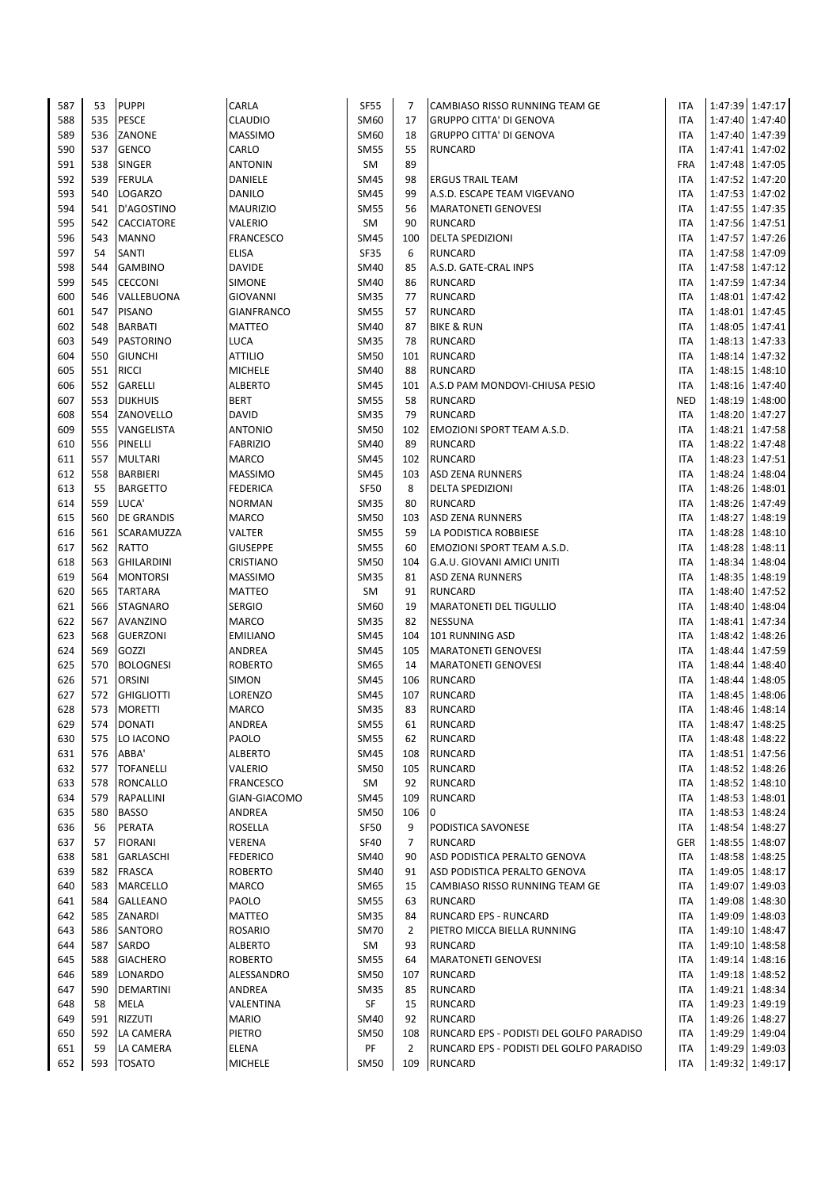| | | | | | | | | | |
|---|---|---|---|---|---|---|---|---|---|
| 587 | 53 | PUPPI | CARLA | SF55 | 7 | CAMBIASO RISSO RUNNING TEAM GE | ITA | 1:47:39 | 1:47:17 |
| 588 | 535 | PESCE | CLAUDIO | SM60 | 17 | GRUPPO CITTA' DI GENOVA | ITA | 1:47:40 | 1:47:40 |
| 589 | 536 | ZANONE | MASSIMO | SM60 | 18 | GRUPPO CITTA' DI GENOVA | ITA | 1:47:40 | 1:47:39 |
| 590 | 537 | GENCO | CARLO | SM55 | 55 | RUNCARD | ITA | 1:47:41 | 1:47:02 |
| 591 | 538 | SINGER | ANTONIN | SM | 89 | | FRA | 1:47:48 | 1:47:05 |
| 592 | 539 | FERULA | DANIELE | SM45 | 98 | ERGUS TRAIL TEAM | ITA | 1:47:52 | 1:47:20 |
| 593 | 540 | LOGARZO | DANILO | SM45 | 99 | A.S.D. ESCAPE TEAM VIGEVANO | ITA | 1:47:53 | 1:47:02 |
| 594 | 541 | D'AGOSTINO | MAURIZIO | SM55 | 56 | MARATONETI GENOVESI | ITA | 1:47:55 | 1:47:35 |
| 595 | 542 | CACCIATORE | VALERIO | SM | 90 | RUNCARD | ITA | 1:47:56 | 1:47:51 |
| 596 | 543 | MANNO | FRANCESCO | SM45 | 100 | DELTA SPEDIZIONI | ITA | 1:47:57 | 1:47:26 |
| 597 | 54 | SANTI | ELISA | SF35 | 6 | RUNCARD | ITA | 1:47:58 | 1:47:09 |
| 598 | 544 | GAMBINO | DAVIDE | SM40 | 85 | A.S.D. GATE-CRAL INPS | ITA | 1:47:58 | 1:47:12 |
| 599 | 545 | CECCONI | SIMONE | SM40 | 86 | RUNCARD | ITA | 1:47:59 | 1:47:34 |
| 600 | 546 | VALLEBUONA | GIOVANNI | SM35 | 77 | RUNCARD | ITA | 1:48:01 | 1:47:42 |
| 601 | 547 | PISANO | GIANFRANCO | SM55 | 57 | RUNCARD | ITA | 1:48:01 | 1:47:45 |
| 602 | 548 | BARBATI | MATTEO | SM40 | 87 | BIKE & RUN | ITA | 1:48:05 | 1:47:41 |
| 603 | 549 | PASTORINO | LUCA | SM35 | 78 | RUNCARD | ITA | 1:48:13 | 1:47:33 |
| 604 | 550 | GIUNCHI | ATTILIO | SM50 | 101 | RUNCARD | ITA | 1:48:14 | 1:47:32 |
| 605 | 551 | RICCI | MICHELE | SM40 | 88 | RUNCARD | ITA | 1:48:15 | 1:48:10 |
| 606 | 552 | GARELLI | ALBERTO | SM45 | 101 | A.S.D PAM MONDOVI-CHIUSA PESIO | ITA | 1:48:16 | 1:47:40 |
| 607 | 553 | DIJKHUIS | BERT | SM55 | 58 | RUNCARD | NED | 1:48:19 | 1:48:00 |
| 608 | 554 | ZANOVELLO | DAVID | SM35 | 79 | RUNCARD | ITA | 1:48:20 | 1:47:27 |
| 609 | 555 | VANGELISTA | ANTONIO | SM50 | 102 | EMOZIONI SPORT TEAM A.S.D. | ITA | 1:48:21 | 1:47:58 |
| 610 | 556 | PINELLI | FABRIZIO | SM40 | 89 | RUNCARD | ITA | 1:48:22 | 1:47:48 |
| 611 | 557 | MULTARI | MARCO | SM45 | 102 | RUNCARD | ITA | 1:48:23 | 1:47:51 |
| 612 | 558 | BARBIERI | MASSIMO | SM45 | 103 | ASD ZENA RUNNERS | ITA | 1:48:24 | 1:48:04 |
| 613 | 55 | BARGETTO | FEDERICA | SF50 | 8 | DELTA SPEDIZIONI | ITA | 1:48:26 | 1:48:01 |
| 614 | 559 | LUCA' | NORMAN | SM35 | 80 | RUNCARD | ITA | 1:48:26 | 1:47:49 |
| 615 | 560 | DE GRANDIS | MARCO | SM50 | 103 | ASD ZENA RUNNERS | ITA | 1:48:27 | 1:48:19 |
| 616 | 561 | SCARAMUZZA | VALTER | SM55 | 59 | LA PODISTICA ROBBIESE | ITA | 1:48:28 | 1:48:10 |
| 617 | 562 | RATTO | GIUSEPPE | SM55 | 60 | EMOZIONI SPORT TEAM A.S.D. | ITA | 1:48:28 | 1:48:11 |
| 618 | 563 | GHILARDINI | CRISTIANO | SM50 | 104 | G.A.U. GIOVANI AMICI UNITI | ITA | 1:48:34 | 1:48:04 |
| 619 | 564 | MONTORSI | MASSIMO | SM35 | 81 | ASD ZENA RUNNERS | ITA | 1:48:35 | 1:48:19 |
| 620 | 565 | TARTARA | MATTEO | SM | 91 | RUNCARD | ITA | 1:48:40 | 1:47:52 |
| 621 | 566 | STAGNARO | SERGIO | SM60 | 19 | MARATONETI DEL TIGULLIO | ITA | 1:48:40 | 1:48:04 |
| 622 | 567 | AVANZINO | MARCO | SM35 | 82 | NESSUNA | ITA | 1:48:41 | 1:47:34 |
| 623 | 568 | GUERZONI | EMILIANO | SM45 | 104 | 101 RUNNING ASD | ITA | 1:48:42 | 1:48:26 |
| 624 | 569 | GOZZI | ANDREA | SM45 | 105 | MARATONETI GENOVESI | ITA | 1:48:44 | 1:47:59 |
| 625 | 570 | BOLOGNESI | ROBERTO | SM65 | 14 | MARATONETI GENOVESI | ITA | 1:48:44 | 1:48:40 |
| 626 | 571 | ORSINI | SIMON | SM45 | 106 | RUNCARD | ITA | 1:48:44 | 1:48:05 |
| 627 | 572 | GHIGLIOTTI | LORENZO | SM45 | 107 | RUNCARD | ITA | 1:48:45 | 1:48:06 |
| 628 | 573 | MORETTI | MARCO | SM35 | 83 | RUNCARD | ITA | 1:48:46 | 1:48:14 |
| 629 | 574 | DONATI | ANDREA | SM55 | 61 | RUNCARD | ITA | 1:48:47 | 1:48:25 |
| 630 | 575 | LO IACONO | PAOLO | SM55 | 62 | RUNCARD | ITA | 1:48:48 | 1:48:22 |
| 631 | 576 | ABBA' | ALBERTO | SM45 | 108 | RUNCARD | ITA | 1:48:51 | 1:47:56 |
| 632 | 577 | TOFANELLI | VALERIO | SM50 | 105 | RUNCARD | ITA | 1:48:52 | 1:48:26 |
| 633 | 578 | RONCALLO | FRANCESCO | SM | 92 | RUNCARD | ITA | 1:48:52 | 1:48:10 |
| 634 | 579 | RAPALLINI | GIAN-GIACOMO | SM45 | 109 | RUNCARD | ITA | 1:48:53 | 1:48:01 |
| 635 | 580 | BASSO | ANDREA | SM50 | 106 | 0 | ITA | 1:48:53 | 1:48:24 |
| 636 | 56 | PERATA | ROSELLA | SF50 | 9 | PODISTICA SAVONESE | ITA | 1:48:54 | 1:48:27 |
| 637 | 57 | FIORANI | VERENA | SF40 | 7 | RUNCARD | GER | 1:48:55 | 1:48:07 |
| 638 | 581 | GARLASCHI | FEDERICO | SM40 | 90 | ASD PODISTICA PERALTO GENOVA | ITA | 1:48:58 | 1:48:25 |
| 639 | 582 | FRASCA | ROBERTO | SM40 | 91 | ASD PODISTICA PERALTO GENOVA | ITA | 1:49:05 | 1:48:17 |
| 640 | 583 | MARCELLO | MARCO | SM65 | 15 | CAMBIASO RISSO RUNNING TEAM GE | ITA | 1:49:07 | 1:49:03 |
| 641 | 584 | GALLEANO | PAOLO | SM55 | 63 | RUNCARD | ITA | 1:49:08 | 1:48:30 |
| 642 | 585 | ZANARDI | MATTEO | SM35 | 84 | RUNCARD EPS - RUNCARD | ITA | 1:49:09 | 1:48:03 |
| 643 | 586 | SANTORO | ROSARIO | SM70 | 2 | PIETRO MICCA BIELLA RUNNING | ITA | 1:49:10 | 1:48:47 |
| 644 | 587 | SARDO | ALBERTO | SM | 93 | RUNCARD | ITA | 1:49:10 | 1:48:58 |
| 645 | 588 | GIACHERO | ROBERTO | SM55 | 64 | MARATONETI GENOVESI | ITA | 1:49:14 | 1:48:16 |
| 646 | 589 | LONARDO | ALESSANDRO | SM50 | 107 | RUNCARD | ITA | 1:49:18 | 1:48:52 |
| 647 | 590 | DEMARTINI | ANDREA | SM35 | 85 | RUNCARD | ITA | 1:49:21 | 1:48:34 |
| 648 | 58 | MELA | VALENTINA | SF | 15 | RUNCARD | ITA | 1:49:23 | 1:49:19 |
| 649 | 591 | RIZZUTI | MARIO | SM40 | 92 | RUNCARD | ITA | 1:49:26 | 1:48:27 |
| 650 | 592 | LA CAMERA | PIETRO | SM50 | 108 | RUNCARD EPS - PODISTI DEL GOLFO PARADISO | ITA | 1:49:29 | 1:49:04 |
| 651 | 59 | LA CAMERA | ELENA | PF | 2 | RUNCARD EPS - PODISTI DEL GOLFO PARADISO | ITA | 1:49:29 | 1:49:03 |
| 652 | 593 | TOSATO | MICHELE | SM50 | 109 | RUNCARD | ITA | 1:49:32 | 1:49:17 |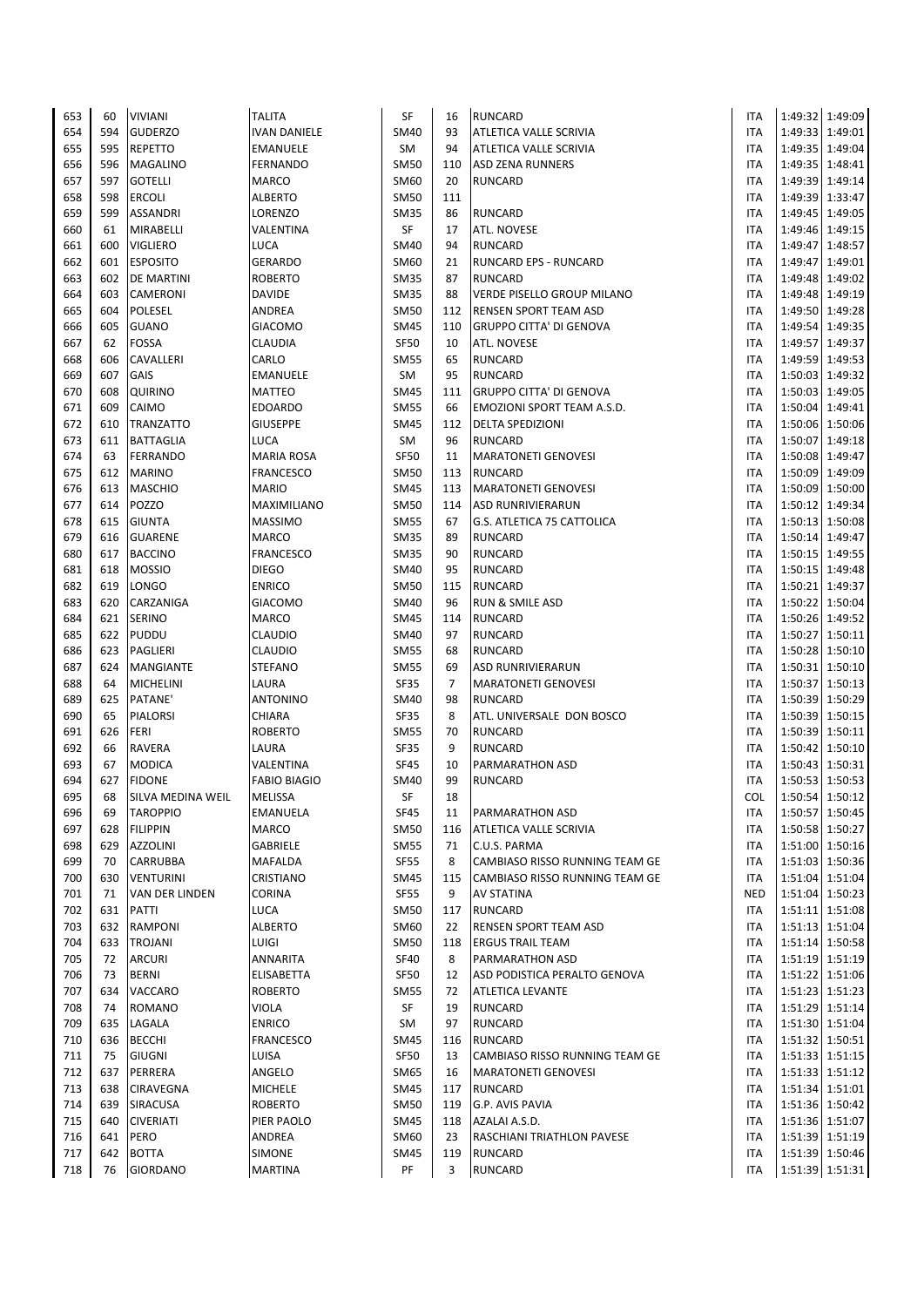| | | | | | | | | | |
|---|---|---|---|---|---|---|---|---|---|
| 653 | 60 | VIVIANI | TALITA | SF | 16 | RUNCARD | ITA | 1:49:32 | 1:49:09 |
| 654 | 594 | GUDERZO | IVAN DANIELE | SM40 | 93 | ATLETICA VALLE SCRIVIA | ITA | 1:49:33 | 1:49:01 |
| 655 | 595 | REPETTO | EMANUELE | SM | 94 | ATLETICA VALLE SCRIVIA | ITA | 1:49:35 | 1:49:04 |
| 656 | 596 | MAGALINO | FERNANDO | SM50 | 110 | ASD ZENA RUNNERS | ITA | 1:49:35 | 1:48:41 |
| 657 | 597 | GOTELLI | MARCO | SM60 | 20 | RUNCARD | ITA | 1:49:39 | 1:49:14 |
| 658 | 598 | ERCOLI | ALBERTO | SM50 | 111 | | ITA | 1:49:39 | 1:33:47 |
| 659 | 599 | ASSANDRI | LORENZO | SM35 | 86 | RUNCARD | ITA | 1:49:45 | 1:49:05 |
| 660 | 61 | MIRABELLI | VALENTINA | SF | 17 | ATL. NOVESE | ITA | 1:49:46 | 1:49:15 |
| 661 | 600 | VIGLIERO | LUCA | SM40 | 94 | RUNCARD | ITA | 1:49:47 | 1:48:57 |
| 662 | 601 | ESPOSITO | GERARDO | SM60 | 21 | RUNCARD EPS - RUNCARD | ITA | 1:49:47 | 1:49:01 |
| 663 | 602 | DE MARTINI | ROBERTO | SM35 | 87 | RUNCARD | ITA | 1:49:48 | 1:49:02 |
| 664 | 603 | CAMERONI | DAVIDE | SM35 | 88 | VERDE PISELLO GROUP MILANO | ITA | 1:49:48 | 1:49:19 |
| 665 | 604 | POLESEL | ANDREA | SM50 | 112 | RENSEN SPORT TEAM ASD | ITA | 1:49:50 | 1:49:28 |
| 666 | 605 | GUANO | GIACOMO | SM45 | 110 | GRUPPO CITTA' DI GENOVA | ITA | 1:49:54 | 1:49:35 |
| 667 | 62 | FOSSA | CLAUDIA | SF50 | 10 | ATL. NOVESE | ITA | 1:49:57 | 1:49:37 |
| 668 | 606 | CAVALLERI | CARLO | SM55 | 65 | RUNCARD | ITA | 1:49:59 | 1:49:53 |
| 669 | 607 | GAIS | EMANUELE | SM | 95 | RUNCARD | ITA | 1:50:03 | 1:49:32 |
| 670 | 608 | QUIRINO | MATTEO | SM45 | 111 | GRUPPO CITTA' DI GENOVA | ITA | 1:50:03 | 1:49:05 |
| 671 | 609 | CAIMO | EDOARDO | SM55 | 66 | EMOZIONI SPORT TEAM A.S.D. | ITA | 1:50:04 | 1:49:41 |
| 672 | 610 | TRANZATTO | GIUSEPPE | SM45 | 112 | DELTA SPEDIZIONI | ITA | 1:50:06 | 1:50:06 |
| 673 | 611 | BATTAGLIA | LUCA | SM | 96 | RUNCARD | ITA | 1:50:07 | 1:49:18 |
| 674 | 63 | FERRANDO | MARIA ROSA | SF50 | 11 | MARATONETI GENOVESI | ITA | 1:50:08 | 1:49:47 |
| 675 | 612 | MARINO | FRANCESCO | SM50 | 113 | RUNCARD | ITA | 1:50:09 | 1:49:09 |
| 676 | 613 | MASCHIO | MARIO | SM45 | 113 | MARATONETI GENOVESI | ITA | 1:50:09 | 1:50:00 |
| 677 | 614 | POZZO | MAXIMILIANO | SM50 | 114 | ASD RUNRIVIERARUN | ITA | 1:50:12 | 1:49:34 |
| 678 | 615 | GIUNTA | MASSIMO | SM55 | 67 | G.S. ATLETICA 75 CATTOLICA | ITA | 1:50:13 | 1:50:08 |
| 679 | 616 | GUARENE | MARCO | SM35 | 89 | RUNCARD | ITA | 1:50:14 | 1:49:47 |
| 680 | 617 | BACCINO | FRANCESCO | SM35 | 90 | RUNCARD | ITA | 1:50:15 | 1:49:55 |
| 681 | 618 | MOSSIO | DIEGO | SM40 | 95 | RUNCARD | ITA | 1:50:15 | 1:49:48 |
| 682 | 619 | LONGO | ENRICO | SM50 | 115 | RUNCARD | ITA | 1:50:21 | 1:49:37 |
| 683 | 620 | CARZANIGA | GIACOMO | SM40 | 96 | RUN & SMILE ASD | ITA | 1:50:22 | 1:50:04 |
| 684 | 621 | SERINO | MARCO | SM45 | 114 | RUNCARD | ITA | 1:50:26 | 1:49:52 |
| 685 | 622 | PUDDU | CLAUDIO | SM40 | 97 | RUNCARD | ITA | 1:50:27 | 1:50:11 |
| 686 | 623 | PAGLIERI | CLAUDIO | SM55 | 68 | RUNCARD | ITA | 1:50:28 | 1:50:10 |
| 687 | 624 | MANGIANTE | STEFANO | SM55 | 69 | ASD RUNRIVIERARUN | ITA | 1:50:31 | 1:50:10 |
| 688 | 64 | MICHELINI | LAURA | SF35 | 7 | MARATONETI GENOVESI | ITA | 1:50:37 | 1:50:13 |
| 689 | 625 | PATANE' | ANTONINO | SM40 | 98 | RUNCARD | ITA | 1:50:39 | 1:50:29 |
| 690 | 65 | PIALORSI | CHIARA | SF35 | 8 | ATL. UNIVERSALE DON BOSCO | ITA | 1:50:39 | 1:50:15 |
| 691 | 626 | FERI | ROBERTO | SM55 | 70 | RUNCARD | ITA | 1:50:39 | 1:50:11 |
| 692 | 66 | RAVERA | LAURA | SF35 | 9 | RUNCARD | ITA | 1:50:42 | 1:50:10 |
| 693 | 67 | MODICA | VALENTINA | SF45 | 10 | PARMARATHON ASD | ITA | 1:50:43 | 1:50:31 |
| 694 | 627 | FIDONE | FABIO BIAGIO | SM40 | 99 | RUNCARD | ITA | 1:50:53 | 1:50:53 |
| 695 | 68 | SILVA MEDINA WEIL | MELISSA | SF | 18 | | COL | 1:50:54 | 1:50:12 |
| 696 | 69 | TAROPPIO | EMANUELA | SF45 | 11 | PARMARATHON ASD | ITA | 1:50:57 | 1:50:45 |
| 697 | 628 | FILIPPIN | MARCO | SM50 | 116 | ATLETICA VALLE SCRIVIA | ITA | 1:50:58 | 1:50:27 |
| 698 | 629 | AZZOLINI | GABRIELE | SM55 | 71 | C.U.S. PARMA | ITA | 1:51:00 | 1:50:16 |
| 699 | 70 | CARRUBBA | MAFALDA | SF55 | 8 | CAMBIASO RISSO RUNNING TEAM GE | ITA | 1:51:03 | 1:50:36 |
| 700 | 630 | VENTURINI | CRISTIANO | SM45 | 115 | CAMBIASO RISSO RUNNING TEAM GE | ITA | 1:51:04 | 1:51:04 |
| 701 | 71 | VAN DER LINDEN | CORINA | SF55 | 9 | AV STATINA | NED | 1:51:04 | 1:50:23 |
| 702 | 631 | PATTI | LUCA | SM50 | 117 | RUNCARD | ITA | 1:51:11 | 1:51:08 |
| 703 | 632 | RAMPONI | ALBERTO | SM60 | 22 | RENSEN SPORT TEAM ASD | ITA | 1:51:13 | 1:51:04 |
| 704 | 633 | TROJANI | LUIGI | SM50 | 118 | ERGUS TRAIL TEAM | ITA | 1:51:14 | 1:50:58 |
| 705 | 72 | ARCURI | ANNARITA | SF40 | 8 | PARMARATHON ASD | ITA | 1:51:19 | 1:51:19 |
| 706 | 73 | BERNI | ELISABETTA | SF50 | 12 | ASD PODISTICA PERALTO GENOVA | ITA | 1:51:22 | 1:51:06 |
| 707 | 634 | VACCARO | ROBERTO | SM55 | 72 | ATLETICA LEVANTE | ITA | 1:51:23 | 1:51:23 |
| 708 | 74 | ROMANO | VIOLA | SF | 19 | RUNCARD | ITA | 1:51:29 | 1:51:14 |
| 709 | 635 | LAGALA | ENRICO | SM | 97 | RUNCARD | ITA | 1:51:30 | 1:51:04 |
| 710 | 636 | BECCHI | FRANCESCO | SM45 | 116 | RUNCARD | ITA | 1:51:32 | 1:50:51 |
| 711 | 75 | GIUGNI | LUISA | SF50 | 13 | CAMBIASO RISSO RUNNING TEAM GE | ITA | 1:51:33 | 1:51:15 |
| 712 | 637 | PERRERA | ANGELO | SM65 | 16 | MARATONETI GENOVESI | ITA | 1:51:33 | 1:51:12 |
| 713 | 638 | CIRAVEGNA | MICHELE | SM45 | 117 | RUNCARD | ITA | 1:51:34 | 1:51:01 |
| 714 | 639 | SIRACUSA | ROBERTO | SM50 | 119 | G.P. AVIS PAVIA | ITA | 1:51:36 | 1:50:42 |
| 715 | 640 | CIVERIATI | PIER PAOLO | SM45 | 118 | AZALAI A.S.D. | ITA | 1:51:36 | 1:51:07 |
| 716 | 641 | PERO | ANDREA | SM60 | 23 | RASCHIANI TRIATHLON PAVESE | ITA | 1:51:39 | 1:51:19 |
| 717 | 642 | BOTTA | SIMONE | SM45 | 119 | RUNCARD | ITA | 1:51:39 | 1:50:46 |
| 718 | 76 | GIORDANO | MARTINA | PF | 3 | RUNCARD | ITA | 1:51:39 | 1:51:31 |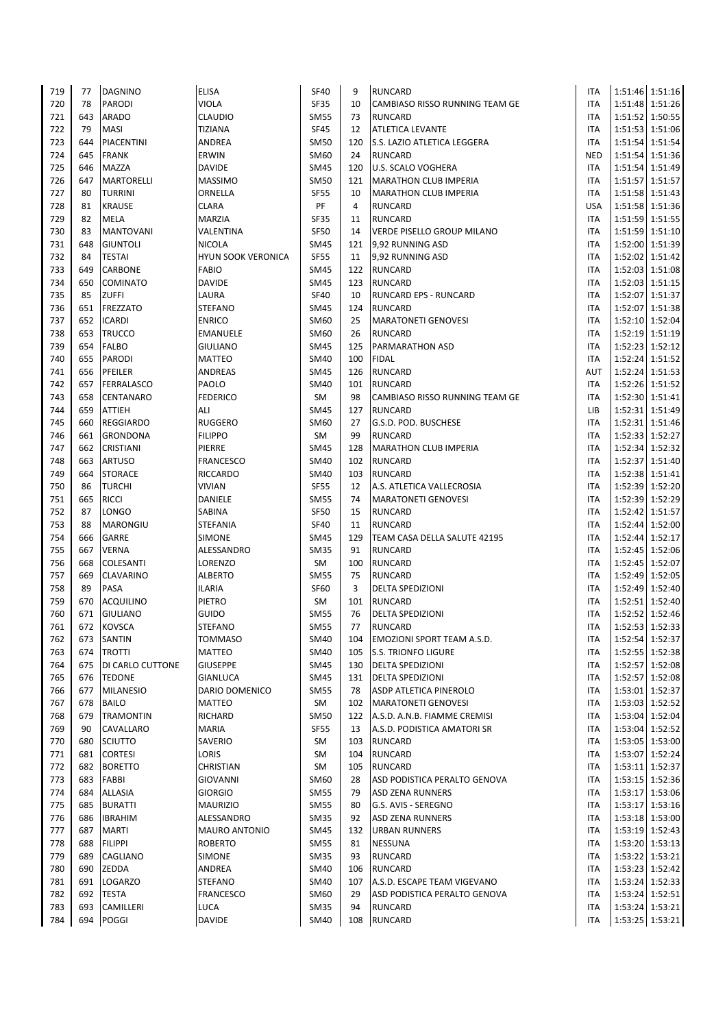| | | | | | | | | | |
|---|---|---|---|---|---|---|---|---|---|
| 719 | 77 | DAGNINO | ELISA | SF40 | 9 | RUNCARD | ITA | 1:51:46 | 1:51:16 |
| 720 | 78 | PARODI | VIOLA | SF35 | 10 | CAMBIASO RISSO RUNNING TEAM GE | ITA | 1:51:48 | 1:51:26 |
| 721 | 643 | ARADO | CLAUDIO | SM55 | 73 | RUNCARD | ITA | 1:51:52 | 1:50:55 |
| 722 | 79 | MASI | TIZIANA | SF45 | 12 | ATLETICA LEVANTE | ITA | 1:51:53 | 1:51:06 |
| 723 | 644 | PIACENTINI | ANDREA | SM50 | 120 | S.S. LAZIO ATLETICA LEGGERA | ITA | 1:51:54 | 1:51:54 |
| 724 | 645 | FRANK | ERWIN | SM60 | 24 | RUNCARD | NED | 1:51:54 | 1:51:36 |
| 725 | 646 | MAZZA | DAVIDE | SM45 | 120 | U.S. SCALO VOGHERA | ITA | 1:51:54 | 1:51:49 |
| 726 | 647 | MARTORELLI | MASSIMO | SM50 | 121 | MARATHON CLUB IMPERIA | ITA | 1:51:57 | 1:51:57 |
| 727 | 80 | TURRINI | ORNELLA | SF55 | 10 | MARATHON CLUB IMPERIA | ITA | 1:51:58 | 1:51:43 |
| 728 | 81 | KRAUSE | CLARA | PF | 4 | RUNCARD | USA | 1:51:58 | 1:51:36 |
| 729 | 82 | MELA | MARZIA | SF35 | 11 | RUNCARD | ITA | 1:51:59 | 1:51:55 |
| 730 | 83 | MANTOVANI | VALENTINA | SF50 | 14 | VERDE PISELLO GROUP MILANO | ITA | 1:51:59 | 1:51:10 |
| 731 | 648 | GIUNTOLI | NICOLA | SM45 | 121 | 9,92 RUNNING ASD | ITA | 1:52:00 | 1:51:39 |
| 732 | 84 | TESTAI | HYUN SOOK VERONICA | SF55 | 11 | 9,92 RUNNING ASD | ITA | 1:52:02 | 1:51:42 |
| 733 | 649 | CARBONE | FABIO | SM45 | 122 | RUNCARD | ITA | 1:52:03 | 1:51:08 |
| 734 | 650 | COMINATO | DAVIDE | SM45 | 123 | RUNCARD | ITA | 1:52:03 | 1:51:15 |
| 735 | 85 | ZUFFI | LAURA | SF40 | 10 | RUNCARD EPS - RUNCARD | ITA | 1:52:07 | 1:51:37 |
| 736 | 651 | FREZZATO | STEFANO | SM45 | 124 | RUNCARD | ITA | 1:52:07 | 1:51:38 |
| 737 | 652 | ICARDI | ENRICO | SM60 | 25 | MARATONETI GENOVESI | ITA | 1:52:10 | 1:52:04 |
| 738 | 653 | TRUCCO | EMANUELE | SM60 | 26 | RUNCARD | ITA | 1:52:19 | 1:51:19 |
| 739 | 654 | FALBO | GIULIANO | SM45 | 125 | PARMARATHON ASD | ITA | 1:52:23 | 1:52:12 |
| 740 | 655 | PARODI | MATTEO | SM40 | 100 | FIDAL | ITA | 1:52:24 | 1:51:52 |
| 741 | 656 | PFEILER | ANDREAS | SM45 | 126 | RUNCARD | AUT | 1:52:24 | 1:51:53 |
| 742 | 657 | FERRALASCO | PAOLO | SM40 | 101 | RUNCARD | ITA | 1:52:26 | 1:51:52 |
| 743 | 658 | CENTANARO | FEDERICO | SM | 98 | CAMBIASO RISSO RUNNING TEAM GE | ITA | 1:52:30 | 1:51:41 |
| 744 | 659 | ATTIEH | ALI | SM45 | 127 | RUNCARD | LIB | 1:52:31 | 1:51:49 |
| 745 | 660 | REGGIARDO | RUGGERO | SM60 | 27 | G.S.D. POD. BUSCHESE | ITA | 1:52:31 | 1:51:46 |
| 746 | 661 | GRONDONA | FILIPPO | SM | 99 | RUNCARD | ITA | 1:52:33 | 1:52:27 |
| 747 | 662 | CRISTIANI | PIERRE | SM45 | 128 | MARATHON CLUB IMPERIA | ITA | 1:52:34 | 1:52:32 |
| 748 | 663 | ARTUSO | FRANCESCO | SM40 | 102 | RUNCARD | ITA | 1:52:37 | 1:51:40 |
| 749 | 664 | STORACE | RICCARDO | SM40 | 103 | RUNCARD | ITA | 1:52:38 | 1:51:41 |
| 750 | 86 | TURCHI | VIVIAN | SF55 | 12 | A.S. ATLETICA VALLECROSIA | ITA | 1:52:39 | 1:52:20 |
| 751 | 665 | RICCI | DANIELE | SM55 | 74 | MARATONETI GENOVESI | ITA | 1:52:39 | 1:52:29 |
| 752 | 87 | LONGO | SABINA | SF50 | 15 | RUNCARD | ITA | 1:52:42 | 1:51:57 |
| 753 | 88 | MARONGIU | STEFANIA | SF40 | 11 | RUNCARD | ITA | 1:52:44 | 1:52:00 |
| 754 | 666 | GARRE | SIMONE | SM45 | 129 | TEAM CASA DELLA SALUTE 42195 | ITA | 1:52:44 | 1:52:17 |
| 755 | 667 | VERNA | ALESSANDRO | SM35 | 91 | RUNCARD | ITA | 1:52:45 | 1:52:06 |
| 756 | 668 | COLESANTI | LORENZO | SM | 100 | RUNCARD | ITA | 1:52:45 | 1:52:07 |
| 757 | 669 | CLAVARINO | ALBERTO | SM55 | 75 | RUNCARD | ITA | 1:52:49 | 1:52:05 |
| 758 | 89 | PASA | ILARIA | SF60 | 3 | DELTA SPEDIZIONI | ITA | 1:52:49 | 1:52:40 |
| 759 | 670 | ACQUILINO | PIETRO | SM | 101 | RUNCARD | ITA | 1:52:51 | 1:52:40 |
| 760 | 671 | GIULIANO | GUIDO | SM55 | 76 | DELTA SPEDIZIONI | ITA | 1:52:52 | 1:52:46 |
| 761 | 672 | KOVSCA | STEFANO | SM55 | 77 | RUNCARD | ITA | 1:52:53 | 1:52:33 |
| 762 | 673 | SANTIN | TOMMASO | SM40 | 104 | EMOZIONI SPORT TEAM A.S.D. | ITA | 1:52:54 | 1:52:37 |
| 763 | 674 | TROTTI | MATTEO | SM40 | 105 | S.S. TRIONFO LIGURE | ITA | 1:52:55 | 1:52:38 |
| 764 | 675 | DI CARLO CUTTONE | GIUSEPPE | SM45 | 130 | DELTA SPEDIZIONI | ITA | 1:52:57 | 1:52:08 |
| 765 | 676 | TEDONE | GIANLUCA | SM45 | 131 | DELTA SPEDIZIONI | ITA | 1:52:57 | 1:52:08 |
| 766 | 677 | MILANESIO | DARIO DOMENICO | SM55 | 78 | ASDP ATLETICA PINEROLO | ITA | 1:53:01 | 1:52:37 |
| 767 | 678 | BAILO | MATTEO | SM | 102 | MARATONETI GENOVESI | ITA | 1:53:03 | 1:52:52 |
| 768 | 679 | TRAMONTIN | RICHARD | SM50 | 122 | A.S.D. A.N.B. FIAMME CREMISI | ITA | 1:53:04 | 1:52:04 |
| 769 | 90 | CAVALLARO | MARIA | SF55 | 13 | A.S.D. PODISTICA AMATORI SR | ITA | 1:53:04 | 1:52:52 |
| 770 | 680 | SCIUTTO | SAVERIO | SM | 103 | RUNCARD | ITA | 1:53:05 | 1:53:00 |
| 771 | 681 | CORTESI | LORIS | SM | 104 | RUNCARD | ITA | 1:53:07 | 1:52:24 |
| 772 | 682 | BORETTO | CHRISTIAN | SM | 105 | RUNCARD | ITA | 1:53:11 | 1:52:37 |
| 773 | 683 | FABBI | GIOVANNI | SM60 | 28 | ASD PODISTICA PERALTO GENOVA | ITA | 1:53:15 | 1:52:36 |
| 774 | 684 | ALLASIA | GIORGIO | SM55 | 79 | ASD ZENA RUNNERS | ITA | 1:53:17 | 1:53:06 |
| 775 | 685 | BURATTI | MAURIZIO | SM55 | 80 | G.S. AVIS - SEREGNO | ITA | 1:53:17 | 1:53:16 |
| 776 | 686 | IBRAHIM | ALESSANDRO | SM35 | 92 | ASD ZENA RUNNERS | ITA | 1:53:18 | 1:53:00 |
| 777 | 687 | MARTI | MAURO ANTONIO | SM45 | 132 | URBAN RUNNERS | ITA | 1:53:19 | 1:52:43 |
| 778 | 688 | FILIPPI | ROBERTO | SM55 | 81 | NESSUNA | ITA | 1:53:20 | 1:53:13 |
| 779 | 689 | CAGLIANO | SIMONE | SM35 | 93 | RUNCARD | ITA | 1:53:22 | 1:53:21 |
| 780 | 690 | ZEDDA | ANDREA | SM40 | 106 | RUNCARD | ITA | 1:53:23 | 1:52:42 |
| 781 | 691 | LOGARZO | STEFANO | SM40 | 107 | A.S.D. ESCAPE TEAM VIGEVANO | ITA | 1:53:24 | 1:52:33 |
| 782 | 692 | TESTA | FRANCESCO | SM60 | 29 | ASD PODISTICA PERALTO GENOVA | ITA | 1:53:24 | 1:52:51 |
| 783 | 693 | CAMILLERI | LUCA | SM35 | 94 | RUNCARD | ITA | 1:53:24 | 1:53:21 |
| 784 | 694 | POGGI | DAVIDE | SM40 | 108 | RUNCARD | ITA | 1:53:25 | 1:53:21 |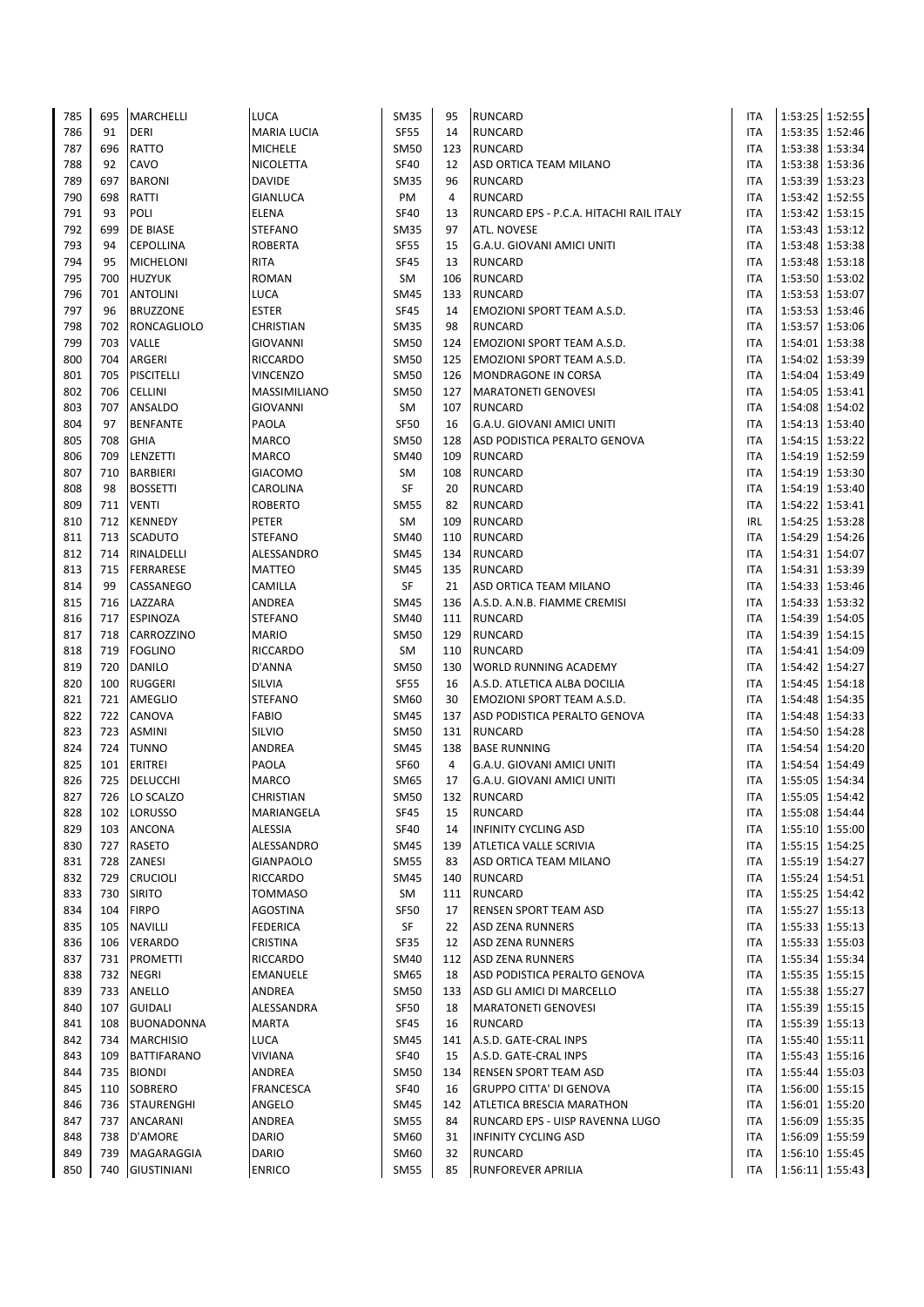| | | | | | | | | | |
|---|---|---|---|---|---|---|---|---|---|
| 785 | 695 | MARCHELLI | LUCA | SM35 | 95 | RUNCARD | ITA | 1:53:25 | 1:52:55 |
| 786 | 91 | DERI | MARIA LUCIA | SF55 | 14 | RUNCARD | ITA | 1:53:35 | 1:52:46 |
| 787 | 696 | RATTO | MICHELE | SM50 | 123 | RUNCARD | ITA | 1:53:38 | 1:53:34 |
| 788 | 92 | CAVO | NICOLETTA | SF40 | 12 | ASD ORTICA TEAM MILANO | ITA | 1:53:38 | 1:53:36 |
| 789 | 697 | BARONI | DAVIDE | SM35 | 96 | RUNCARD | ITA | 1:53:39 | 1:53:23 |
| 790 | 698 | RATTI | GIANLUCA | PM | 4 | RUNCARD | ITA | 1:53:42 | 1:52:55 |
| 791 | 93 | POLI | ELENA | SF40 | 13 | RUNCARD EPS - P.C.A. HITACHI RAIL ITALY | ITA | 1:53:42 | 1:53:15 |
| 792 | 699 | DE BIASE | STEFANO | SM35 | 97 | ATL. NOVESE | ITA | 1:53:43 | 1:53:12 |
| 793 | 94 | CEPOLLINA | ROBERTA | SF55 | 15 | G.A.U. GIOVANI AMICI UNITI | ITA | 1:53:48 | 1:53:38 |
| 794 | 95 | MICHELONI | RITA | SF45 | 13 | RUNCARD | ITA | 1:53:48 | 1:53:18 |
| 795 | 700 | HUZYUK | ROMAN | SM | 106 | RUNCARD | ITA | 1:53:50 | 1:53:02 |
| 796 | 701 | ANTOLINI | LUCA | SM45 | 133 | RUNCARD | ITA | 1:53:53 | 1:53:07 |
| 797 | 96 | BRUZZONE | ESTER | SF45 | 14 | EMOZIONI SPORT TEAM A.S.D. | ITA | 1:53:53 | 1:53:46 |
| 798 | 702 | RONCAGLIOLO | CHRISTIAN | SM35 | 98 | RUNCARD | ITA | 1:53:57 | 1:53:06 |
| 799 | 703 | VALLE | GIOVANNI | SM50 | 124 | EMOZIONI SPORT TEAM A.S.D. | ITA | 1:54:01 | 1:53:38 |
| 800 | 704 | ARGERI | RICCARDO | SM50 | 125 | EMOZIONI SPORT TEAM A.S.D. | ITA | 1:54:02 | 1:53:39 |
| 801 | 705 | PISCITELLI | VINCENZO | SM50 | 126 | MONDRAGONE IN CORSA | ITA | 1:54:04 | 1:53:49 |
| 802 | 706 | CELLINI | MASSIMILIANO | SM50 | 127 | MARATONETI GENOVESI | ITA | 1:54:05 | 1:53:41 |
| 803 | 707 | ANSALDO | GIOVANNI | SM | 107 | RUNCARD | ITA | 1:54:08 | 1:54:02 |
| 804 | 97 | BENFANTE | PAOLA | SF50 | 16 | G.A.U. GIOVANI AMICI UNITI | ITA | 1:54:13 | 1:53:40 |
| 805 | 708 | GHIA | MARCO | SM50 | 128 | ASD PODISTICA PERALTO GENOVA | ITA | 1:54:15 | 1:53:22 |
| 806 | 709 | LENZETTI | MARCO | SM40 | 109 | RUNCARD | ITA | 1:54:19 | 1:52:59 |
| 807 | 710 | BARBIERI | GIACOMO | SM | 108 | RUNCARD | ITA | 1:54:19 | 1:53:30 |
| 808 | 98 | BOSSETTI | CAROLINA | SF | 20 | RUNCARD | ITA | 1:54:19 | 1:53:40 |
| 809 | 711 | VENTI | ROBERTO | SM55 | 82 | RUNCARD | ITA | 1:54:22 | 1:53:41 |
| 810 | 712 | KENNEDY | PETER | SM | 109 | RUNCARD | IRL | 1:54:25 | 1:53:28 |
| 811 | 713 | SCADUTO | STEFANO | SM40 | 110 | RUNCARD | ITA | 1:54:29 | 1:54:26 |
| 812 | 714 | RINALDELLI | ALESSANDRO | SM45 | 134 | RUNCARD | ITA | 1:54:31 | 1:54:07 |
| 813 | 715 | FERRARESE | MATTEO | SM45 | 135 | RUNCARD | ITA | 1:54:31 | 1:53:39 |
| 814 | 99 | CASSANEGO | CAMILLA | SF | 21 | ASD ORTICA TEAM MILANO | ITA | 1:54:33 | 1:53:46 |
| 815 | 716 | LAZZARA | ANDREA | SM45 | 136 | A.S.D. A.N.B. FIAMME CREMISI | ITA | 1:54:33 | 1:53:32 |
| 816 | 717 | ESPINOZA | STEFANO | SM40 | 111 | RUNCARD | ITA | 1:54:39 | 1:54:05 |
| 817 | 718 | CARROZZINO | MARIO | SM50 | 129 | RUNCARD | ITA | 1:54:39 | 1:54:15 |
| 818 | 719 | FOGLINO | RICCARDO | SM | 110 | RUNCARD | ITA | 1:54:41 | 1:54:09 |
| 819 | 720 | DANILO | D'ANNA | SM50 | 130 | WORLD RUNNING ACADEMY | ITA | 1:54:42 | 1:54:27 |
| 820 | 100 | RUGGERI | SILVIA | SF55 | 16 | A.S.D. ATLETICA ALBA DOCILIA | ITA | 1:54:45 | 1:54:18 |
| 821 | 721 | AMEGLIO | STEFANO | SM60 | 30 | EMOZIONI SPORT TEAM A.S.D. | ITA | 1:54:48 | 1:54:35 |
| 822 | 722 | CANOVA | FABIO | SM45 | 137 | ASD PODISTICA PERALTO GENOVA | ITA | 1:54:48 | 1:54:33 |
| 823 | 723 | ASMINI | SILVIO | SM50 | 131 | RUNCARD | ITA | 1:54:50 | 1:54:28 |
| 824 | 724 | TUNNO | ANDREA | SM45 | 138 | BASE RUNNING | ITA | 1:54:54 | 1:54:20 |
| 825 | 101 | ERITREI | PAOLA | SF60 | 4 | G.A.U. GIOVANI AMICI UNITI | ITA | 1:54:54 | 1:54:49 |
| 826 | 725 | DELUCCHI | MARCO | SM65 | 17 | G.A.U. GIOVANI AMICI UNITI | ITA | 1:55:05 | 1:54:34 |
| 827 | 726 | LO SCALZO | CHRISTIAN | SM50 | 132 | RUNCARD | ITA | 1:55:05 | 1:54:42 |
| 828 | 102 | LORUSSO | MARIANGELA | SF45 | 15 | RUNCARD | ITA | 1:55:08 | 1:54:44 |
| 829 | 103 | ANCONA | ALESSIA | SF40 | 14 | INFINITY CYCLING ASD | ITA | 1:55:10 | 1:55:00 |
| 830 | 727 | RASETO | ALESSANDRO | SM45 | 139 | ATLETICA VALLE SCRIVIA | ITA | 1:55:15 | 1:54:25 |
| 831 | 728 | ZANESI | GIANPAOLO | SM55 | 83 | ASD ORTICA TEAM MILANO | ITA | 1:55:19 | 1:54:27 |
| 832 | 729 | CRUCIOLI | RICCARDO | SM45 | 140 | RUNCARD | ITA | 1:55:24 | 1:54:51 |
| 833 | 730 | SIRITO | TOMMASO | SM | 111 | RUNCARD | ITA | 1:55:25 | 1:54:42 |
| 834 | 104 | FIRPO | AGOSTINA | SF50 | 17 | RENSEN SPORT TEAM ASD | ITA | 1:55:27 | 1:55:13 |
| 835 | 105 | NAVILLI | FEDERICA | SF | 22 | ASD ZENA RUNNERS | ITA | 1:55:33 | 1:55:13 |
| 836 | 106 | VERARDO | CRISTINA | SF35 | 12 | ASD ZENA RUNNERS | ITA | 1:55:33 | 1:55:03 |
| 837 | 731 | PROMETTI | RICCARDO | SM40 | 112 | ASD ZENA RUNNERS | ITA | 1:55:34 | 1:55:34 |
| 838 | 732 | NEGRI | EMANUELE | SM65 | 18 | ASD PODISTICA PERALTO GENOVA | ITA | 1:55:35 | 1:55:15 |
| 839 | 733 | ANELLO | ANDREA | SM50 | 133 | ASD GLI AMICI DI MARCELLO | ITA | 1:55:38 | 1:55:27 |
| 840 | 107 | GUIDALI | ALESSANDRA | SF50 | 18 | MARATONETI GENOVESI | ITA | 1:55:39 | 1:55:15 |
| 841 | 108 | BUONADONNA | MARTA | SF45 | 16 | RUNCARD | ITA | 1:55:39 | 1:55:13 |
| 842 | 734 | MARCHISIO | LUCA | SM45 | 141 | A.S.D. GATE-CRAL INPS | ITA | 1:55:40 | 1:55:11 |
| 843 | 109 | BATTIFARANO | VIVIANA | SF40 | 15 | A.S.D. GATE-CRAL INPS | ITA | 1:55:43 | 1:55:16 |
| 844 | 735 | BIONDI | ANDREA | SM50 | 134 | RENSEN SPORT TEAM ASD | ITA | 1:55:44 | 1:55:03 |
| 845 | 110 | SOBRERO | FRANCESCA | SF40 | 16 | GRUPPO CITTA' DI GENOVA | ITA | 1:56:00 | 1:55:15 |
| 846 | 736 | STAURENGHI | ANGELO | SM45 | 142 | ATLETICA BRESCIA MARATHON | ITA | 1:56:01 | 1:55:20 |
| 847 | 737 | ANCARANI | ANDREA | SM55 | 84 | RUNCARD EPS - UISP RAVENNA LUGO | ITA | 1:56:09 | 1:55:35 |
| 848 | 738 | D'AMORE | DARIO | SM60 | 31 | INFINITY CYCLING ASD | ITA | 1:56:09 | 1:55:59 |
| 849 | 739 | MAGARAGGIA | DARIO | SM60 | 32 | RUNCARD | ITA | 1:56:10 | 1:55:45 |
| 850 | 740 | GIUSTINIANI | ENRICO | SM55 | 85 | RUNFOREVER APRILIA | ITA | 1:56:11 | 1:55:43 |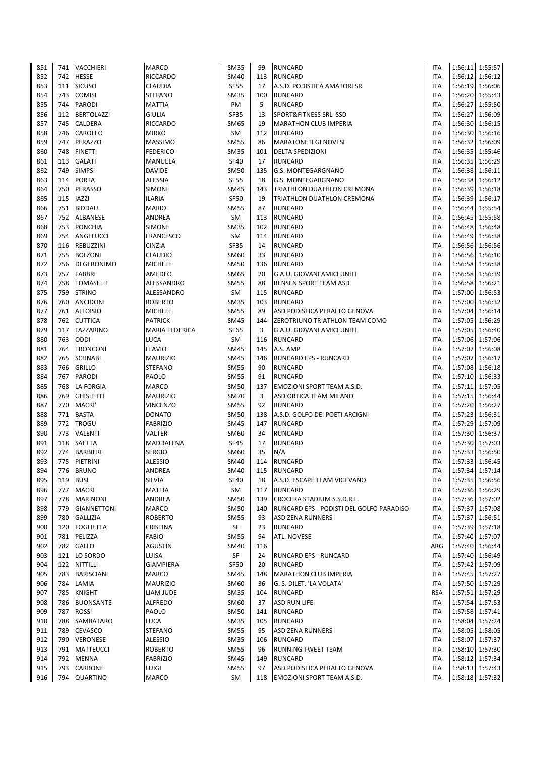| 851 | 741 | VACCHIERI | MARCO | SM35 | 99 | RUNCARD | ITA | 1:56:11 | 1:55:57 |
|---|---|---|---|---|---|---|---|---|---|
| 852 | 742 | HESSE | RICCARDO | SM40 | 113 | RUNCARD | ITA | 1:56:12 | 1:56:12 |
| 853 | 111 | SICUSO | CLAUDIA | SF55 | 17 | A.S.D. PODISTICA AMATORI SR | ITA | 1:56:19 | 1:56:06 |
| 854 | 743 | COMISI | STEFANO | SM35 | 100 | RUNCARD | ITA | 1:56:20 | 1:55:43 |
| 855 | 744 | PARODI | MATTIA | PM | 5 | RUNCARD | ITA | 1:56:27 | 1:55:50 |
| 856 | 112 | BERTOLAZZI | GIULIA | SF35 | 13 | SPORT&FITNESS SRL SSD | ITA | 1:56:27 | 1:56:09 |
| 857 | 745 | CALDERA | RICCARDO | SM65 | 19 | MARATHON CLUB IMPERIA | ITA | 1:56:30 | 1:56:15 |
| 858 | 746 | CAROLEO | MIRKO | SM | 112 | RUNCARD | ITA | 1:56:30 | 1:56:16 |
| 859 | 747 | PERAZZO | MASSIMO | SM55 | 86 | MARATONETI GENOVESI | ITA | 1:56:32 | 1:56:09 |
| 860 | 748 | FINETTI | FEDERICO | SM35 | 101 | DELTA SPEDIZIONI | ITA | 1:56:35 | 1:55:46 |
| 861 | 113 | GALATI | MANUELA | SF40 | 17 | RUNCARD | ITA | 1:56:35 | 1:56:29 |
| 862 | 749 | SIMPSI | DAVIDE | SM50 | 135 | G.S. MONTEGARGNANO | ITA | 1:56:38 | 1:56:11 |
| 863 | 114 | PORTA | ALESSIA | SF55 | 18 | G.S. MONTEGARGNANO | ITA | 1:56:38 | 1:56:12 |
| 864 | 750 | PERASSO | SIMONE | SM45 | 143 | TRIATHLON DUATHLON CREMONA | ITA | 1:56:39 | 1:56:18 |
| 865 | 115 | IAZZI | ILARIA | SF50 | 19 | TRIATHLON DUATHLON CREMONA | ITA | 1:56:39 | 1:56:17 |
| 866 | 751 | BIDDAU | MARIO | SM55 | 87 | RUNCARD | ITA | 1:56:44 | 1:55:54 |
| 867 | 752 | ALBANESE | ANDREA | SM | 113 | RUNCARD | ITA | 1:56:45 | 1:55:58 |
| 868 | 753 | PONCHIA | SIMONE | SM35 | 102 | RUNCARD | ITA | 1:56:48 | 1:56:48 |
| 869 | 754 | ANGELUCCI | FRANCESCO | SM | 114 | RUNCARD | ITA | 1:56:49 | 1:56:38 |
| 870 | 116 | REBUZZINI | CINZIA | SF35 | 14 | RUNCARD | ITA | 1:56:56 | 1:56:56 |
| 871 | 755 | BOLZONI | CLAUDIO | SM60 | 33 | RUNCARD | ITA | 1:56:56 | 1:56:10 |
| 872 | 756 | DI GERONIMO | MICHELE | SM50 | 136 | RUNCARD | ITA | 1:56:58 | 1:56:38 |
| 873 | 757 | FABBRI | AMEDEO | SM65 | 20 | G.A.U. GIOVANI AMICI UNITI | ITA | 1:56:58 | 1:56:39 |
| 874 | 758 | TOMASELLI | ALESSANDRO | SM55 | 88 | RENSEN SPORT TEAM ASD | ITA | 1:56:58 | 1:56:21 |
| 875 | 759 | STRINO | ALESSANDRO | SM | 115 | RUNCARD | ITA | 1:57:00 | 1:56:53 |
| 876 | 760 | ANCIDONI | ROBERTO | SM35 | 103 | RUNCARD | ITA | 1:57:00 | 1:56:32 |
| 877 | 761 | ALLOISIO | MICHELE | SM55 | 89 | ASD PODISTICA PERALTO GENOVA | ITA | 1:57:04 | 1:56:14 |
| 878 | 762 | CUTTICA | PATRICK | SM45 | 144 | ZEROTRIUNO TRIATHLON TEAM COMO | ITA | 1:57:05 | 1:56:29 |
| 879 | 117 | LAZZARINO | MARIA FEDERICA | SF65 | 3 | G.A.U. GIOVANI AMICI UNITI | ITA | 1:57:05 | 1:56:40 |
| 880 | 763 | ODDI | LUCA | SM | 116 | RUNCARD | ITA | 1:57:06 | 1:57:06 |
| 881 | 764 | TRONCONI | FLAVIO | SM45 | 145 | A.S. AMP | ITA | 1:57:07 | 1:56:08 |
| 882 | 765 | SCHNABL | MAURIZIO | SM45 | 146 | RUNCARD EPS - RUNCARD | ITA | 1:57:07 | 1:56:17 |
| 883 | 766 | GRILLO | STEFANO | SM55 | 90 | RUNCARD | ITA | 1:57:08 | 1:56:18 |
| 884 | 767 | PARODI | PAOLO | SM55 | 91 | RUNCARD | ITA | 1:57:10 | 1:56:33 |
| 885 | 768 | LA FORGIA | MARCO | SM50 | 137 | EMOZIONI SPORT TEAM A.S.D. | ITA | 1:57:11 | 1:57:05 |
| 886 | 769 | GHISLETTI | MAURIZIO | SM70 | 3 | ASD ORTICA TEAM MILANO | ITA | 1:57:15 | 1:56:44 |
| 887 | 770 | MACRI' | VINCENZO | SM55 | 92 | RUNCARD | ITA | 1:57:20 | 1:56:27 |
| 888 | 771 | BASTA | DONATO | SM50 | 138 | A.S.D. GOLFO DEI POETI ARCIGNI | ITA | 1:57:23 | 1:56:31 |
| 889 | 772 | TROGU | FABRIZIO | SM45 | 147 | RUNCARD | ITA | 1:57:29 | 1:57:09 |
| 890 | 773 | VALENTI | VALTER | SM60 | 34 | RUNCARD | ITA | 1:57:30 | 1:56:37 |
| 891 | 118 | SAETTA | MADDALENA | SF45 | 17 | RUNCARD | ITA | 1:57:30 | 1:57:03 |
| 892 | 774 | BARBIERI | SERGIO | SM60 | 35 | N/A | ITA | 1:57:33 | 1:56:50 |
| 893 | 775 | PIETRINI | ALESSIO | SM40 | 114 | RUNCARD | ITA | 1:57:33 | 1:56:45 |
| 894 | 776 | BRUNO | ANDREA | SM40 | 115 | RUNCARD | ITA | 1:57:34 | 1:57:14 |
| 895 | 119 | BUSI | SILVIA | SF40 | 18 | A.S.D. ESCAPE TEAM VIGEVANO | ITA | 1:57:35 | 1:56:56 |
| 896 | 777 | MACRI | MATTIA | SM | 117 | RUNCARD | ITA | 1:57:36 | 1:56:29 |
| 897 | 778 | MARINONI | ANDREA | SM50 | 139 | CROCERA STADIUM S.S.D.R.L. | ITA | 1:57:36 | 1:57:02 |
| 898 | 779 | GIANNETTONI | MARCO | SM50 | 140 | RUNCARD EPS - PODISTI DEL GOLFO PARADISO | ITA | 1:57:37 | 1:57:08 |
| 899 | 780 | GALLIZIA | ROBERTO | SM55 | 93 | ASD ZENA RUNNERS | ITA | 1:57:37 | 1:56:51 |
| 900 | 120 | FOGLIETTA | CRISTINA | SF | 23 | RUNCARD | ITA | 1:57:39 | 1:57:18 |
| 901 | 781 | PELIZZA | FABIO | SM55 | 94 | ATL. NOVESE | ITA | 1:57:40 | 1:57:07 |
| 902 | 782 | GALLO | AGUSTÍN | SM40 | 116 |  | ARG | 1:57:40 | 1:56:44 |
| 903 | 121 | LO SORDO | LUISA | SF | 24 | RUNCARD EPS - RUNCARD | ITA | 1:57:40 | 1:56:49 |
| 904 | 122 | NITTILLI | GIAMPIERA | SF50 | 20 | RUNCARD | ITA | 1:57:42 | 1:57:09 |
| 905 | 783 | BARISCIANI | MARCO | SM45 | 148 | MARATHON CLUB IMPERIA | ITA | 1:57:45 | 1:57:27 |
| 906 | 784 | LAMIA | MAURIZIO | SM60 | 36 | G. S. DILET. 'LA VOLATA' | ITA | 1:57:50 | 1:57:29 |
| 907 | 785 | KNIGHT | LIAM JUDE | SM35 | 104 | RUNCARD | RSA | 1:57:51 | 1:57:29 |
| 908 | 786 | BUONSANTE | ALFREDO | SM60 | 37 | ASD RUN LIFE | ITA | 1:57:54 | 1:57:53 |
| 909 | 787 | ROSSI | PAOLO | SM50 | 141 | RUNCARD | ITA | 1:57:58 | 1:57:41 |
| 910 | 788 | SAMBATARO | LUCA | SM35 | 105 | RUNCARD | ITA | 1:58:04 | 1:57:24 |
| 911 | 789 | CEVASCO | STEFANO | SM55 | 95 | ASD ZENA RUNNERS | ITA | 1:58:05 | 1:58:05 |
| 912 | 790 | VERONESE | ALESSIO | SM35 | 106 | RUNCARD | ITA | 1:58:07 | 1:57:37 |
| 913 | 791 | MATTEUCCI | ROBERTO | SM55 | 96 | RUNNING TWEET TEAM | ITA | 1:58:10 | 1:57:30 |
| 914 | 792 | MENNA | FABRIZIO | SM45 | 149 | RUNCARD | ITA | 1:58:12 | 1:57:34 |
| 915 | 793 | CARBONE | LUIGI | SM55 | 97 | ASD PODISTICA PERALTO GENOVA | ITA | 1:58:13 | 1:57:43 |
| 916 | 794 | QUARTINO | MARCO | SM | 118 | EMOZIONI SPORT TEAM A.S.D. | ITA | 1:58:18 | 1:57:32 |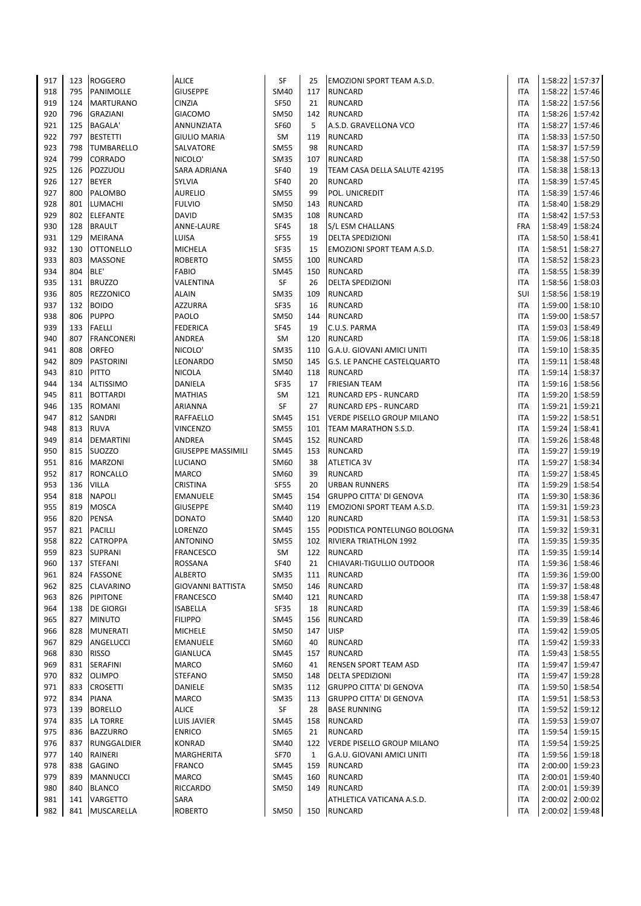| | | | | | | | | | |
|---|---|---|---|---|---|---|---|---|---|
| 917 | 123 | ROGGERO | ALICE | SF | 25 | EMOZIONI SPORT TEAM A.S.D. | ITA | 1:58:22 | 1:57:37 |
| 918 | 795 | PANIMOLLE | GIUSEPPE | SM40 | 117 | RUNCARD | ITA | 1:58:22 | 1:57:46 |
| 919 | 124 | MARTURANO | CINZIA | SF50 | 21 | RUNCARD | ITA | 1:58:22 | 1:57:56 |
| 920 | 796 | GRAZIANI | GIACOMO | SM50 | 142 | RUNCARD | ITA | 1:58:26 | 1:57:42 |
| 921 | 125 | BAGALA' | ANNUNZIATA | SF60 | 5 | A.S.D. GRAVELLONA VCO | ITA | 1:58:27 | 1:57:46 |
| 922 | 797 | BESTETTI | GIULIO MARIA | SM | 119 | RUNCARD | ITA | 1:58:33 | 1:57:50 |
| 923 | 798 | TUMBARELLO | SALVATORE | SM55 | 98 | RUNCARD | ITA | 1:58:37 | 1:57:59 |
| 924 | 799 | CORRADO | NICOLO' | SM35 | 107 | RUNCARD | ITA | 1:58:38 | 1:57:50 |
| 925 | 126 | POZZUOLI | SARA ADRIANA | SF40 | 19 | TEAM CASA DELLA SALUTE 42195 | ITA | 1:58:38 | 1:58:13 |
| 926 | 127 | BEYER | SYLVIA | SF40 | 20 | RUNCARD | ITA | 1:58:39 | 1:57:45 |
| 927 | 800 | PALOMBO | AURELIO | SM55 | 99 | POL. UNICREDIT | ITA | 1:58:39 | 1:57:46 |
| 928 | 801 | LUMACHI | FULVIO | SM50 | 143 | RUNCARD | ITA | 1:58:40 | 1:58:29 |
| 929 | 802 | ELEFANTE | DAVID | SM35 | 108 | RUNCARD | ITA | 1:58:42 | 1:57:53 |
| 930 | 128 | BRAULT | ANNE-LAURE | SF45 | 18 | S/L ESM CHALLANS | FRA | 1:58:49 | 1:58:24 |
| 931 | 129 | MEIRANA | LUISA | SF55 | 19 | DELTA SPEDIZIONI | ITA | 1:58:50 | 1:58:41 |
| 932 | 130 | OTTONELLO | MICHELA | SF35 | 15 | EMOZIONI SPORT TEAM A.S.D. | ITA | 1:58:51 | 1:58:27 |
| 933 | 803 | MASSONE | ROBERTO | SM55 | 100 | RUNCARD | ITA | 1:58:52 | 1:58:23 |
| 934 | 804 | BLE' | FABIO | SM45 | 150 | RUNCARD | ITA | 1:58:55 | 1:58:39 |
| 935 | 131 | BRUZZO | VALENTINA | SF | 26 | DELTA SPEDIZIONI | ITA | 1:58:56 | 1:58:03 |
| 936 | 805 | REZZONICO | ALAIN | SM35 | 109 | RUNCARD | SUI | 1:58:56 | 1:58:19 |
| 937 | 132 | BOIDO | AZZURRA | SF35 | 16 | RUNCARD | ITA | 1:59:00 | 1:58:10 |
| 938 | 806 | PUPPO | PAOLO | SM50 | 144 | RUNCARD | ITA | 1:59:00 | 1:58:57 |
| 939 | 133 | FAELLI | FEDERICA | SF45 | 19 | C.U.S. PARMA | ITA | 1:59:03 | 1:58:49 |
| 940 | 807 | FRANCONERI | ANDREA | SM | 120 | RUNCARD | ITA | 1:59:06 | 1:58:18 |
| 941 | 808 | ORFEO | NICOLO' | SM35 | 110 | G.A.U. GIOVANI AMICI UNITI | ITA | 1:59:10 | 1:58:35 |
| 942 | 809 | PASTORINI | LEONARDO | SM50 | 145 | G.S. LE PANCHE CASTELQUARTO | ITA | 1:59:11 | 1:58:48 |
| 943 | 810 | PITTO | NICOLA | SM40 | 118 | RUNCARD | ITA | 1:59:14 | 1:58:37 |
| 944 | 134 | ALTISSIMO | DANIELA | SF35 | 17 | FRIESIAN TEAM | ITA | 1:59:16 | 1:58:56 |
| 945 | 811 | BOTTARDI | MATHIAS | SM | 121 | RUNCARD EPS - RUNCARD | ITA | 1:59:20 | 1:58:59 |
| 946 | 135 | ROMANI | ARIANNA | SF | 27 | RUNCARD EPS - RUNCARD | ITA | 1:59:21 | 1:59:21 |
| 947 | 812 | SANDRI | RAFFAELLO | SM45 | 151 | VERDE PISELLO GROUP MILANO | ITA | 1:59:22 | 1:58:51 |
| 948 | 813 | RUVA | VINCENZO | SM55 | 101 | TEAM MARATHON S.S.D. | ITA | 1:59:24 | 1:58:41 |
| 949 | 814 | DEMARTINI | ANDREA | SM45 | 152 | RUNCARD | ITA | 1:59:26 | 1:58:48 |
| 950 | 815 | SUOZZO | GIUSEPPE MASSIMILI | SM45 | 153 | RUNCARD | ITA | 1:59:27 | 1:59:19 |
| 951 | 816 | MARZONI | LUCIANO | SM60 | 38 | ATLETICA 3V | ITA | 1:59:27 | 1:58:34 |
| 952 | 817 | RONCALLO | MARCO | SM60 | 39 | RUNCARD | ITA | 1:59:27 | 1:58:45 |
| 953 | 136 | VILLA | CRISTINA | SF55 | 20 | URBAN RUNNERS | ITA | 1:59:29 | 1:58:54 |
| 954 | 818 | NAPOLI | EMANUELE | SM45 | 154 | GRUPPO CITTA' DI GENOVA | ITA | 1:59:30 | 1:58:36 |
| 955 | 819 | MOSCA | GIUSEPPE | SM40 | 119 | EMOZIONI SPORT TEAM A.S.D. | ITA | 1:59:31 | 1:59:23 |
| 956 | 820 | PENSA | DONATO | SM40 | 120 | RUNCARD | ITA | 1:59:31 | 1:58:53 |
| 957 | 821 | PACILLI | LORENZO | SM45 | 155 | PODISTICA PONTELUNGO BOLOGNA | ITA | 1:59:32 | 1:59:31 |
| 958 | 822 | CATROPPA | ANTONINO | SM55 | 102 | RIVIERA TRIATHLON 1992 | ITA | 1:59:35 | 1:59:35 |
| 959 | 823 | SUPRANI | FRANCESCO | SM | 122 | RUNCARD | ITA | 1:59:35 | 1:59:14 |
| 960 | 137 | STEFANI | ROSSANA | SF40 | 21 | CHIAVARI-TIGULLIO OUTDOOR | ITA | 1:59:36 | 1:58:46 |
| 961 | 824 | FASSONE | ALBERTO | SM35 | 111 | RUNCARD | ITA | 1:59:36 | 1:59:00 |
| 962 | 825 | CLAVARINO | GIOVANNI BATTISTA | SM50 | 146 | RUNCARD | ITA | 1:59:37 | 1:58:48 |
| 963 | 826 | PIPITONE | FRANCESCO | SM40 | 121 | RUNCARD | ITA | 1:59:38 | 1:58:47 |
| 964 | 138 | DE GIORGI | ISABELLA | SF35 | 18 | RUNCARD | ITA | 1:59:39 | 1:58:46 |
| 965 | 827 | MINUTO | FILIPPO | SM45 | 156 | RUNCARD | ITA | 1:59:39 | 1:58:46 |
| 966 | 828 | MUNERATI | MICHELE | SM50 | 147 | UISP | ITA | 1:59:42 | 1:59:05 |
| 967 | 829 | ANGELUCCI | EMANUELE | SM60 | 40 | RUNCARD | ITA | 1:59:42 | 1:59:33 |
| 968 | 830 | RISSO | GIANLUCA | SM45 | 157 | RUNCARD | ITA | 1:59:43 | 1:58:55 |
| 969 | 831 | SERAFINI | MARCO | SM60 | 41 | RENSEN SPORT TEAM ASD | ITA | 1:59:47 | 1:59:47 |
| 970 | 832 | OLIMPO | STEFANO | SM50 | 148 | DELTA SPEDIZIONI | ITA | 1:59:47 | 1:59:28 |
| 971 | 833 | CROSETTI | DANIELE | SM35 | 112 | GRUPPO CITTA' DI GENOVA | ITA | 1:59:50 | 1:58:54 |
| 972 | 834 | PIANA | MARCO | SM35 | 113 | GRUPPO CITTA' DI GENOVA | ITA | 1:59:51 | 1:58:53 |
| 973 | 139 | BORELLO | ALICE | SF | 28 | BASE RUNNING | ITA | 1:59:52 | 1:59:12 |
| 974 | 835 | LA TORRE | LUIS JAVIER | SM45 | 158 | RUNCARD | ITA | 1:59:53 | 1:59:07 |
| 975 | 836 | BAZZURRO | ENRICO | SM65 | 21 | RUNCARD | ITA | 1:59:54 | 1:59:15 |
| 976 | 837 | RUNGGALDIER | KONRAD | SM40 | 122 | VERDE PISELLO GROUP MILANO | ITA | 1:59:54 | 1:59:25 |
| 977 | 140 | RAINERI | MARGHERITA | SF70 | 1 | G.A.U. GIOVANI AMICI UNITI | ITA | 1:59:56 | 1:59:18 |
| 978 | 838 | GAGINO | FRANCO | SM45 | 159 | RUNCARD | ITA | 2:00:00 | 1:59:23 |
| 979 | 839 | MANNUCCI | MARCO | SM45 | 160 | RUNCARD | ITA | 2:00:01 | 1:59:40 |
| 980 | 840 | BLANCO | RICCARDO | SM50 | 149 | RUNCARD | ITA | 2:00:01 | 1:59:39 |
| 981 | 141 | VARGETTO | SARA | | | ATHLETICA VATICANA A.S.D. | ITA | 2:00:02 | 2:00:02 |
| 982 | 841 | MUSCARELLA | ROBERTO | SM50 | 150 | RUNCARD | ITA | 2:00:02 | 1:59:48 |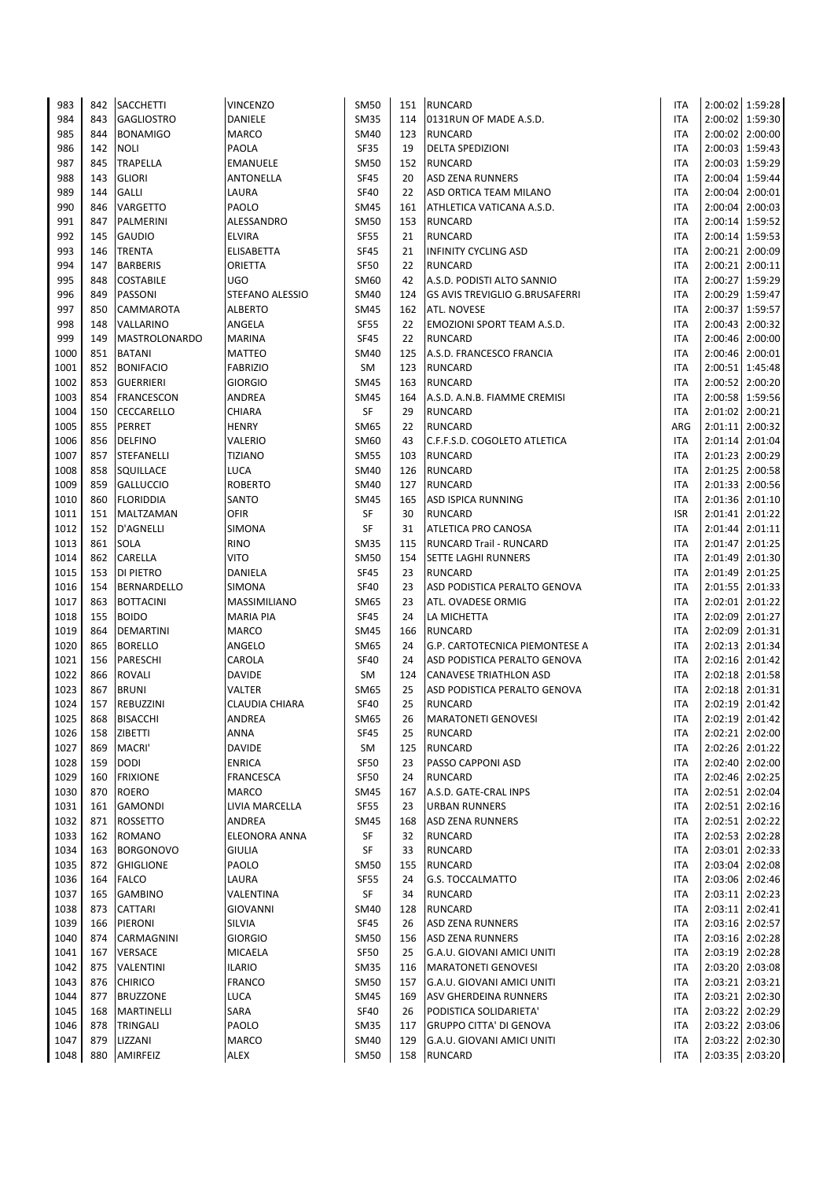| 983 | 842 | SACCHETTI | VINCENZO | SM50 | 151 | RUNCARD | ITA | 2:00:02 | 1:59:28 |
|---|---|---|---|---|---|---|---|---|---|
| 984 | 843 | GAGLIOSTRO | DANIELE | SM35 | 114 | 0131RUN OF MADE A.S.D. | ITA | 2:00:02 | 1:59:30 |
| 985 | 844 | BONAMIGO | MARCO | SM40 | 123 | RUNCARD | ITA | 2:00:02 | 2:00:00 |
| 986 | 142 | NOLI | PAOLA | SF35 | 19 | DELTA SPEDIZIONI | ITA | 2:00:03 | 1:59:43 |
| 987 | 845 | TRAPELLA | EMANUELE | SM50 | 152 | RUNCARD | ITA | 2:00:03 | 1:59:29 |
| 988 | 143 | GLIORI | ANTONELLA | SF45 | 20 | ASD ZENA RUNNERS | ITA | 2:00:04 | 1:59:44 |
| 989 | 144 | GALLI | LAURA | SF40 | 22 | ASD ORTICA TEAM MILANO | ITA | 2:00:04 | 2:00:01 |
| 990 | 846 | VARGETTO | PAOLO | SM45 | 161 | ATHLETICA VATICANA A.S.D. | ITA | 2:00:04 | 2:00:03 |
| 991 | 847 | PALMERINI | ALESSANDRO | SM50 | 153 | RUNCARD | ITA | 2:00:14 | 1:59:52 |
| 992 | 145 | GAUDIO | ELVIRA | SF55 | 21 | RUNCARD | ITA | 2:00:14 | 1:59:53 |
| 993 | 146 | TRENTA | ELISABETTA | SF45 | 21 | INFINITY CYCLING ASD | ITA | 2:00:21 | 2:00:09 |
| 994 | 147 | BARBERIS | ORIETTA | SF50 | 22 | RUNCARD | ITA | 2:00:21 | 2:00:11 |
| 995 | 848 | COSTABILE | UGO | SM60 | 42 | A.S.D. PODISTI ALTO SANNIO | ITA | 2:00:27 | 1:59:29 |
| 996 | 849 | PASSONI | STEFANO ALESSIO | SM40 | 124 | GS AVIS TREVIGLIO G.BRUSAFERRI | ITA | 2:00:29 | 1:59:47 |
| 997 | 850 | CAMMAROTA | ALBERTO | SM45 | 162 | ATL. NOVESE | ITA | 2:00:37 | 1:59:57 |
| 998 | 148 | VALLARINO | ANGELA | SF55 | 22 | EMOZIONI SPORT TEAM A.S.D. | ITA | 2:00:43 | 2:00:32 |
| 999 | 149 | MASTROLONARDO | MARINA | SF45 | 22 | RUNCARD | ITA | 2:00:46 | 2:00:00 |
| 1000 | 851 | BATANI | MATTEO | SM40 | 125 | A.S.D. FRANCESCO FRANCIA | ITA | 2:00:46 | 2:00:01 |
| 1001 | 852 | BONIFACIO | FABRIZIO | SM | 123 | RUNCARD | ITA | 2:00:51 | 1:45:48 |
| 1002 | 853 | GUERRIERI | GIORGIO | SM45 | 163 | RUNCARD | ITA | 2:00:52 | 2:00:20 |
| 1003 | 854 | FRANCESCON | ANDREA | SM45 | 164 | A.S.D. A.N.B. FIAMME CREMISI | ITA | 2:00:58 | 1:59:56 |
| 1004 | 150 | CECCARELLO | CHIARA | SF | 29 | RUNCARD | ITA | 2:01:02 | 2:00:21 |
| 1005 | 855 | PERRET | HENRY | SM65 | 22 | RUNCARD | ARG | 2:01:11 | 2:00:32 |
| 1006 | 856 | DELFINO | VALERIO | SM60 | 43 | C.F.F.S.D. COGOLETO ATLETICA | ITA | 2:01:14 | 2:01:04 |
| 1007 | 857 | STEFANELLI | TIZIANO | SM55 | 103 | RUNCARD | ITA | 2:01:23 | 2:00:29 |
| 1008 | 858 | SQUILLACE | LUCA | SM40 | 126 | RUNCARD | ITA | 2:01:25 | 2:00:58 |
| 1009 | 859 | GALLUCCIO | ROBERTO | SM40 | 127 | RUNCARD | ITA | 2:01:33 | 2:00:56 |
| 1010 | 860 | FLORIDDIA | SANTO | SM45 | 165 | ASD ISPICA RUNNING | ITA | 2:01:36 | 2:01:10 |
| 1011 | 151 | MALTZAMAN | OFIR | SF | 30 | RUNCARD | ISR | 2:01:41 | 2:01:22 |
| 1012 | 152 | D'AGNELLI | SIMONA | SF | 31 | ATLETICA PRO CANOSA | ITA | 2:01:44 | 2:01:11 |
| 1013 | 861 | SOLA | RINO | SM35 | 115 | RUNCARD Trail - RUNCARD | ITA | 2:01:47 | 2:01:25 |
| 1014 | 862 | CARELLA | VITO | SM50 | 154 | SETTE LAGHI RUNNERS | ITA | 2:01:49 | 2:01:30 |
| 1015 | 153 | DI PIETRO | DANIELA | SF45 | 23 | RUNCARD | ITA | 2:01:49 | 2:01:25 |
| 1016 | 154 | BERNARDELLO | SIMONA | SF40 | 23 | ASD PODISTICA PERALTO GENOVA | ITA | 2:01:55 | 2:01:33 |
| 1017 | 863 | BOTTACINI | MASSIMILIANO | SM65 | 23 | ATL. OVADESE ORMIG | ITA | 2:02:01 | 2:01:22 |
| 1018 | 155 | BOIDO | MARIA PIA | SF45 | 24 | LA MICHETTA | ITA | 2:02:09 | 2:01:27 |
| 1019 | 864 | DEMARTINI | MARCO | SM45 | 166 | RUNCARD | ITA | 2:02:09 | 2:01:31 |
| 1020 | 865 | BORELLO | ANGELO | SM65 | 24 | G.P. CARTOTECNICA PIEMONTESE A | ITA | 2:02:13 | 2:01:34 |
| 1021 | 156 | PARESCHI | CAROLA | SF40 | 24 | ASD PODISTICA PERALTO GENOVA | ITA | 2:02:16 | 2:01:42 |
| 1022 | 866 | ROVALI | DAVIDE | SM | 124 | CANAVESE TRIATHLON ASD | ITA | 2:02:18 | 2:01:58 |
| 1023 | 867 | BRUNI | VALTER | SM65 | 25 | ASD PODISTICA PERALTO GENOVA | ITA | 2:02:18 | 2:01:31 |
| 1024 | 157 | REBUZZINI | CLAUDIA CHIARA | SF40 | 25 | RUNCARD | ITA | 2:02:19 | 2:01:42 |
| 1025 | 868 | BISACCHI | ANDREA | SM65 | 26 | MARATONETI GENOVESI | ITA | 2:02:19 | 2:01:42 |
| 1026 | 158 | ZIBETTI | ANNA | SF45 | 25 | RUNCARD | ITA | 2:02:21 | 2:02:00 |
| 1027 | 869 | MACRI' | DAVIDE | SM | 125 | RUNCARD | ITA | 2:02:26 | 2:01:22 |
| 1028 | 159 | DODI | ENRICA | SF50 | 23 | PASSO CAPPONI ASD | ITA | 2:02:40 | 2:02:00 |
| 1029 | 160 | FRIXIONE | FRANCESCA | SF50 | 24 | RUNCARD | ITA | 2:02:46 | 2:02:25 |
| 1030 | 870 | ROERO | MARCO | SM45 | 167 | A.S.D. GATE-CRAL INPS | ITA | 2:02:51 | 2:02:04 |
| 1031 | 161 | GAMONDI | LIVIA MARCELLA | SF55 | 23 | URBAN RUNNERS | ITA | 2:02:51 | 2:02:16 |
| 1032 | 871 | ROSSETTO | ANDREA | SM45 | 168 | ASD ZENA RUNNERS | ITA | 2:02:51 | 2:02:22 |
| 1033 | 162 | ROMANO | ELEONORA ANNA | SF | 32 | RUNCARD | ITA | 2:02:53 | 2:02:28 |
| 1034 | 163 | BORGONOVO | GIULIA | SF | 33 | RUNCARD | ITA | 2:03:01 | 2:02:33 |
| 1035 | 872 | GHIGLIONE | PAOLO | SM50 | 155 | RUNCARD | ITA | 2:03:04 | 2:02:08 |
| 1036 | 164 | FALCO | LAURA | SF55 | 24 | G.S. TOCCALMATTO | ITA | 2:03:06 | 2:02:46 |
| 1037 | 165 | GAMBINO | VALENTINA | SF | 34 | RUNCARD | ITA | 2:03:11 | 2:02:23 |
| 1038 | 873 | CATTARI | GIOVANNI | SM40 | 128 | RUNCARD | ITA | 2:03:11 | 2:02:41 |
| 1039 | 166 | PIERONI | SILVIA | SF45 | 26 | ASD ZENA RUNNERS | ITA | 2:03:16 | 2:02:57 |
| 1040 | 874 | CARMAGNINI | GIORGIO | SM50 | 156 | ASD ZENA RUNNERS | ITA | 2:03:16 | 2:02:28 |
| 1041 | 167 | VERSACE | MICAELA | SF50 | 25 | G.A.U. GIOVANI AMICI UNITI | ITA | 2:03:19 | 2:02:28 |
| 1042 | 875 | VALENTINI | ILARIO | SM35 | 116 | MARATONETI GENOVESI | ITA | 2:03:20 | 2:03:08 |
| 1043 | 876 | CHIRICO | FRANCO | SM50 | 157 | G.A.U. GIOVANI AMICI UNITI | ITA | 2:03:21 | 2:03:21 |
| 1044 | 877 | BRUZZONE | LUCA | SM45 | 169 | ASV GHERDEINA RUNNERS | ITA | 2:03:21 | 2:02:30 |
| 1045 | 168 | MARTINELLI | SARA | SF40 | 26 | PODISTICA SOLIDARIETA' | ITA | 2:03:22 | 2:02:29 |
| 1046 | 878 | TRINGALI | PAOLO | SM35 | 117 | GRUPPO CITTA' DI GENOVA | ITA | 2:03:22 | 2:03:06 |
| 1047 | 879 | LIZZANI | MARCO | SM40 | 129 | G.A.U. GIOVANI AMICI UNITI | ITA | 2:03:22 | 2:02:30 |
| 1048 | 880 | AMIRFEIZ | ALEX | SM50 | 158 | RUNCARD | ITA | 2:03:35 | 2:03:20 |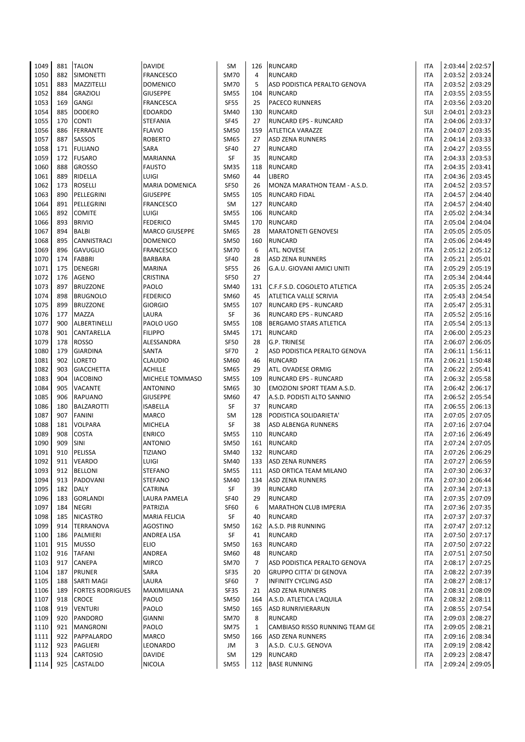| | | | | | | | | | |
|---|---|---|---|---|---|---|---|---|---|
| 1049 | 881 | TALON | DAVIDE | SM | 126 | RUNCARD | ITA | 2:03:44 | 2:02:57 |
| 1050 | 882 | SIMONETTI | FRANCESCO | SM70 | 4 | RUNCARD | ITA | 2:03:52 | 2:03:24 |
| 1051 | 883 | MAZZITELLI | DOMENICO | SM70 | 5 | ASD PODISTICA PERALTO GENOVA | ITA | 2:03:52 | 2:03:29 |
| 1052 | 884 | GRAZIOLI | GIUSEPPE | SM55 | 104 | RUNCARD | ITA | 2:03:55 | 2:03:55 |
| 1053 | 169 | GANGI | FRANCESCA | SF55 | 25 | PACECO RUNNERS | ITA | 2:03:56 | 2:03:20 |
| 1054 | 885 | DODERO | EDOARDO | SM40 | 130 | RUNCARD | SUI | 2:04:01 | 2:03:23 |
| 1055 | 170 | CONTI | STEFANIA | SF45 | 27 | RUNCARD EPS - RUNCARD | ITA | 2:04:06 | 2:03:37 |
| 1056 | 886 | FERRANTE | FLAVIO | SM50 | 159 | ATLETICA VARAZZE | ITA | 2:04:07 | 2:03:35 |
| 1057 | 887 | SASSOS | ROBERTO | SM65 | 27 | ASD ZENA RUNNERS | ITA | 2:04:14 | 2:03:33 |
| 1058 | 171 | FULIANO | SARA | SF40 | 27 | RUNCARD | ITA | 2:04:27 | 2:03:55 |
| 1059 | 172 | FUSARO | MARIANNA | SF | 35 | RUNCARD | ITA | 2:04:33 | 2:03:53 |
| 1060 | 888 | GROSSO | FAUSTO | SM35 | 118 | RUNCARD | ITA | 2:04:35 | 2:03:41 |
| 1061 | 889 | RIDELLA | LUIGI | SM60 | 44 | LIBERO | ITA | 2:04:36 | 2:03:45 |
| 1062 | 173 | ROSELLI | MARIA DOMENICA | SF50 | 26 | MONZA MARATHON TEAM - A.S.D. | ITA | 2:04:52 | 2:03:57 |
| 1063 | 890 | PELLEGRINI | GIUSEPPE | SM55 | 105 | RUNCARD FIDAL | ITA | 2:04:57 | 2:04:40 |
| 1064 | 891 | PELLEGRINI | FRANCESCO | SM | 127 | RUNCARD | ITA | 2:04:57 | 2:04:40 |
| 1065 | 892 | COMITE | LUIGI | SM55 | 106 | RUNCARD | ITA | 2:05:02 | 2:04:34 |
| 1066 | 893 | BRIVIO | FEDERICO | SM45 | 170 | RUNCARD | ITA | 2:05:04 | 2:04:04 |
| 1067 | 894 | BALBI | MARCO GIUSEPPE | SM65 | 28 | MARATONETI GENOVESI | ITA | 2:05:05 | 2:05:05 |
| 1068 | 895 | CANNISTRACI | DOMENICO | SM50 | 160 | RUNCARD | ITA | 2:05:06 | 2:04:49 |
| 1069 | 896 | GAVUGLIO | FRANCESCO | SM70 | 6 | ATL. NOVESE | ITA | 2:05:12 | 2:05:12 |
| 1070 | 174 | FABBRI | BARBARA | SF40 | 28 | ASD ZENA RUNNERS | ITA | 2:05:21 | 2:05:01 |
| 1071 | 175 | DENEGRI | MARINA | SF55 | 26 | G.A.U. GIOVANI AMICI UNITI | ITA | 2:05:29 | 2:05:19 |
| 1072 | 176 | AGENO | CRISTINA | SF50 | 27 | | ITA | 2:05:34 | 2:04:44 |
| 1073 | 897 | BRUZZONE | PAOLO | SM40 | 131 | C.F.F.S.D. COGOLETO ATLETICA | ITA | 2:05:35 | 2:05:24 |
| 1074 | 898 | BRUGNOLO | FEDERICO | SM60 | 45 | ATLETICA VALLE SCRIVIA | ITA | 2:05:43 | 2:04:54 |
| 1075 | 899 | BRUZZONE | GIORGIO | SM55 | 107 | RUNCARD EPS - RUNCARD | ITA | 2:05:47 | 2:05:31 |
| 1076 | 177 | MAZZA | LAURA | SF | 36 | RUNCARD EPS - RUNCARD | ITA | 2:05:52 | 2:05:16 |
| 1077 | 900 | ALBERTINELLI | PAOLO UGO | SM55 | 108 | BERGAMO STARS ATLETICA | ITA | 2:05:54 | 2:05:13 |
| 1078 | 901 | CANTARELLA | FILIPPO | SM45 | 171 | RUNCARD | ITA | 2:06:00 | 2:05:23 |
| 1079 | 178 | ROSSO | ALESSANDRA | SF50 | 28 | G.P. TRINESE | ITA | 2:06:07 | 2:06:05 |
| 1080 | 179 | GIARDINA | SANTA | SF70 | 2 | ASD PODISTICA PERALTO GENOVA | ITA | 2:06:11 | 1:56:11 |
| 1081 | 902 | LORETO | CLAUDIO | SM60 | 46 | RUNCARD | ITA | 2:06:21 | 1:50:48 |
| 1082 | 903 | GIACCHETTA | ACHILLE | SM65 | 29 | ATL. OVADESE ORMIG | ITA | 2:06:22 | 2:05:41 |
| 1083 | 904 | IACOBINO | MICHELE TOMMASO | SM55 | 109 | RUNCARD EPS - RUNCARD | ITA | 2:06:32 | 2:05:58 |
| 1084 | 905 | VACANTE | ANTONINO | SM65 | 30 | EMOZIONI SPORT TEAM A.S.D. | ITA | 2:06:42 | 2:06:17 |
| 1085 | 906 | RAPUANO | GIUSEPPE | SM60 | 47 | A.S.D. PODISTI ALTO SANNIO | ITA | 2:06:52 | 2:05:54 |
| 1086 | 180 | BALZAROTTI | ISABELLA | SF | 37 | RUNCARD | ITA | 2:06:55 | 2:06:13 |
| 1087 | 907 | FANINI | MARCO | SM | 128 | PODISTICA SOLIDARIETA' | ITA | 2:07:05 | 2:07:05 |
| 1088 | 181 | VOLPARA | MICHELA | SF | 38 | ASD ALBENGA RUNNERS | ITA | 2:07:16 | 2:07:04 |
| 1089 | 908 | COSTA | ENRICO | SM55 | 110 | RUNCARD | ITA | 2:07:16 | 2:06:49 |
| 1090 | 909 | SINI | ANTONIO | SM50 | 161 | RUNCARD | ITA | 2:07:24 | 2:07:05 |
| 1091 | 910 | PELISSA | TIZIANO | SM40 | 132 | RUNCARD | ITA | 2:07:26 | 2:06:29 |
| 1092 | 911 | VEARDO | LUIGI | SM40 | 133 | ASD ZENA RUNNERS | ITA | 2:07:27 | 2:06:59 |
| 1093 | 912 | BELLONI | STEFANO | SM55 | 111 | ASD ORTICA TEAM MILANO | ITA | 2:07:30 | 2:06:37 |
| 1094 | 913 | PADOVANI | STEFANO | SM40 | 134 | ASD ZENA RUNNERS | ITA | 2:07:30 | 2:06:44 |
| 1095 | 182 | DALY | CATRINA | SF | 39 | RUNCARD | ITA | 2:07:34 | 2:07:13 |
| 1096 | 183 | GORLANDI | LAURA PAMELA | SF40 | 29 | RUNCARD | ITA | 2:07:35 | 2:07:09 |
| 1097 | 184 | NEGRI | PATRIZIA | SF60 | 6 | MARATHON CLUB IMPERIA | ITA | 2:07:36 | 2:07:35 |
| 1098 | 185 | NICASTRO | MARIA FELICIA | SF | 40 | RUNCARD | ITA | 2:07:37 | 2:07:37 |
| 1099 | 914 | TERRANOVA | AGOSTINO | SM50 | 162 | A.S.D. PI8 RUNNING | ITA | 2:07:47 | 2:07:12 |
| 1100 | 186 | PALMIERI | ANDREA LISA | SF | 41 | RUNCARD | ITA | 2:07:50 | 2:07:17 |
| 1101 | 915 | MUSSO | ELIO | SM50 | 163 | RUNCARD | ITA | 2:07:50 | 2:07:22 |
| 1102 | 916 | TAFANI | ANDREA | SM60 | 48 | RUNCARD | ITA | 2:07:51 | 2:07:50 |
| 1103 | 917 | CANEPA | MIRCO | SM70 | 7 | ASD PODISTICA PERALTO GENOVA | ITA | 2:08:17 | 2:07:25 |
| 1104 | 187 | PRUNER | SARA | SF35 | 20 | GRUPPO CITTA' DI GENOVA | ITA | 2:08:22 | 2:07:39 |
| 1105 | 188 | SARTI MAGI | LAURA | SF60 | 7 | INFINITY CYCLING ASD | ITA | 2:08:27 | 2:08:17 |
| 1106 | 189 | FORTES RODRIGUES | MAXIMILIANA | SF35 | 21 | ASD ZENA RUNNERS | ITA | 2:08:31 | 2:08:09 |
| 1107 | 918 | CROCE | PAOLO | SM50 | 164 | A.S.D. ATLETICA L'AQUILA | ITA | 2:08:32 | 2:08:11 |
| 1108 | 919 | VENTURI | PAOLO | SM50 | 165 | ASD RUNRIVIERARUN | ITA | 2:08:55 | 2:07:54 |
| 1109 | 920 | PANDORO | GIANNI | SM70 | 8 | RUNCARD | ITA | 2:09:03 | 2:08:27 |
| 1110 | 921 | MANGRONI | PAOLO | SM75 | 1 | CAMBIASO RISSO RUNNING TEAM GE | ITA | 2:09:05 | 2:08:21 |
| 1111 | 922 | PAPPALARDO | MARCO | SM50 | 166 | ASD ZENA RUNNERS | ITA | 2:09:16 | 2:08:34 |
| 1112 | 923 | PAGLIERI | LEONARDO | JM | 3 | A.S.D. C.U.S. GENOVA | ITA | 2:09:19 | 2:08:42 |
| 1113 | 924 | CARTOSIO | DAVIDE | SM | 129 | RUNCARD | ITA | 2:09:23 | 2:08:47 |
| 1114 | 925 | CASTALDO | NICOLA | SM55 | 112 | BASE RUNNING | ITA | 2:09:24 | 2:09:05 |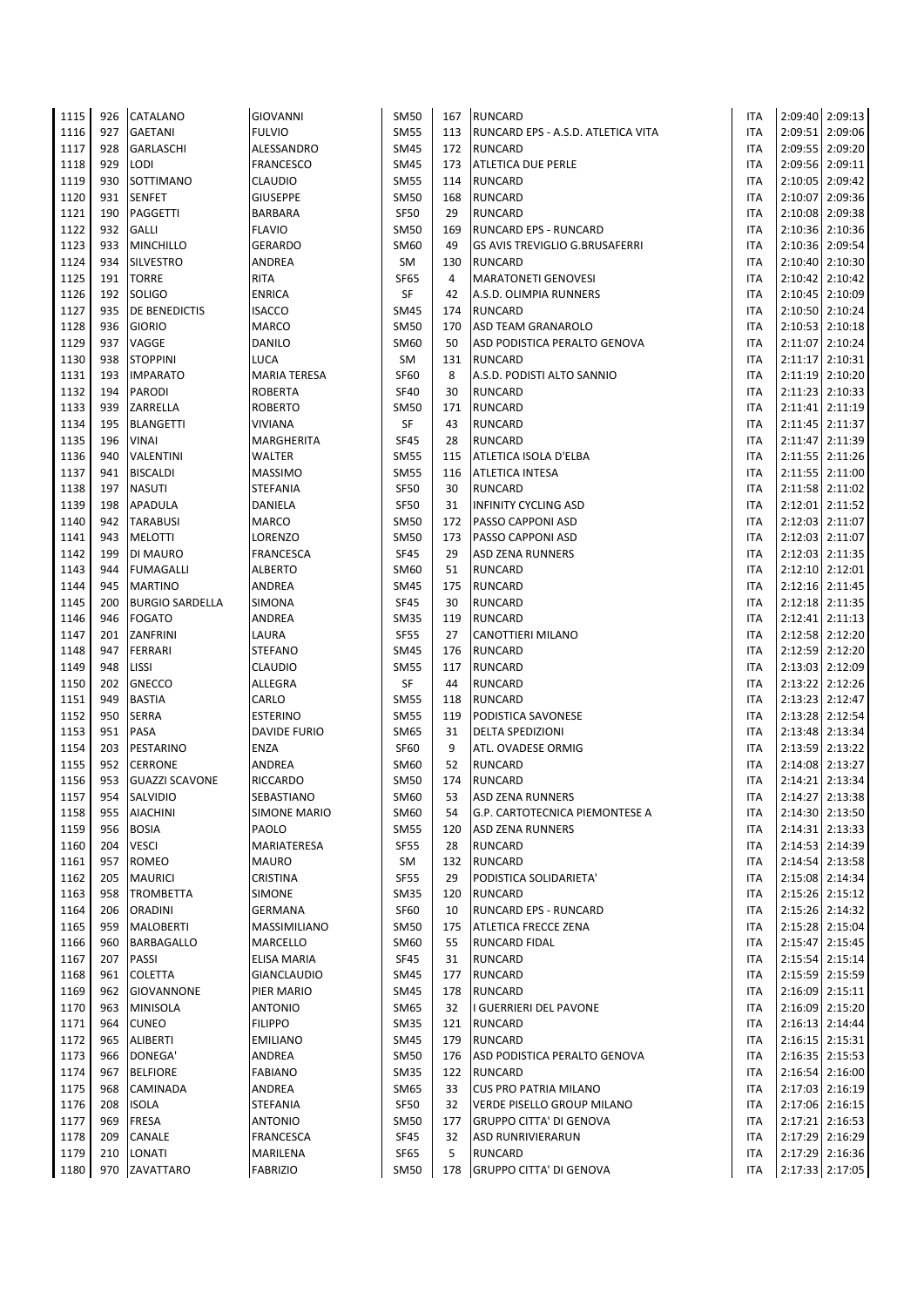| 1115 | 926 | CATALANO | GIOVANNI | SM50 | 167 | RUNCARD | ITA | 2:09:40 | 2:09:13 |
|---|---|---|---|---|---|---|---|---|---|
| 1116 | 927 | GAETANI | FULVIO | SM55 | 113 | RUNCARD EPS - A.S.D. ATLETICA VITA | ITA | 2:09:51 | 2:09:06 |
| 1117 | 928 | GARLASCHI | ALESSANDRO | SM45 | 172 | RUNCARD | ITA | 2:09:55 | 2:09:20 |
| 1118 | 929 | LODI | FRANCESCO | SM45 | 173 | ATLETICA DUE PERLE | ITA | 2:09:56 | 2:09:11 |
| 1119 | 930 | SOTTIMANO | CLAUDIO | SM55 | 114 | RUNCARD | ITA | 2:10:05 | 2:09:42 |
| 1120 | 931 | SENFET | GIUSEPPE | SM50 | 168 | RUNCARD | ITA | 2:10:07 | 2:09:36 |
| 1121 | 190 | PAGGETTI | BARBARA | SF50 | 29 | RUNCARD | ITA | 2:10:08 | 2:09:38 |
| 1122 | 932 | GALLI | FLAVIO | SM50 | 169 | RUNCARD EPS - RUNCARD | ITA | 2:10:36 | 2:10:36 |
| 1123 | 933 | MINCHILLO | GERARDO | SM60 | 49 | GS AVIS TREVIGLIO G.BRUSAFERRI | ITA | 2:10:36 | 2:09:54 |
| 1124 | 934 | SILVESTRO | ANDREA | SM | 130 | RUNCARD | ITA | 2:10:40 | 2:10:30 |
| 1125 | 191 | TORRE | RITA | SF65 | 4 | MARATONETI GENOVESI | ITA | 2:10:42 | 2:10:42 |
| 1126 | 192 | SOLIGO | ENRICA | SF | 42 | A.S.D. OLIMPIA RUNNERS | ITA | 2:10:45 | 2:10:09 |
| 1127 | 935 | DE BENEDICTIS | ISACCO | SM45 | 174 | RUNCARD | ITA | 2:10:50 | 2:10:24 |
| 1128 | 936 | GIORIO | MARCO | SM50 | 170 | ASD TEAM GRANAROLO | ITA | 2:10:53 | 2:10:18 |
| 1129 | 937 | VAGGE | DANILO | SM60 | 50 | ASD PODISTICA PERALTO GENOVA | ITA | 2:11:07 | 2:10:24 |
| 1130 | 938 | STOPPINI | LUCA | SM | 131 | RUNCARD | ITA | 2:11:17 | 2:10:31 |
| 1131 | 193 | IMPARATO | MARIA TERESA | SF60 | 8 | A.S.D. PODISTI ALTO SANNIO | ITA | 2:11:19 | 2:10:20 |
| 1132 | 194 | PARODI | ROBERTA | SF40 | 30 | RUNCARD | ITA | 2:11:23 | 2:10:33 |
| 1133 | 939 | ZARRELLA | ROBERTO | SM50 | 171 | RUNCARD | ITA | 2:11:41 | 2:11:19 |
| 1134 | 195 | BLANGETTI | VIVIANA | SF | 43 | RUNCARD | ITA | 2:11:45 | 2:11:37 |
| 1135 | 196 | VINAI | MARGHERITA | SF45 | 28 | RUNCARD | ITA | 2:11:47 | 2:11:39 |
| 1136 | 940 | VALENTINI | WALTER | SM55 | 115 | ATLETICA ISOLA D'ELBA | ITA | 2:11:55 | 2:11:26 |
| 1137 | 941 | BISCALDI | MASSIMO | SM55 | 116 | ATLETICA INTESA | ITA | 2:11:55 | 2:11:00 |
| 1138 | 197 | NASUTI | STEFANIA | SF50 | 30 | RUNCARD | ITA | 2:11:58 | 2:11:02 |
| 1139 | 198 | APADULA | DANIELA | SF50 | 31 | INFINITY CYCLING ASD | ITA | 2:12:01 | 2:11:52 |
| 1140 | 942 | TARABUSI | MARCO | SM50 | 172 | PASSO CAPPONI ASD | ITA | 2:12:03 | 2:11:07 |
| 1141 | 943 | MELOTTI | LORENZO | SM50 | 173 | PASSO CAPPONI ASD | ITA | 2:12:03 | 2:11:07 |
| 1142 | 199 | DI MAURO | FRANCESCA | SF45 | 29 | ASD ZENA RUNNERS | ITA | 2:12:03 | 2:11:35 |
| 1143 | 944 | FUMAGALLI | ALBERTO | SM60 | 51 | RUNCARD | ITA | 2:12:10 | 2:12:01 |
| 1144 | 945 | MARTINO | ANDREA | SM45 | 175 | RUNCARD | ITA | 2:12:16 | 2:11:45 |
| 1145 | 200 | BURGIO SARDELLA | SIMONA | SF45 | 30 | RUNCARD | ITA | 2:12:18 | 2:11:35 |
| 1146 | 946 | FOGATO | ANDREA | SM35 | 119 | RUNCARD | ITA | 2:12:41 | 2:11:13 |
| 1147 | 201 | ZANFRINI | LAURA | SF55 | 27 | CANOTTIERI MILANO | ITA | 2:12:58 | 2:12:20 |
| 1148 | 947 | FERRARI | STEFANO | SM45 | 176 | RUNCARD | ITA | 2:12:59 | 2:12:20 |
| 1149 | 948 | LISSI | CLAUDIO | SM55 | 117 | RUNCARD | ITA | 2:13:03 | 2:12:09 |
| 1150 | 202 | GNECCO | ALLEGRA | SF | 44 | RUNCARD | ITA | 2:13:22 | 2:12:26 |
| 1151 | 949 | BASTIA | CARLO | SM55 | 118 | RUNCARD | ITA | 2:13:23 | 2:12:47 |
| 1152 | 950 | SERRA | ESTERINO | SM55 | 119 | PODISTICA SAVONESE | ITA | 2:13:28 | 2:12:54 |
| 1153 | 951 | PASA | DAVIDE FURIO | SM65 | 31 | DELTA SPEDIZIONI | ITA | 2:13:48 | 2:13:34 |
| 1154 | 203 | PESTARINO | ENZA | SF60 | 9 | ATL. OVADESE ORMIG | ITA | 2:13:59 | 2:13:22 |
| 1155 | 952 | CERRONE | ANDREA | SM60 | 52 | RUNCARD | ITA | 2:14:08 | 2:13:27 |
| 1156 | 953 | GUAZZI SCAVONE | RICCARDO | SM50 | 174 | RUNCARD | ITA | 2:14:21 | 2:13:34 |
| 1157 | 954 | SALVIDIO | SEBASTIANO | SM60 | 53 | ASD ZENA RUNNERS | ITA | 2:14:27 | 2:13:38 |
| 1158 | 955 | AIACHINI | SIMONE MARIO | SM60 | 54 | G.P. CARTOTECNICA PIEMONTESE A | ITA | 2:14:30 | 2:13:50 |
| 1159 | 956 | BOSIA | PAOLO | SM55 | 120 | ASD ZENA RUNNERS | ITA | 2:14:31 | 2:13:33 |
| 1160 | 204 | VESCI | MARIATERESA | SF55 | 28 | RUNCARD | ITA | 2:14:53 | 2:14:39 |
| 1161 | 957 | ROMEO | MAURO | SM | 132 | RUNCARD | ITA | 2:14:54 | 2:13:58 |
| 1162 | 205 | MAURICI | CRISTINA | SF55 | 29 | PODISTICA SOLIDARIETA' | ITA | 2:15:08 | 2:14:34 |
| 1163 | 958 | TROMBETTA | SIMONE | SM35 | 120 | RUNCARD | ITA | 2:15:26 | 2:15:12 |
| 1164 | 206 | ORADINI | GERMANA | SF60 | 10 | RUNCARD EPS - RUNCARD | ITA | 2:15:26 | 2:14:32 |
| 1165 | 959 | MALOBERTI | MASSIMILIANO | SM50 | 175 | ATLETICA FRECCE ZENA | ITA | 2:15:28 | 2:15:04 |
| 1166 | 960 | BARBAGALLO | MARCELLO | SM60 | 55 | RUNCARD FIDAL | ITA | 2:15:47 | 2:15:45 |
| 1167 | 207 | PASSI | ELISA MARIA | SF45 | 31 | RUNCARD | ITA | 2:15:54 | 2:15:14 |
| 1168 | 961 | COLETTA | GIANCLAUDIO | SM45 | 177 | RUNCARD | ITA | 2:15:59 | 2:15:59 |
| 1169 | 962 | GIOVANNONE | PIER MARIO | SM45 | 178 | RUNCARD | ITA | 2:16:09 | 2:15:11 |
| 1170 | 963 | MINISOLA | ANTONIO | SM65 | 32 | I GUERRIERI DEL PAVONE | ITA | 2:16:09 | 2:15:20 |
| 1171 | 964 | CUNEO | FILIPPO | SM35 | 121 | RUNCARD | ITA | 2:16:13 | 2:14:44 |
| 1172 | 965 | ALIBERTI | EMILIANO | SM45 | 179 | RUNCARD | ITA | 2:16:15 | 2:15:31 |
| 1173 | 966 | DONEGA' | ANDREA | SM50 | 176 | ASD PODISTICA PERALTO GENOVA | ITA | 2:16:35 | 2:15:53 |
| 1174 | 967 | BELFIORE | FABIANO | SM35 | 122 | RUNCARD | ITA | 2:16:54 | 2:16:00 |
| 1175 | 968 | CAMINADA | ANDREA | SM65 | 33 | CUS PRO PATRIA MILANO | ITA | 2:17:03 | 2:16:19 |
| 1176 | 208 | ISOLA | STEFANIA | SF50 | 32 | VERDE PISELLO GROUP MILANO | ITA | 2:17:06 | 2:16:15 |
| 1177 | 969 | FRESA | ANTONIO | SM50 | 177 | GRUPPO CITTA' DI GENOVA | ITA | 2:17:21 | 2:16:53 |
| 1178 | 209 | CANALE | FRANCESCA | SF45 | 32 | ASD RUNRIVIERARUN | ITA | 2:17:29 | 2:16:29 |
| 1179 | 210 | LONATI | MARILENA | SF65 | 5 | RUNCARD | ITA | 2:17:29 | 2:16:36 |
| 1180 | 970 | ZAVATTARO | FABRIZIO | SM50 | 178 | GRUPPO CITTA' DI GENOVA | ITA | 2:17:33 | 2:17:05 |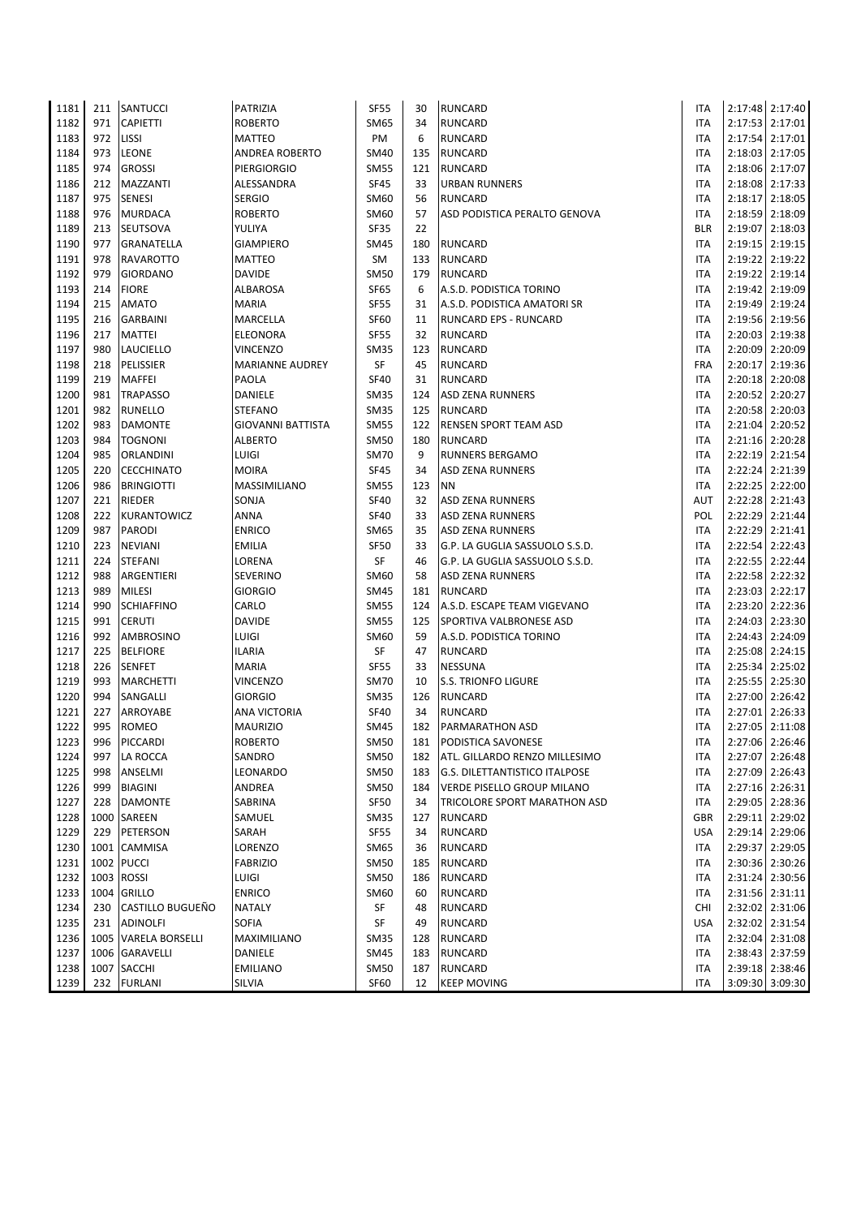| | | | | | | | | | |
|---|---|---|---|---|---|---|---|---|---|
| 1181 | 211 | SANTUCCI | PATRIZIA | SF55 | 30 | RUNCARD | ITA | 2:17:48 | 2:17:40 |
| 1182 | 971 | CAPIETTI | ROBERTO | SM65 | 34 | RUNCARD | ITA | 2:17:53 | 2:17:01 |
| 1183 | 972 | LISSI | MATTEO | PM | 6 | RUNCARD | ITA | 2:17:54 | 2:17:01 |
| 1184 | 973 | LEONE | ANDREA ROBERTO | SM40 | 135 | RUNCARD | ITA | 2:18:03 | 2:17:05 |
| 1185 | 974 | GROSSI | PIERGIORGIO | SM55 | 121 | RUNCARD | ITA | 2:18:06 | 2:17:07 |
| 1186 | 212 | MAZZANTI | ALESSANDRA | SF45 | 33 | URBAN RUNNERS | ITA | 2:18:08 | 2:17:33 |
| 1187 | 975 | SENESI | SERGIO | SM60 | 56 | RUNCARD | ITA | 2:18:17 | 2:18:05 |
| 1188 | 976 | MURDACA | ROBERTO | SM60 | 57 | ASD PODISTICA PERALTO GENOVA | ITA | 2:18:59 | 2:18:09 |
| 1189 | 213 | SEUTSOVA | YULIYA | SF35 | 22 | | BLR | 2:19:07 | 2:18:03 |
| 1190 | 977 | GRANATELLA | GIAMPIERO | SM45 | 180 | RUNCARD | ITA | 2:19:15 | 2:19:15 |
| 1191 | 978 | RAVAROTTO | MATTEO | SM | 133 | RUNCARD | ITA | 2:19:22 | 2:19:22 |
| 1192 | 979 | GIORDANO | DAVIDE | SM50 | 179 | RUNCARD | ITA | 2:19:22 | 2:19:14 |
| 1193 | 214 | FIORE | ALBAROSA | SF65 | 6 | A.S.D. PODISTICA TORINO | ITA | 2:19:42 | 2:19:09 |
| 1194 | 215 | AMATO | MARIA | SF55 | 31 | A.S.D. PODISTICA AMATORI SR | ITA | 2:19:49 | 2:19:24 |
| 1195 | 216 | GARBAINI | MARCELLA | SF60 | 11 | RUNCARD EPS - RUNCARD | ITA | 2:19:56 | 2:19:56 |
| 1196 | 217 | MATTEI | ELEONORA | SF55 | 32 | RUNCARD | ITA | 2:20:03 | 2:19:38 |
| 1197 | 980 | LAUCIELLO | VINCENZO | SM35 | 123 | RUNCARD | ITA | 2:20:09 | 2:20:09 |
| 1198 | 218 | PELISSIER | MARIANNE AUDREY | SF | 45 | RUNCARD | FRA | 2:20:17 | 2:19:36 |
| 1199 | 219 | MAFFEI | PAOLA | SF40 | 31 | RUNCARD | ITA | 2:20:18 | 2:20:08 |
| 1200 | 981 | TRAPASSO | DANIELE | SM35 | 124 | ASD ZENA RUNNERS | ITA | 2:20:52 | 2:20:27 |
| 1201 | 982 | RUNELLO | STEFANO | SM35 | 125 | RUNCARD | ITA | 2:20:58 | 2:20:03 |
| 1202 | 983 | DAMONTE | GIOVANNI BATTISTA | SM55 | 122 | RENSEN SPORT TEAM ASD | ITA | 2:21:04 | 2:20:52 |
| 1203 | 984 | TOGNONI | ALBERTO | SM50 | 180 | RUNCARD | ITA | 2:21:16 | 2:20:28 |
| 1204 | 985 | ORLANDINI | LUIGI | SM70 | 9 | RUNNERS BERGAMO | ITA | 2:22:19 | 2:21:54 |
| 1205 | 220 | CECCHINATO | MOIRA | SF45 | 34 | ASD ZENA RUNNERS | ITA | 2:22:24 | 2:21:39 |
| 1206 | 986 | BRINGIOTTI | MASSIMILIANO | SM55 | 123 | NN | ITA | 2:22:25 | 2:22:00 |
| 1207 | 221 | RIEDER | SONJA | SF40 | 32 | ASD ZENA RUNNERS | AUT | 2:22:28 | 2:21:43 |
| 1208 | 222 | KURANTOWICZ | ANNA | SF40 | 33 | ASD ZENA RUNNERS | POL | 2:22:29 | 2:21:44 |
| 1209 | 987 | PARODI | ENRICO | SM65 | 35 | ASD ZENA RUNNERS | ITA | 2:22:29 | 2:21:41 |
| 1210 | 223 | NEVIANI | EMILIA | SF50 | 33 | G.P. LA GUGLIA SASSUOLO S.S.D. | ITA | 2:22:54 | 2:22:43 |
| 1211 | 224 | STEFANI | LORENA | SF | 46 | G.P. LA GUGLIA SASSUOLO S.S.D. | ITA | 2:22:55 | 2:22:44 |
| 1212 | 988 | ARGENTIERI | SEVERINO | SM60 | 58 | ASD ZENA RUNNERS | ITA | 2:22:58 | 2:22:32 |
| 1213 | 989 | MILESI | GIORGIO | SM45 | 181 | RUNCARD | ITA | 2:23:03 | 2:22:17 |
| 1214 | 990 | SCHIAFFINO | CARLO | SM55 | 124 | A.S.D. ESCAPE TEAM VIGEVANO | ITA | 2:23:20 | 2:22:36 |
| 1215 | 991 | CERUTI | DAVIDE | SM55 | 125 | SPORTIVA VALBRONESE ASD | ITA | 2:24:03 | 2:23:30 |
| 1216 | 992 | AMBROSINO | LUIGI | SM60 | 59 | A.S.D. PODISTICA TORINO | ITA | 2:24:43 | 2:24:09 |
| 1217 | 225 | BELFIORE | ILARIA | SF | 47 | RUNCARD | ITA | 2:25:08 | 2:24:15 |
| 1218 | 226 | SENFET | MARIA | SF55 | 33 | NESSUNA | ITA | 2:25:34 | 2:25:02 |
| 1219 | 993 | MARCHETTI | VINCENZO | SM70 | 10 | S.S. TRIONFO LIGURE | ITA | 2:25:55 | 2:25:30 |
| 1220 | 994 | SANGALLI | GIORGIO | SM35 | 126 | RUNCARD | ITA | 2:27:00 | 2:26:42 |
| 1221 | 227 | ARROYABE | ANA VICTORIA | SF40 | 34 | RUNCARD | ITA | 2:27:01 | 2:26:33 |
| 1222 | 995 | ROMEO | MAURIZIO | SM45 | 182 | PARMARATHON ASD | ITA | 2:27:05 | 2:11:08 |
| 1223 | 996 | PICCARDI | ROBERTO | SM50 | 181 | PODISTICA SAVONESE | ITA | 2:27:06 | 2:26:46 |
| 1224 | 997 | LA ROCCA | SANDRO | SM50 | 182 | ATL. GILLARDO RENZO MILLESIMO | ITA | 2:27:07 | 2:26:48 |
| 1225 | 998 | ANSELMI | LEONARDO | SM50 | 183 | G.S. DILETTANTISTICO ITALPOSE | ITA | 2:27:09 | 2:26:43 |
| 1226 | 999 | BIAGINI | ANDREA | SM50 | 184 | VERDE PISELLO GROUP MILANO | ITA | 2:27:16 | 2:26:31 |
| 1227 | 228 | DAMONTE | SABRINA | SF50 | 34 | TRICOLORE SPORT MARATHON ASD | ITA | 2:29:05 | 2:28:36 |
| 1228 | 1000 | SAREEN | SAMUEL | SM35 | 127 | RUNCARD | GBR | 2:29:11 | 2:29:02 |
| 1229 | 229 | PETERSON | SARAH | SF55 | 34 | RUNCARD | USA | 2:29:14 | 2:29:06 |
| 1230 | 1001 | CAMMISA | LORENZO | SM65 | 36 | RUNCARD | ITA | 2:29:37 | 2:29:05 |
| 1231 | 1002 | PUCCI | FABRIZIO | SM50 | 185 | RUNCARD | ITA | 2:30:36 | 2:30:26 |
| 1232 | 1003 | ROSSI | LUIGI | SM50 | 186 | RUNCARD | ITA | 2:31:24 | 2:30:56 |
| 1233 | 1004 | GRILLO | ENRICO | SM60 | 60 | RUNCARD | ITA | 2:31:56 | 2:31:11 |
| 1234 | 230 | CASTILLO BUGUEÑO | NATALY | SF | 48 | RUNCARD | CHI | 2:32:02 | 2:31:06 |
| 1235 | 231 | ADINOLFI | SOFIA | SF | 49 | RUNCARD | USA | 2:32:02 | 2:31:54 |
| 1236 | 1005 | VARELA BORSELLI | MAXIMILIANO | SM35 | 128 | RUNCARD | ITA | 2:32:04 | 2:31:08 |
| 1237 | 1006 | GARAVELLI | DANIELE | SM45 | 183 | RUNCARD | ITA | 2:38:43 | 2:37:59 |
| 1238 | 1007 | SACCHI | EMILIANO | SM50 | 187 | RUNCARD | ITA | 2:39:18 | 2:38:46 |
| 1239 | 232 | FURLANI | SILVIA | SF60 | 12 | KEEP MOVING | ITA | 3:09:30 | 3:09:30 |